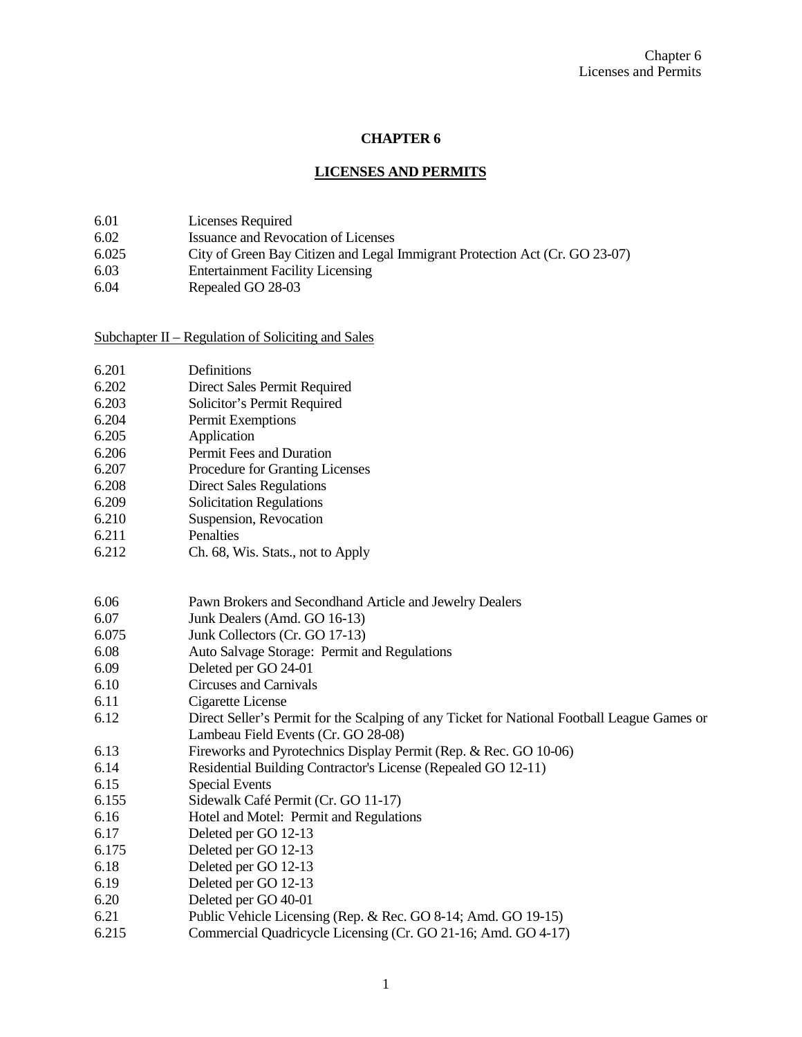# CHAPTER 6

## LICENSES AND PERMITS

| | |
|---|---|
| 6.01 | Licenses Required |
| 6.02 | Issuance and Revocation of Licenses |
| 6.025 | City of Green Bay Citizen and Legal Immigrant Protection Act (Cr. GO 23-07) |
| 6.03 | Entertainment Facility Licensing |
| 6.04 | Repealed GO 28-03 |

Subchapter II – Regulation of Soliciting and Sales

| | |
|---|---|
| 6.201 | Definitions |
| 6.202 | Direct Sales Permit Required |
| 6.203 | Solicitor's Permit Required |
| 6.204 | Permit Exemptions |
| 6.205 | Application |
| 6.206 | Permit Fees and Duration |
| 6.207 | Procedure for Granting Licenses |
| 6.208 | Direct Sales Regulations |
| 6.209 | Solicitation Regulations |
| 6.210 | Suspension, Revocation |
| 6.211 | Penalties |
| 6.212 | Ch. 68, Wis. Stats., not to Apply |

| | |
|---|---|
| 6.06 | Pawn Brokers and Secondhand Article and Jewelry Dealers |
| 6.07 | Junk Dealers (Amd. GO 16-13) |
| 6.075 | Junk Collectors (Cr. GO 17-13) |
| 6.08 | Auto Salvage Storage: Permit and Regulations |
| 6.09 | Deleted per GO 24-01 |
| 6.10 | Circuses and Carnivals |
| 6.11 | Cigarette License |
| 6.12 | Direct Seller's Permit for the Scalping of any Ticket for National Football League Games or Lambeau Field Events (Cr. GO 28-08) |
| 6.13 | Fireworks and Pyrotechnics Display Permit (Rep. & Rec. GO 10-06) |
| 6.14 | Residential Building Contractor's License (Repealed GO 12-11) |
| 6.15 | Special Events |
| 6.155 | Sidewalk Café Permit (Cr. GO 11-17) |
| 6.16 | Hotel and Motel: Permit and Regulations |
| 6.17 | Deleted per GO 12-13 |
| 6.175 | Deleted per GO 12-13 |
| 6.18 | Deleted per GO 12-13 |
| 6.19 | Deleted per GO 12-13 |
| 6.20 | Deleted per GO 40-01 |
| 6.21 | Public Vehicle Licensing (Rep. & Rec. GO 8-14; Amd. GO 19-15) |
| 6.215 | Commercial Quadricycle Licensing (Cr. GO 21-16; Amd. GO 4-17) |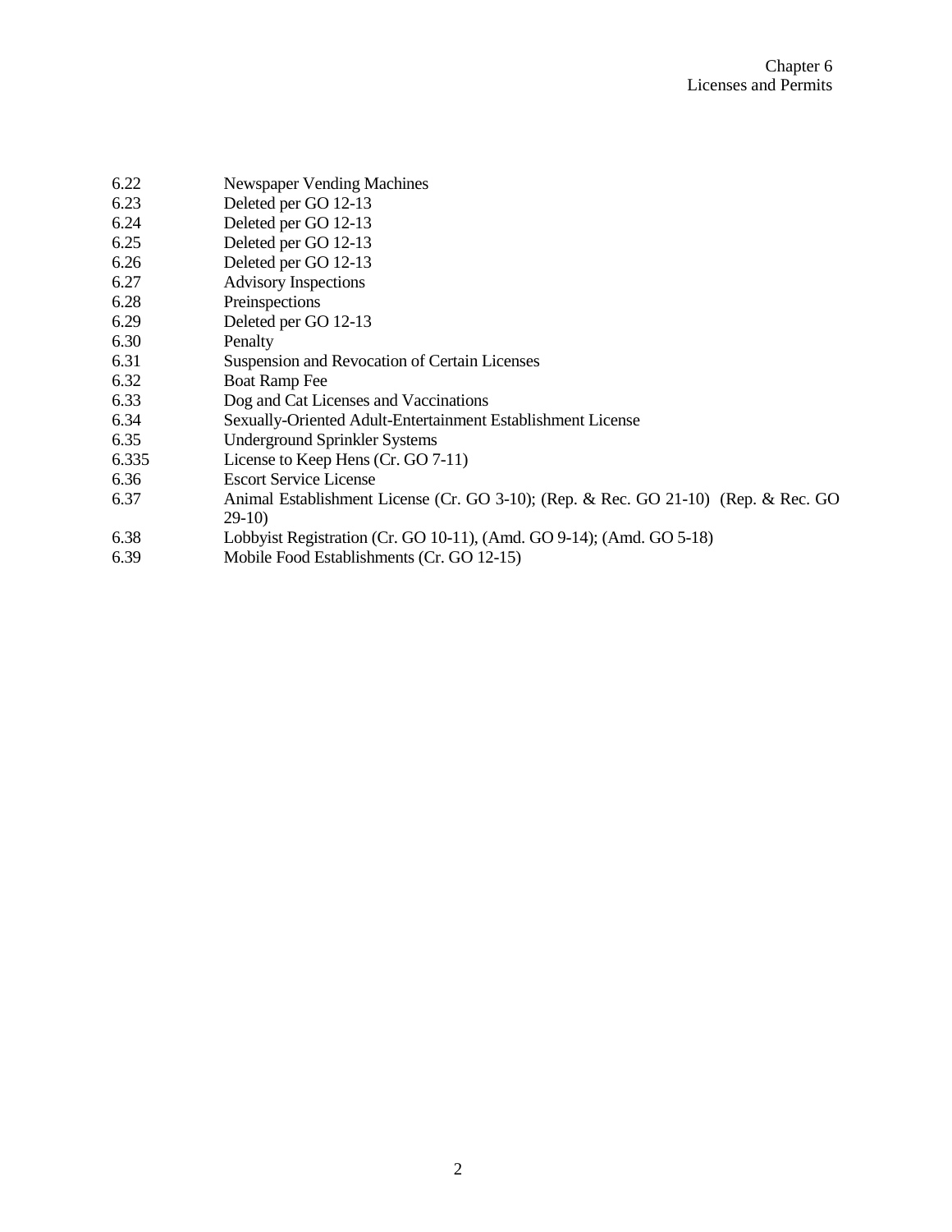| | |
|---|---|
| 6.22 | Newspaper Vending Machines |
| 6.23 | Deleted per GO 12-13 |
| 6.24 | Deleted per GO 12-13 |
| 6.25 | Deleted per GO 12-13 |
| 6.26 | Deleted per GO 12-13 |
| 6.27 | Advisory Inspections |
| 6.28 | Preinspections |
| 6.29 | Deleted per GO 12-13 |
| 6.30 | Penalty |
| 6.31 | Suspension and Revocation of Certain Licenses |
| 6.32 | Boat Ramp Fee |
| 6.33 | Dog and Cat Licenses and Vaccinations |
| 6.34 | Sexually-Oriented Adult-Entertainment Establishment License |
| 6.35 | Underground Sprinkler Systems |
| 6.335 | License to Keep Hens (Cr. GO 7-11) |
| 6.36 | Escort Service License |
| 6.37 | Animal Establishment License (Cr. GO 3-10); (Rep. & Rec. GO 21-10) (Rep. & Rec. GO 29-10) |
| 6.38 | Lobbyist Registration (Cr. GO 10-11), (Amd. GO 9-14); (Amd. GO 5-18) |
| 6.39 | Mobile Food Establishments (Cr. GO 12-15) |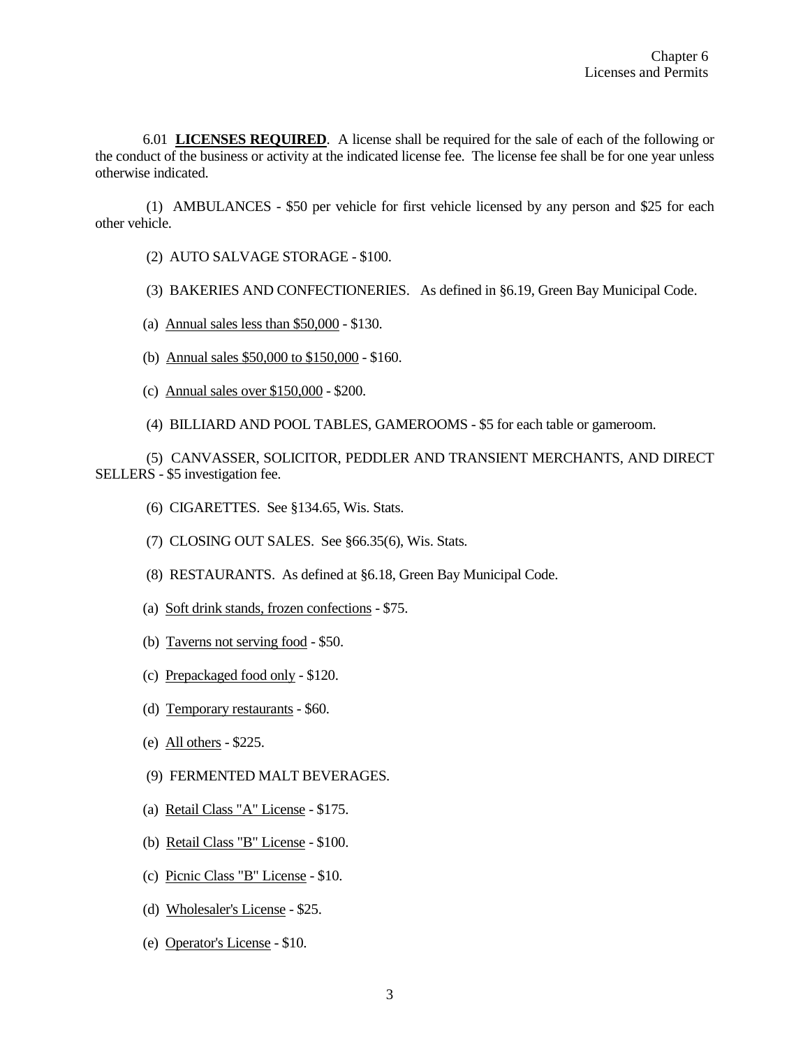6.01 **<u>LICENSES REQUIRED</u>**. A license shall be required for the sale of each of the following or the conduct of the business or activity at the indicated license fee. The license fee shall be for one year unless otherwise indicated.

(1) AMBULANCES - $50 per vehicle for first vehicle licensed by any person and $25 for each other vehicle.

(2) AUTO SALVAGE STORAGE - $100.

(3) BAKERIES AND CONFECTIONERIES. As defined in §6.19, Green Bay Municipal Code.

(a) <u>Annual sales less than $50,000</u> - $130.

(b) <u>Annual sales $50,000 to $150,000</u> - $160.

(c) <u>Annual sales over $150,000</u> - $200.

(4) BILLIARD AND POOL TABLES, GAMEROOMS - $5 for each table or gameroom.

(5) CANVASSER, SOLICITOR, PEDDLER AND TRANSIENT MERCHANTS, AND DIRECT SELLERS - $5 investigation fee.

(6) CIGARETTES. See §134.65, Wis. Stats.

(7) CLOSING OUT SALES. See §66.35(6), Wis. Stats.

(8) RESTAURANTS. As defined at §6.18, Green Bay Municipal Code.

(a) <u>Soft drink stands, frozen confections</u> - $75.

(b) <u>Taverns not serving food</u> - $50.

(c) <u>Prepackaged food only</u> - $120.

(d) <u>Temporary restaurants</u> - $60.

(e) <u>All others</u> - $225.

(9) FERMENTED MALT BEVERAGES.

(a) <u>Retail Class "A" License</u> - $175.

(b) <u>Retail Class "B" License</u> - $100.

(c) <u>Picnic Class "B" License</u> - $10.

(d) <u>Wholesaler's License</u> - $25.

(e) <u>Operator's License</u> - $10.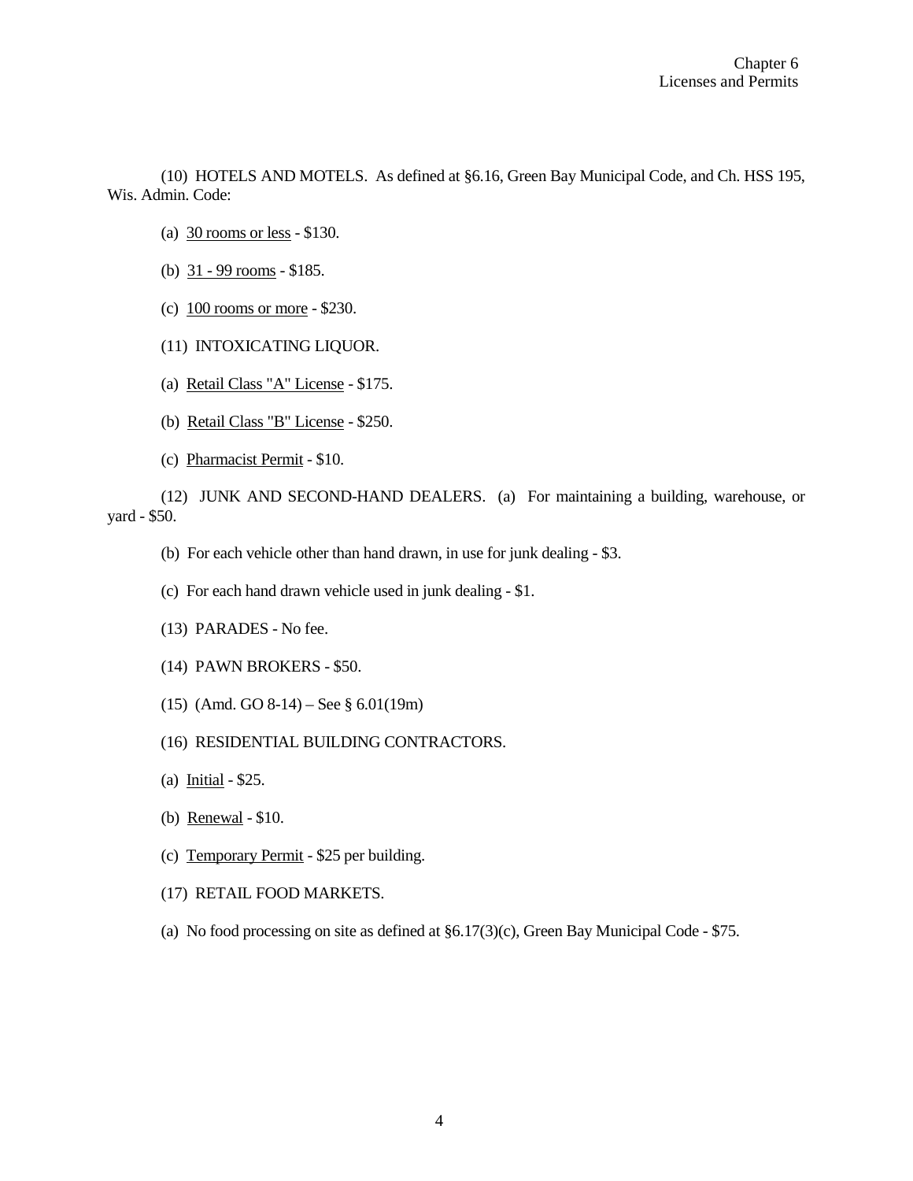(10) HOTELS AND MOTELS. As defined at §6.16, Green Bay Municipal Code, and Ch. HSS 195, Wis. Admin. Code:

(a) 30 rooms or less - $130.

(b) 31 - 99 rooms - $185.

(c) 100 rooms or more - $230.

(11) INTOXICATING LIQUOR.

(a) Retail Class "A" License - $175.

(b) Retail Class "B" License - $250.

(c) Pharmacist Permit - $10.

(12) JUNK AND SECOND-HAND DEALERS. (a) For maintaining a building, warehouse, or yard - $50.

(b) For each vehicle other than hand drawn, in use for junk dealing - $3.

(c) For each hand drawn vehicle used in junk dealing - $1.

(13) PARADES - No fee.

(14) PAWN BROKERS - $50.

(15) (Amd. GO 8-14) – See § 6.01(19m)

(16) RESIDENTIAL BUILDING CONTRACTORS.

(a) Initial - $25.

(b) Renewal - $10.

(c) Temporary Permit - $25 per building.

(17) RETAIL FOOD MARKETS.

(a) No food processing on site as defined at §6.17(3)(c), Green Bay Municipal Code - $75.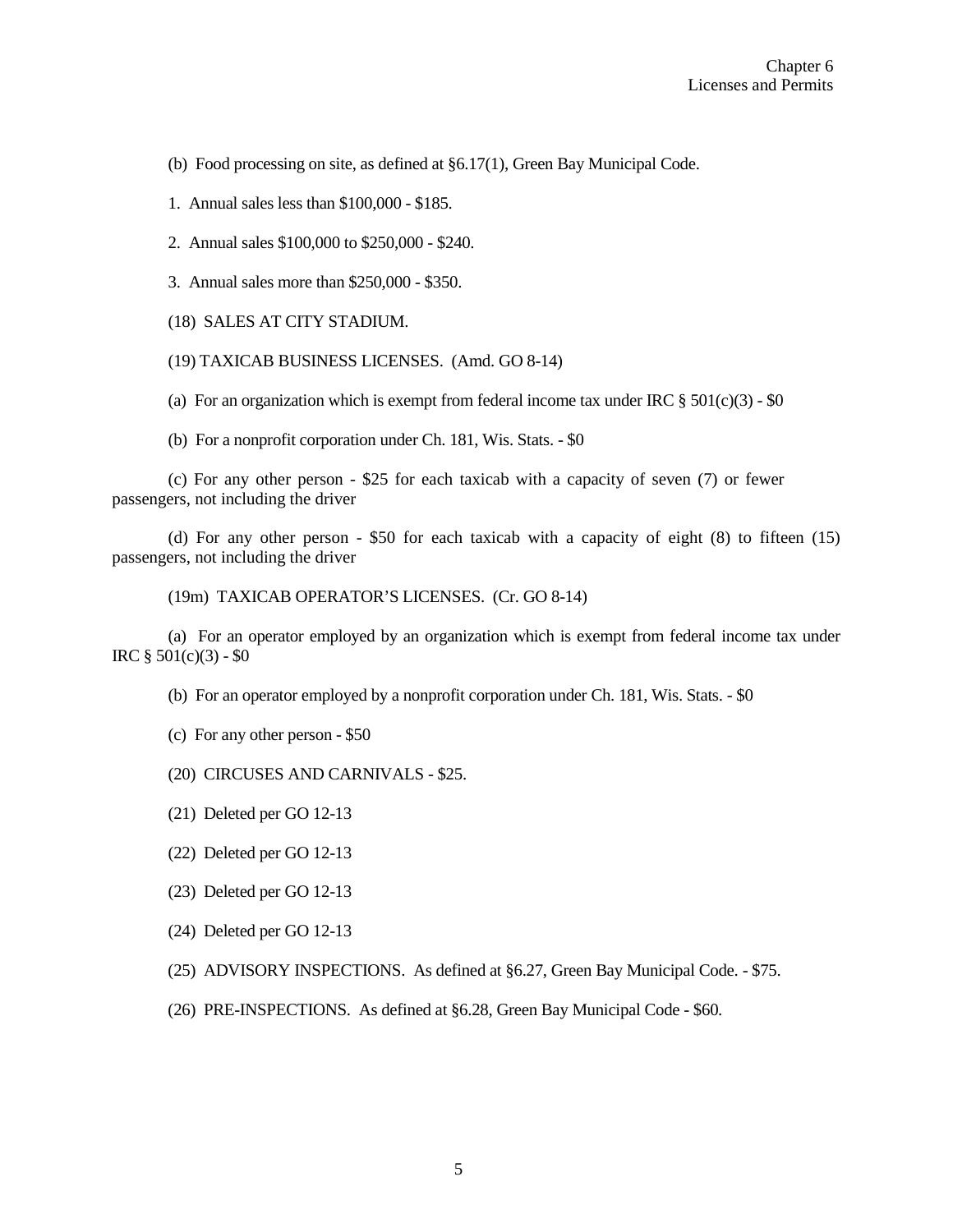(b) Food processing on site, as defined at §6.17(1), Green Bay Municipal Code.

1. Annual sales less than $100,000 - $185.

2. Annual sales $100,000 to $250,000 - $240.

3. Annual sales more than $250,000 - $350.

(18) SALES AT CITY STADIUM.

(19) TAXICAB BUSINESS LICENSES. (Amd. GO 8-14)

(a) For an organization which is exempt from federal income tax under IRC § 501(c)(3) - $0

(b) For a nonprofit corporation under Ch. 181, Wis. Stats. - $0

(c) For any other person - $25 for each taxicab with a capacity of seven (7) or fewer passengers, not including the driver

(d) For any other person - $50 for each taxicab with a capacity of eight (8) to fifteen (15) passengers, not including the driver

(19m) TAXICAB OPERATOR'S LICENSES. (Cr. GO 8-14)

(a) For an operator employed by an organization which is exempt from federal income tax under IRC § 501(c)(3) - $0

(b) For an operator employed by a nonprofit corporation under Ch. 181, Wis. Stats. - $0

(c) For any other person - $50

(20) CIRCUSES AND CARNIVALS - $25.

(21) Deleted per GO 12-13

(22) Deleted per GO 12-13

(23) Deleted per GO 12-13

(24) Deleted per GO 12-13

(25) ADVISORY INSPECTIONS. As defined at §6.27, Green Bay Municipal Code. - $75.

(26) PRE-INSPECTIONS. As defined at §6.28, Green Bay Municipal Code - $60.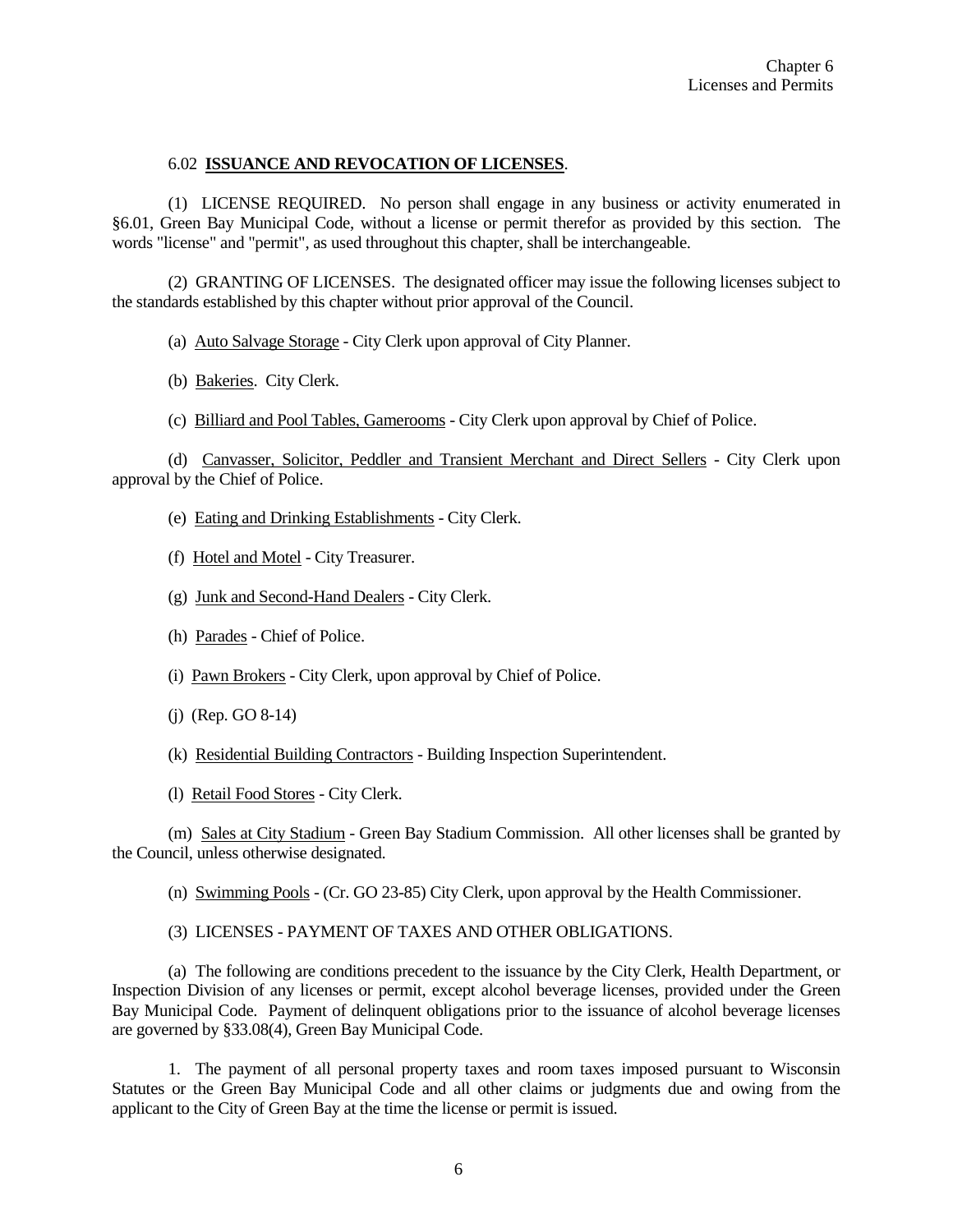6.02 **ISSUANCE AND REVOCATION OF LICENSES**.

(1) LICENSE REQUIRED. No person shall engage in any business or activity enumerated in §6.01, Green Bay Municipal Code, without a license or permit therefor as provided by this section. The words "license" and "permit", as used throughout this chapter, shall be interchangeable.

(2) GRANTING OF LICENSES. The designated officer may issue the following licenses subject to the standards established by this chapter without prior approval of the Council.

(a) Auto Salvage Storage - City Clerk upon approval of City Planner.

(b) Bakeries. City Clerk.

(c) Billiard and Pool Tables, Gamerooms - City Clerk upon approval by Chief of Police.

(d) Canvasser, Solicitor, Peddler and Transient Merchant and Direct Sellers - City Clerk upon approval by the Chief of Police.

(e) Eating and Drinking Establishments - City Clerk.

(f) Hotel and Motel - City Treasurer.

(g) Junk and Second-Hand Dealers - City Clerk.

(h) Parades - Chief of Police.

(i) Pawn Brokers - City Clerk, upon approval by Chief of Police.

(j) (Rep. GO 8-14)

(k) Residential Building Contractors - Building Inspection Superintendent.

(l) Retail Food Stores - City Clerk.

(m) Sales at City Stadium - Green Bay Stadium Commission. All other licenses shall be granted by the Council, unless otherwise designated.

(n) Swimming Pools - (Cr. GO 23-85) City Clerk, upon approval by the Health Commissioner.

(3) LICENSES - PAYMENT OF TAXES AND OTHER OBLIGATIONS.

(a) The following are conditions precedent to the issuance by the City Clerk, Health Department, or Inspection Division of any licenses or permit, except alcohol beverage licenses, provided under the Green Bay Municipal Code. Payment of delinquent obligations prior to the issuance of alcohol beverage licenses are governed by §33.08(4), Green Bay Municipal Code.

1. The payment of all personal property taxes and room taxes imposed pursuant to Wisconsin Statutes or the Green Bay Municipal Code and all other claims or judgments due and owing from the applicant to the City of Green Bay at the time the license or permit is issued.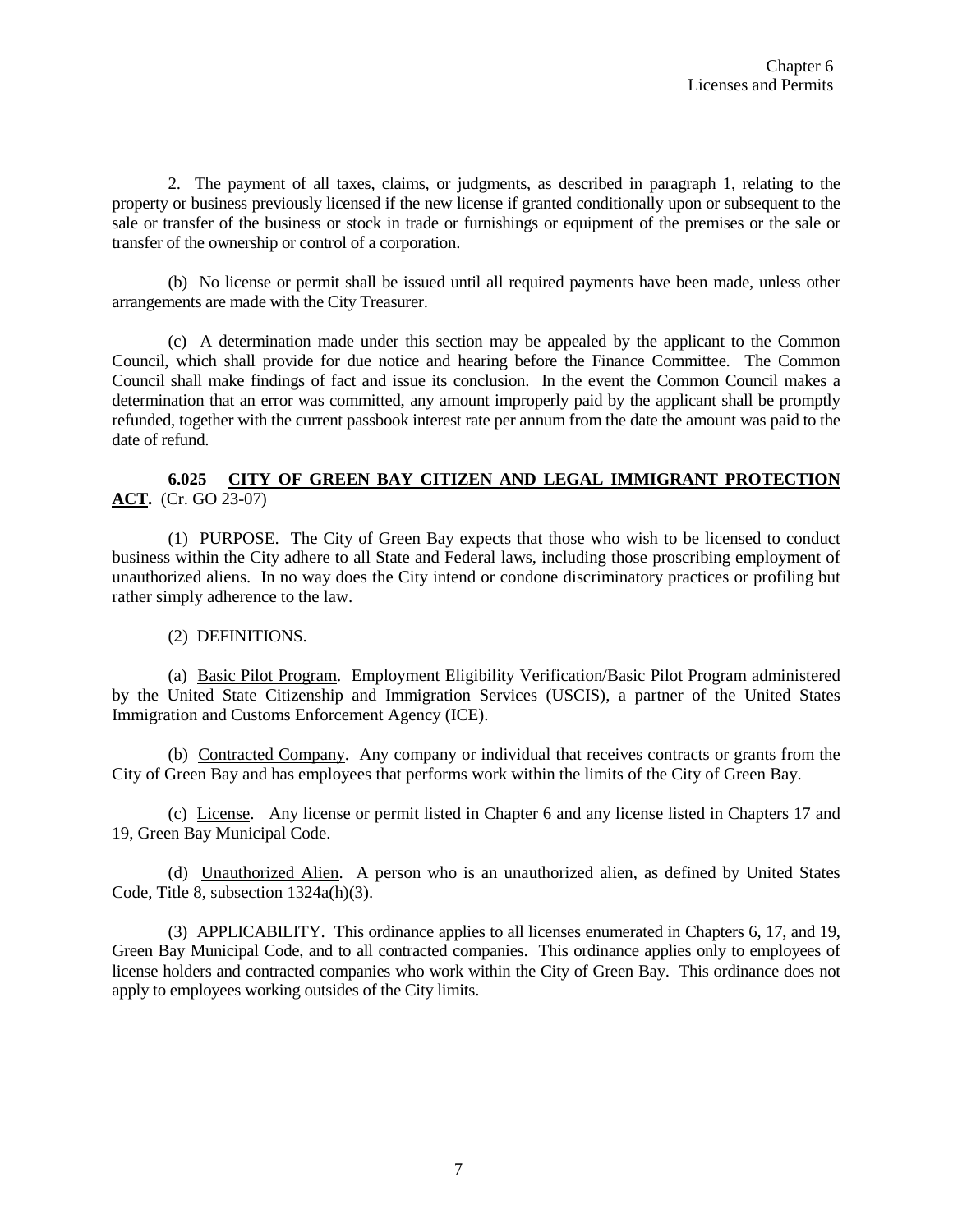2. The payment of all taxes, claims, or judgments, as described in paragraph 1, relating to the property or business previously licensed if the new license if granted conditionally upon or subsequent to the sale or transfer of the business or stock in trade or furnishings or equipment of the premises or the sale or transfer of the ownership or control of a corporation.

(b) No license or permit shall be issued until all required payments have been made, unless other arrangements are made with the City Treasurer.

(c) A determination made under this section may be appealed by the applicant to the Common Council, which shall provide for due notice and hearing before the Finance Committee. The Common Council shall make findings of fact and issue its conclusion. In the event the Common Council makes a determination that an error was committed, any amount improperly paid by the applicant shall be promptly refunded, together with the current passbook interest rate per annum from the date the amount was paid to the date of refund.

**6.025 CITY OF GREEN BAY CITIZEN AND LEGAL IMMIGRANT PROTECTION ACT.** (Cr. GO 23-07)

(1) PURPOSE. The City of Green Bay expects that those who wish to be licensed to conduct business within the City adhere to all State and Federal laws, including those proscribing employment of unauthorized aliens. In no way does the City intend or condone discriminatory practices or profiling but rather simply adherence to the law.

(2) DEFINITIONS.

(a) Basic Pilot Program. Employment Eligibility Verification/Basic Pilot Program administered by the United State Citizenship and Immigration Services (USCIS), a partner of the United States Immigration and Customs Enforcement Agency (ICE).

(b) Contracted Company. Any company or individual that receives contracts or grants from the City of Green Bay and has employees that performs work within the limits of the City of Green Bay.

(c) License. Any license or permit listed in Chapter 6 and any license listed in Chapters 17 and 19, Green Bay Municipal Code.

(d) Unauthorized Alien. A person who is an unauthorized alien, as defined by United States Code, Title 8, subsection 1324a(h)(3).

(3) APPLICABILITY. This ordinance applies to all licenses enumerated in Chapters 6, 17, and 19, Green Bay Municipal Code, and to all contracted companies. This ordinance applies only to employees of license holders and contracted companies who work within the City of Green Bay. This ordinance does not apply to employees working outsides of the City limits.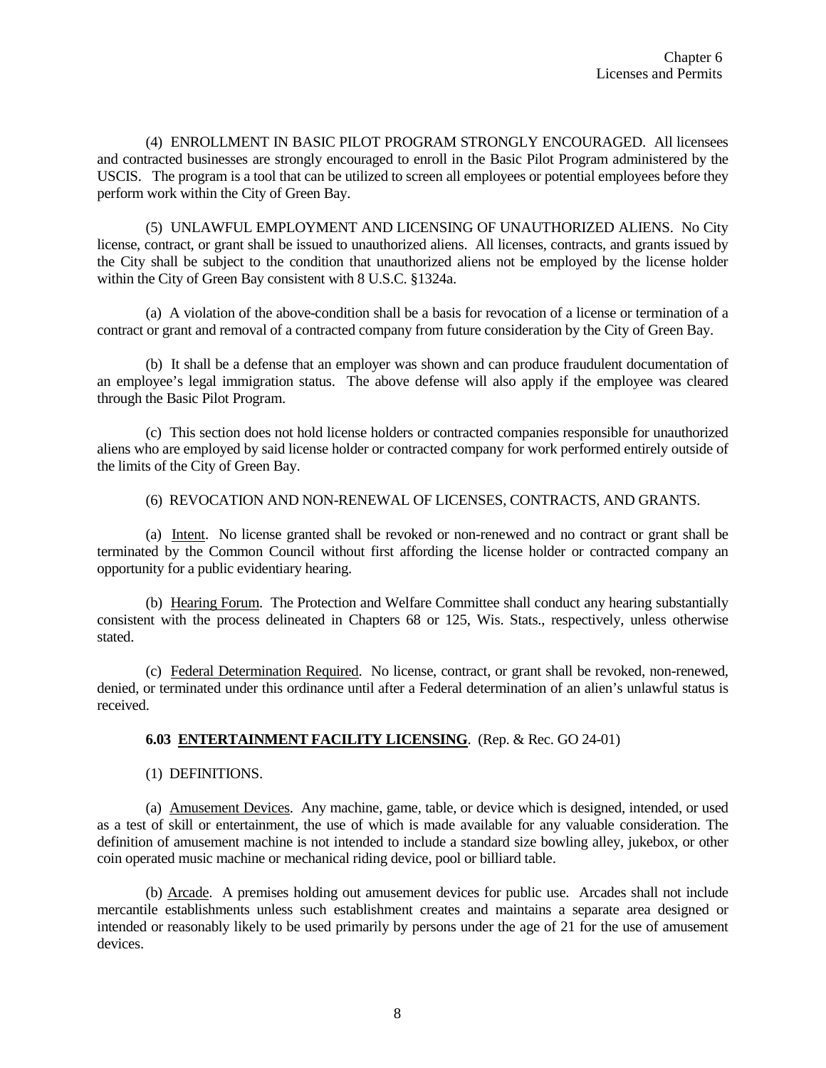(4) ENROLLMENT IN BASIC PILOT PROGRAM STRONGLY ENCOURAGED. All licensees and contracted businesses are strongly encouraged to enroll in the Basic Pilot Program administered by the USCIS. The program is a tool that can be utilized to screen all employees or potential employees before they perform work within the City of Green Bay.

(5) UNLAWFUL EMPLOYMENT AND LICENSING OF UNAUTHORIZED ALIENS. No City license, contract, or grant shall be issued to unauthorized aliens. All licenses, contracts, and grants issued by the City shall be subject to the condition that unauthorized aliens not be employed by the license holder within the City of Green Bay consistent with 8 U.S.C. §1324a.

(a) A violation of the above-condition shall be a basis for revocation of a license or termination of a contract or grant and removal of a contracted company from future consideration by the City of Green Bay.

(b) It shall be a defense that an employer was shown and can produce fraudulent documentation of an employee's legal immigration status. The above defense will also apply if the employee was cleared through the Basic Pilot Program.

(c) This section does not hold license holders or contracted companies responsible for unauthorized aliens who are employed by said license holder or contracted company for work performed entirely outside of the limits of the City of Green Bay.

(6) REVOCATION AND NON-RENEWAL OF LICENSES, CONTRACTS, AND GRANTS.

(a) Intent. No license granted shall be revoked or non-renewed and no contract or grant shall be terminated by the Common Council without first affording the license holder or contracted company an opportunity for a public evidentiary hearing.

(b) Hearing Forum. The Protection and Welfare Committee shall conduct any hearing substantially consistent with the process delineated in Chapters 68 or 125, Wis. Stats., respectively, unless otherwise stated.

(c) Federal Determination Required. No license, contract, or grant shall be revoked, non-renewed, denied, or terminated under this ordinance until after a Federal determination of an alien's unlawful status is received.

**6.03 ENTERTAINMENT FACILITY LICENSING**. (Rep. & Rec. GO 24-01)

(1) DEFINITIONS.

(a) Amusement Devices. Any machine, game, table, or device which is designed, intended, or used as a test of skill or entertainment, the use of which is made available for any valuable consideration. The definition of amusement machine is not intended to include a standard size bowling alley, jukebox, or other coin operated music machine or mechanical riding device, pool or billiard table.

(b) Arcade. A premises holding out amusement devices for public use. Arcades shall not include mercantile establishments unless such establishment creates and maintains a separate area designed or intended or reasonably likely to be used primarily by persons under the age of 21 for the use of amusement devices.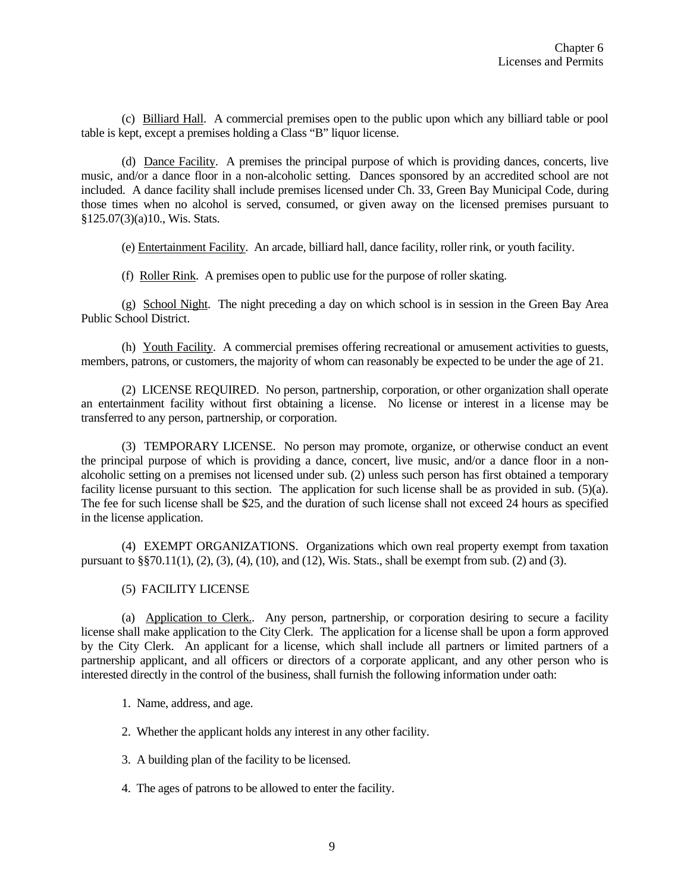(c) Billiard Hall. A commercial premises open to the public upon which any billiard table or pool table is kept, except a premises holding a Class "B" liquor license.

(d) Dance Facility. A premises the principal purpose of which is providing dances, concerts, live music, and/or a dance floor in a non-alcoholic setting. Dances sponsored by an accredited school are not included. A dance facility shall include premises licensed under Ch. 33, Green Bay Municipal Code, during those times when no alcohol is served, consumed, or given away on the licensed premises pursuant to §125.07(3)(a)10., Wis. Stats.

(e) Entertainment Facility. An arcade, billiard hall, dance facility, roller rink, or youth facility.

(f) Roller Rink. A premises open to public use for the purpose of roller skating.

(g) School Night. The night preceding a day on which school is in session in the Green Bay Area Public School District.

(h) Youth Facility. A commercial premises offering recreational or amusement activities to guests, members, patrons, or customers, the majority of whom can reasonably be expected to be under the age of 21.

(2) LICENSE REQUIRED. No person, partnership, corporation, or other organization shall operate an entertainment facility without first obtaining a license. No license or interest in a license may be transferred to any person, partnership, or corporation.

(3) TEMPORARY LICENSE. No person may promote, organize, or otherwise conduct an event the principal purpose of which is providing a dance, concert, live music, and/or a dance floor in a non-alcoholic setting on a premises not licensed under sub. (2) unless such person has first obtained a temporary facility license pursuant to this section. The application for such license shall be as provided in sub. (5)(a). The fee for such license shall be $25, and the duration of such license shall not exceed 24 hours as specified in the license application.

(4) EXEMPT ORGANIZATIONS. Organizations which own real property exempt from taxation pursuant to §§70.11(1), (2), (3), (4), (10), and (12), Wis. Stats., shall be exempt from sub. (2) and (3).

(5) FACILITY LICENSE

(a) Application to Clerk.. Any person, partnership, or corporation desiring to secure a facility license shall make application to the City Clerk. The application for a license shall be upon a form approved by the City Clerk. An applicant for a license, which shall include all partners or limited partners of a partnership applicant, and all officers or directors of a corporate applicant, and any other person who is interested directly in the control of the business, shall furnish the following information under oath:

1. Name, address, and age.

2. Whether the applicant holds any interest in any other facility.

3. A building plan of the facility to be licensed.

4. The ages of patrons to be allowed to enter the facility.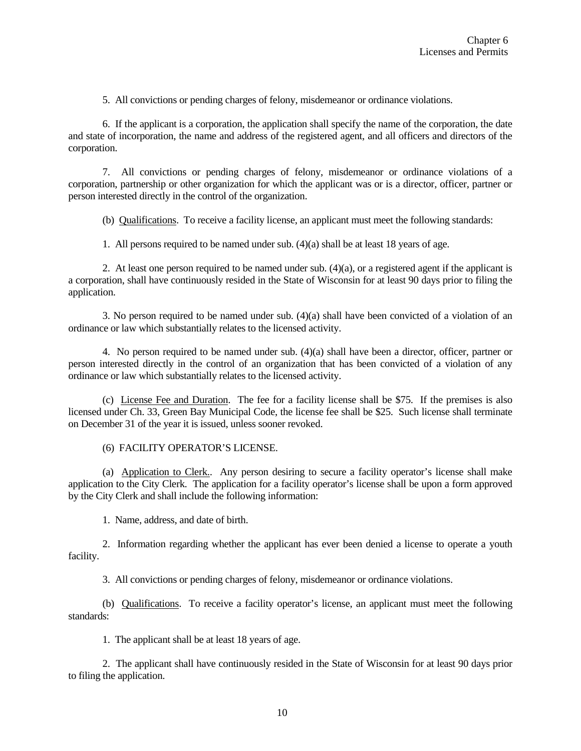5. All convictions or pending charges of felony, misdemeanor or ordinance violations.

6. If the applicant is a corporation, the application shall specify the name of the corporation, the date and state of incorporation, the name and address of the registered agent, and all officers and directors of the corporation.

7. All convictions or pending charges of felony, misdemeanor or ordinance violations of a corporation, partnership or other organization for which the applicant was or is a director, officer, partner or person interested directly in the control of the organization.

(b) Qualifications. To receive a facility license, an applicant must meet the following standards:

1. All persons required to be named under sub. (4)(a) shall be at least 18 years of age.

2. At least one person required to be named under sub. (4)(a), or a registered agent if the applicant is a corporation, shall have continuously resided in the State of Wisconsin for at least 90 days prior to filing the application.

3. No person required to be named under sub. (4)(a) shall have been convicted of a violation of an ordinance or law which substantially relates to the licensed activity.

4. No person required to be named under sub. (4)(a) shall have been a director, officer, partner or person interested directly in the control of an organization that has been convicted of a violation of any ordinance or law which substantially relates to the licensed activity.

(c) License Fee and Duration. The fee for a facility license shall be $75. If the premises is also licensed under Ch. 33, Green Bay Municipal Code, the license fee shall be $25. Such license shall terminate on December 31 of the year it is issued, unless sooner revoked.

(6) FACILITY OPERATOR'S LICENSE.

(a) Application to Clerk.. Any person desiring to secure a facility operator's license shall make application to the City Clerk. The application for a facility operator's license shall be upon a form approved by the City Clerk and shall include the following information:

1. Name, address, and date of birth.

2. Information regarding whether the applicant has ever been denied a license to operate a youth facility.

3. All convictions or pending charges of felony, misdemeanor or ordinance violations.

(b) Qualifications. To receive a facility operator's license, an applicant must meet the following standards:

1. The applicant shall be at least 18 years of age.

2. The applicant shall have continuously resided in the State of Wisconsin for at least 90 days prior to filing the application.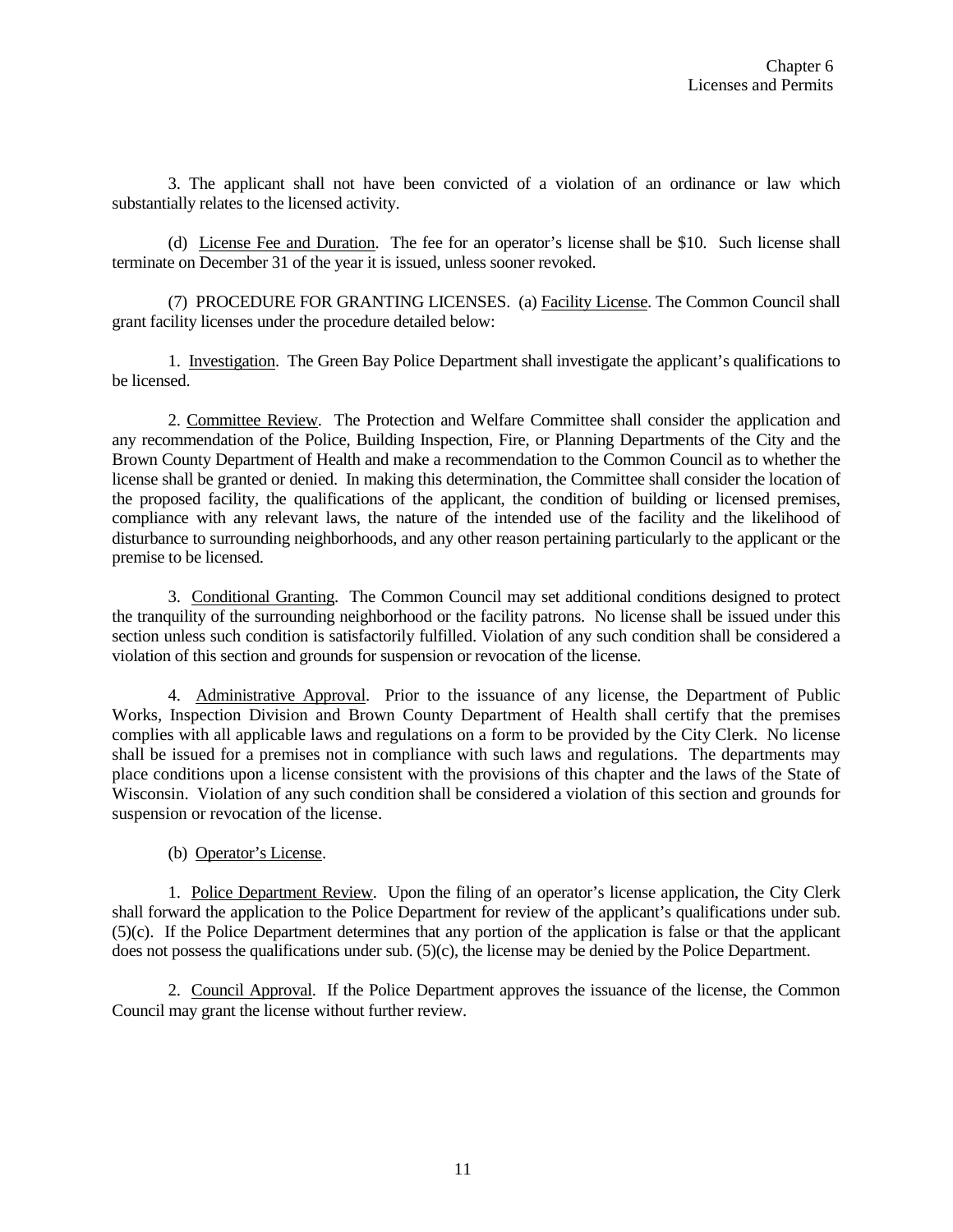3. The applicant shall not have been convicted of a violation of an ordinance or law which substantially relates to the licensed activity.

(d) License Fee and Duration. The fee for an operator's license shall be $10. Such license shall terminate on December 31 of the year it is issued, unless sooner revoked.

(7) PROCEDURE FOR GRANTING LICENSES. (a) Facility License. The Common Council shall grant facility licenses under the procedure detailed below:

1. Investigation. The Green Bay Police Department shall investigate the applicant's qualifications to be licensed.

2. Committee Review. The Protection and Welfare Committee shall consider the application and any recommendation of the Police, Building Inspection, Fire, or Planning Departments of the City and the Brown County Department of Health and make a recommendation to the Common Council as to whether the license shall be granted or denied. In making this determination, the Committee shall consider the location of the proposed facility, the qualifications of the applicant, the condition of building or licensed premises, compliance with any relevant laws, the nature of the intended use of the facility and the likelihood of disturbance to surrounding neighborhoods, and any other reason pertaining particularly to the applicant or the premise to be licensed.

3. Conditional Granting. The Common Council may set additional conditions designed to protect the tranquility of the surrounding neighborhood or the facility patrons. No license shall be issued under this section unless such condition is satisfactorily fulfilled. Violation of any such condition shall be considered a violation of this section and grounds for suspension or revocation of the license.

4. Administrative Approval. Prior to the issuance of any license, the Department of Public Works, Inspection Division and Brown County Department of Health shall certify that the premises complies with all applicable laws and regulations on a form to be provided by the City Clerk. No license shall be issued for a premises not in compliance with such laws and regulations. The departments may place conditions upon a license consistent with the provisions of this chapter and the laws of the State of Wisconsin. Violation of any such condition shall be considered a violation of this section and grounds for suspension or revocation of the license.

(b) Operator's License.

1. Police Department Review. Upon the filing of an operator's license application, the City Clerk shall forward the application to the Police Department for review of the applicant's qualifications under sub. (5)(c). If the Police Department determines that any portion of the application is false or that the applicant does not possess the qualifications under sub. (5)(c), the license may be denied by the Police Department.

2. Council Approval. If the Police Department approves the issuance of the license, the Common Council may grant the license without further review.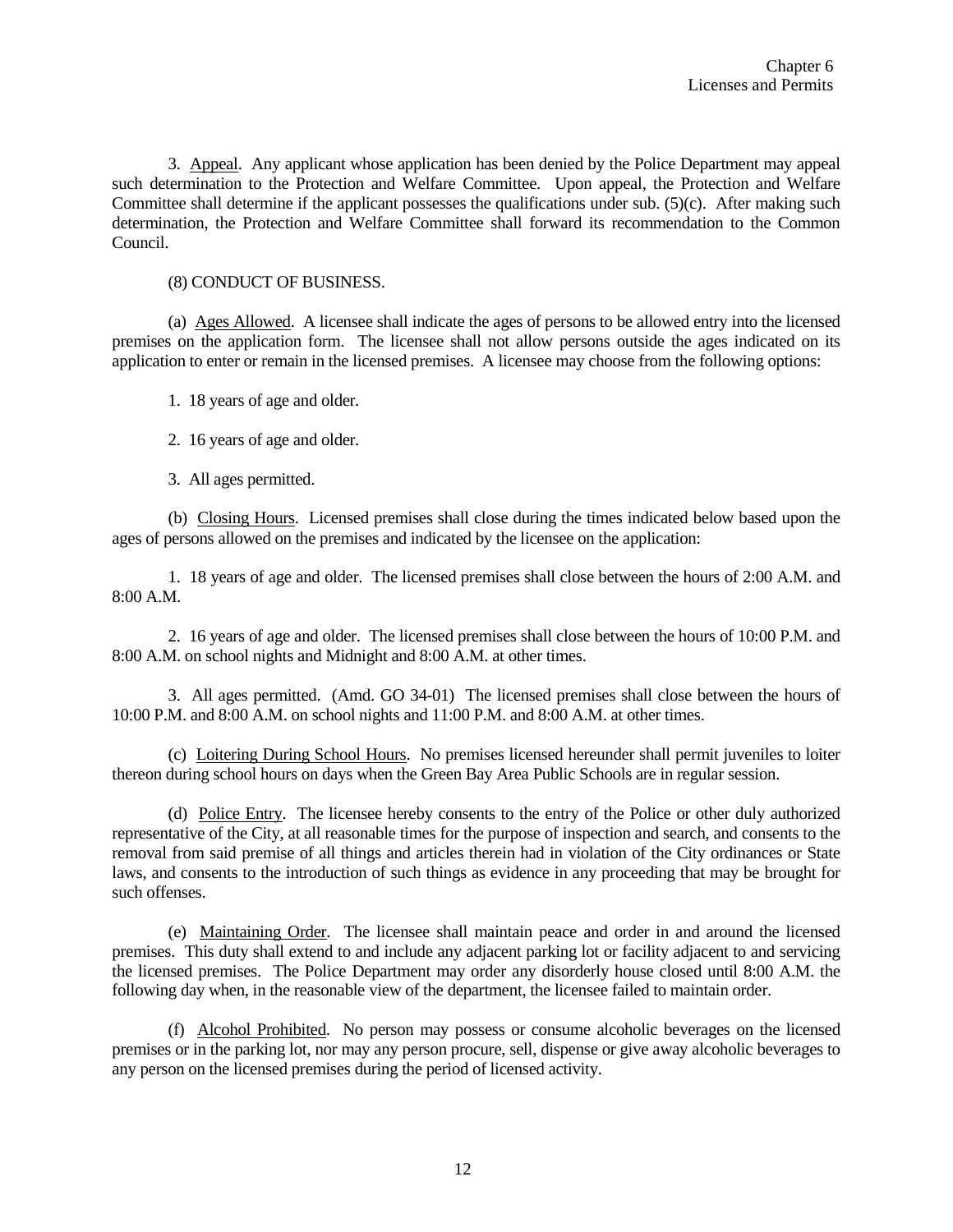3. Appeal. Any applicant whose application has been denied by the Police Department may appeal such determination to the Protection and Welfare Committee. Upon appeal, the Protection and Welfare Committee shall determine if the applicant possesses the qualifications under sub. (5)(c). After making such determination, the Protection and Welfare Committee shall forward its recommendation to the Common Council.

(8) CONDUCT OF BUSINESS.

(a) Ages Allowed. A licensee shall indicate the ages of persons to be allowed entry into the licensed premises on the application form. The licensee shall not allow persons outside the ages indicated on its application to enter or remain in the licensed premises. A licensee may choose from the following options:

1. 18 years of age and older.

2. 16 years of age and older.

3. All ages permitted.

(b) Closing Hours. Licensed premises shall close during the times indicated below based upon the ages of persons allowed on the premises and indicated by the licensee on the application:

1. 18 years of age and older. The licensed premises shall close between the hours of 2:00 A.M. and 8:00 A.M.

2. 16 years of age and older. The licensed premises shall close between the hours of 10:00 P.M. and 8:00 A.M. on school nights and Midnight and 8:00 A.M. at other times.

3. All ages permitted. (Amd. GO 34-01) The licensed premises shall close between the hours of 10:00 P.M. and 8:00 A.M. on school nights and 11:00 P.M. and 8:00 A.M. at other times.

(c) Loitering During School Hours. No premises licensed hereunder shall permit juveniles to loiter thereon during school hours on days when the Green Bay Area Public Schools are in regular session.

(d) Police Entry. The licensee hereby consents to the entry of the Police or other duly authorized representative of the City, at all reasonable times for the purpose of inspection and search, and consents to the removal from said premise of all things and articles therein had in violation of the City ordinances or State laws, and consents to the introduction of such things as evidence in any proceeding that may be brought for such offenses.

(e) Maintaining Order. The licensee shall maintain peace and order in and around the licensed premises. This duty shall extend to and include any adjacent parking lot or facility adjacent to and servicing the licensed premises. The Police Department may order any disorderly house closed until 8:00 A.M. the following day when, in the reasonable view of the department, the licensee failed to maintain order.

(f) Alcohol Prohibited. No person may possess or consume alcoholic beverages on the licensed premises or in the parking lot, nor may any person procure, sell, dispense or give away alcoholic beverages to any person on the licensed premises during the period of licensed activity.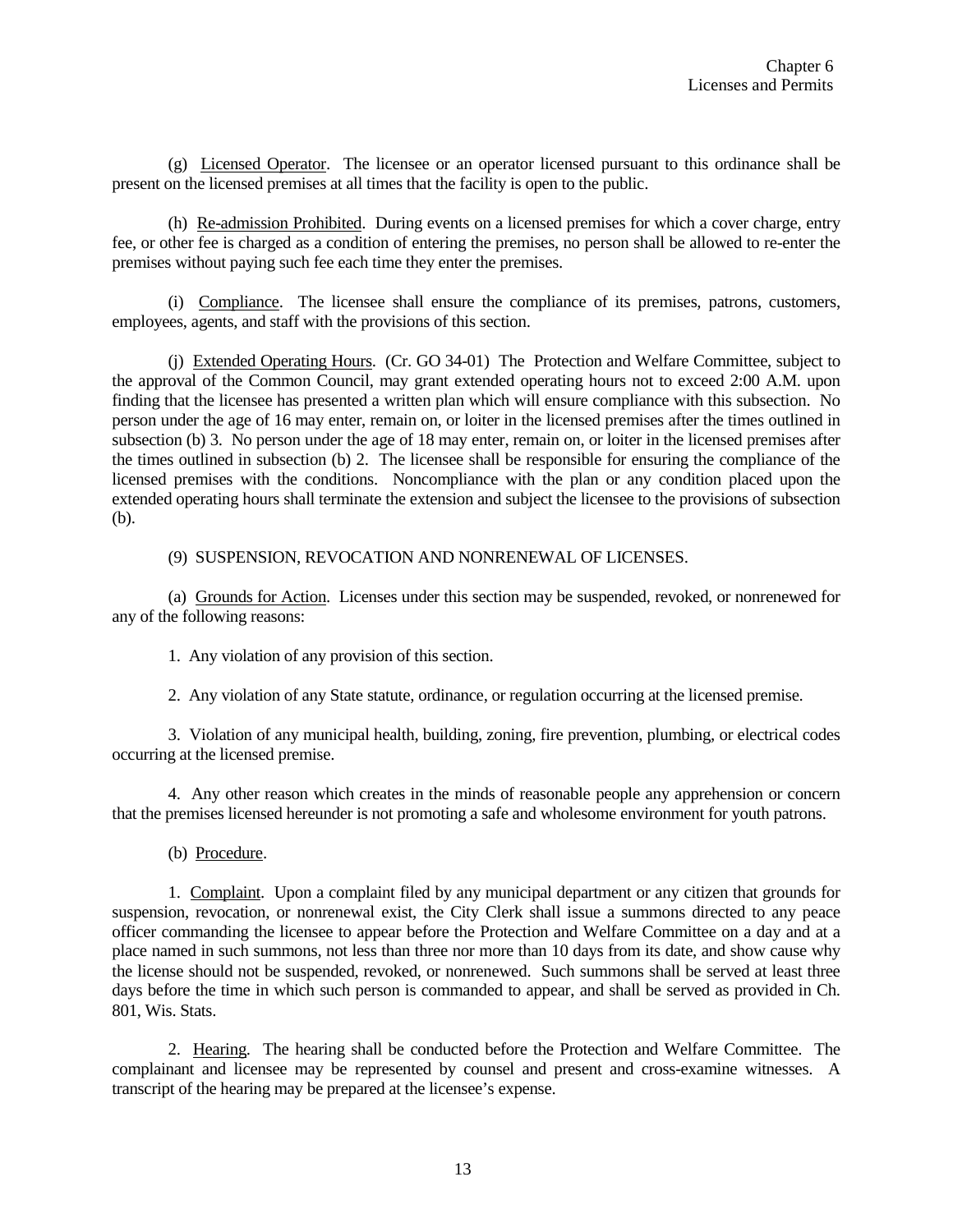(g) Licensed Operator. The licensee or an operator licensed pursuant to this ordinance shall be present on the licensed premises at all times that the facility is open to the public.

(h) Re-admission Prohibited. During events on a licensed premises for which a cover charge, entry fee, or other fee is charged as a condition of entering the premises, no person shall be allowed to re-enter the premises without paying such fee each time they enter the premises.

(i) Compliance. The licensee shall ensure the compliance of its premises, patrons, customers, employees, agents, and staff with the provisions of this section.

(j) Extended Operating Hours. (Cr. GO 34-01) The Protection and Welfare Committee, subject to the approval of the Common Council, may grant extended operating hours not to exceed 2:00 A.M. upon finding that the licensee has presented a written plan which will ensure compliance with this subsection. No person under the age of 16 may enter, remain on, or loiter in the licensed premises after the times outlined in subsection (b) 3. No person under the age of 18 may enter, remain on, or loiter in the licensed premises after the times outlined in subsection (b) 2. The licensee shall be responsible for ensuring the compliance of the licensed premises with the conditions. Noncompliance with the plan or any condition placed upon the extended operating hours shall terminate the extension and subject the licensee to the provisions of subsection (b).

(9) SUSPENSION, REVOCATION AND NONRENEWAL OF LICENSES.

(a) Grounds for Action. Licenses under this section may be suspended, revoked, or nonrenewed for any of the following reasons:

1. Any violation of any provision of this section.

2. Any violation of any State statute, ordinance, or regulation occurring at the licensed premise.

3. Violation of any municipal health, building, zoning, fire prevention, plumbing, or electrical codes occurring at the licensed premise.

4. Any other reason which creates in the minds of reasonable people any apprehension or concern that the premises licensed hereunder is not promoting a safe and wholesome environment for youth patrons.

(b) Procedure.

1. Complaint. Upon a complaint filed by any municipal department or any citizen that grounds for suspension, revocation, or nonrenewal exist, the City Clerk shall issue a summons directed to any peace officer commanding the licensee to appear before the Protection and Welfare Committee on a day and at a place named in such summons, not less than three nor more than 10 days from its date, and show cause why the license should not be suspended, revoked, or nonrenewed. Such summons shall be served at least three days before the time in which such person is commanded to appear, and shall be served as provided in Ch. 801, Wis. Stats.

2. Hearing. The hearing shall be conducted before the Protection and Welfare Committee. The complainant and licensee may be represented by counsel and present and cross-examine witnesses. A transcript of the hearing may be prepared at the licensee's expense.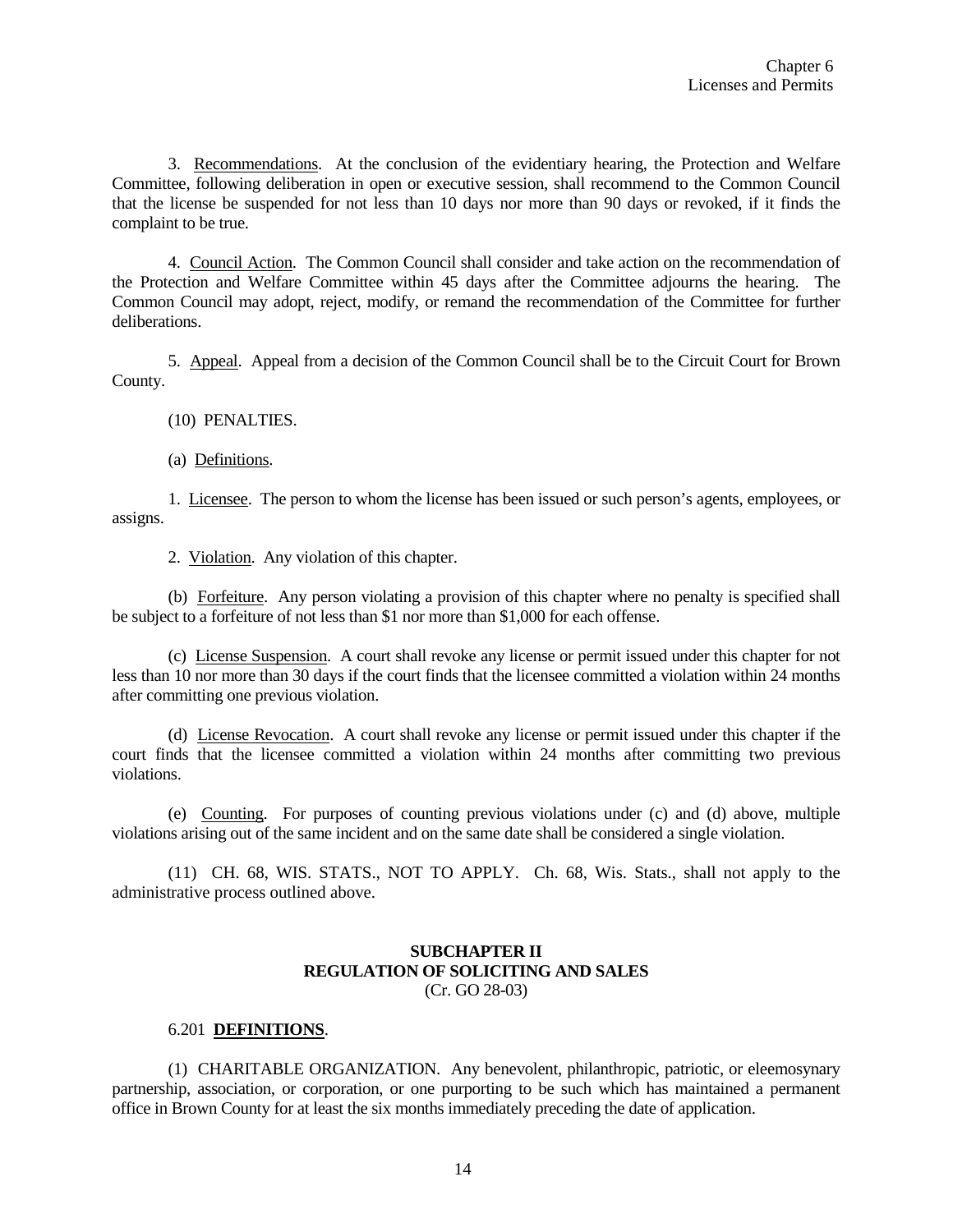3. Recommendations. At the conclusion of the evidentiary hearing, the Protection and Welfare Committee, following deliberation in open or executive session, shall recommend to the Common Council that the license be suspended for not less than 10 days nor more than 90 days or revoked, if it finds the complaint to be true.

4. Council Action. The Common Council shall consider and take action on the recommendation of the Protection and Welfare Committee within 45 days after the Committee adjourns the hearing. The Common Council may adopt, reject, modify, or remand the recommendation of the Committee for further deliberations.

5. Appeal. Appeal from a decision of the Common Council shall be to the Circuit Court for Brown County.

(10) PENALTIES.

(a) Definitions.

1. Licensee. The person to whom the license has been issued or such person's agents, employees, or assigns.

2. Violation. Any violation of this chapter.

(b) Forfeiture. Any person violating a provision of this chapter where no penalty is specified shall be subject to a forfeiture of not less than $1 nor more than $1,000 for each offense.

(c) License Suspension. A court shall revoke any license or permit issued under this chapter for not less than 10 nor more than 30 days if the court finds that the licensee committed a violation within 24 months after committing one previous violation.

(d) License Revocation. A court shall revoke any license or permit issued under this chapter if the court finds that the licensee committed a violation within 24 months after committing two previous violations.

(e) Counting. For purposes of counting previous violations under (c) and (d) above, multiple violations arising out of the same incident and on the same date shall be considered a single violation.

(11) CH. 68, WIS. STATS., NOT TO APPLY. Ch. 68, Wis. Stats., shall not apply to the administrative process outlined above.

## SUBCHAPTER II
## REGULATION OF SOLICITING AND SALES
(Cr. GO 28-03)

6.201 **DEFINITIONS**.

(1) CHARITABLE ORGANIZATION. Any benevolent, philanthropic, patriotic, or eleemosynary partnership, association, or corporation, or one purporting to be such which has maintained a permanent office in Brown County for at least the six months immediately preceding the date of application.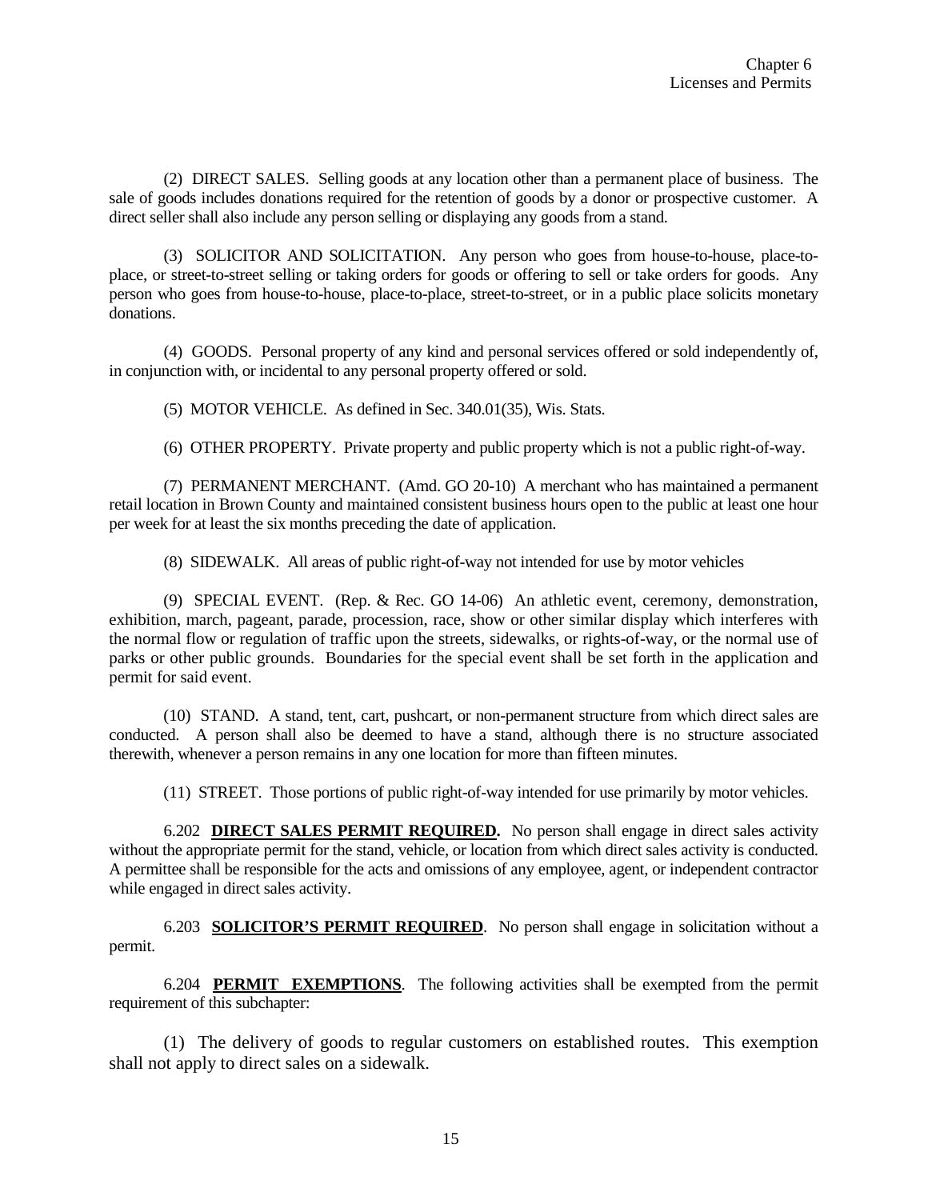(2) DIRECT SALES. Selling goods at any location other than a permanent place of business. The sale of goods includes donations required for the retention of goods by a donor or prospective customer. A direct seller shall also include any person selling or displaying any goods from a stand.

(3) SOLICITOR AND SOLICITATION. Any person who goes from house-to-house, place-to-place, or street-to-street selling or taking orders for goods or offering to sell or take orders for goods. Any person who goes from house-to-house, place-to-place, street-to-street, or in a public place solicits monetary donations.

(4) GOODS. Personal property of any kind and personal services offered or sold independently of, in conjunction with, or incidental to any personal property offered or sold.

(5) MOTOR VEHICLE. As defined in Sec. 340.01(35), Wis. Stats.

(6) OTHER PROPERTY. Private property and public property which is not a public right-of-way.

(7) PERMANENT MERCHANT. (Amd. GO 20-10) A merchant who has maintained a permanent retail location in Brown County and maintained consistent business hours open to the public at least one hour per week for at least the six months preceding the date of application.

(8) SIDEWALK. All areas of public right-of-way not intended for use by motor vehicles

(9) SPECIAL EVENT. (Rep. & Rec. GO 14-06) An athletic event, ceremony, demonstration, exhibition, march, pageant, parade, procession, race, show or other similar display which interferes with the normal flow or regulation of traffic upon the streets, sidewalks, or rights-of-way, or the normal use of parks or other public grounds. Boundaries for the special event shall be set forth in the application and permit for said event.

(10) STAND. A stand, tent, cart, pushcart, or non-permanent structure from which direct sales are conducted. A person shall also be deemed to have a stand, although there is no structure associated therewith, whenever a person remains in any one location for more than fifteen minutes.

(11) STREET. Those portions of public right-of-way intended for use primarily by motor vehicles.

6.202 **DIRECT SALES PERMIT REQUIRED.** No person shall engage in direct sales activity without the appropriate permit for the stand, vehicle, or location from which direct sales activity is conducted. A permittee shall be responsible for the acts and omissions of any employee, agent, or independent contractor while engaged in direct sales activity.

6.203 **SOLICITOR'S PERMIT REQUIRED**. No person shall engage in solicitation without a permit.

6.204 **PERMIT EXEMPTIONS**. The following activities shall be exempted from the permit requirement of this subchapter:

(1) The delivery of goods to regular customers on established routes. This exemption shall not apply to direct sales on a sidewalk.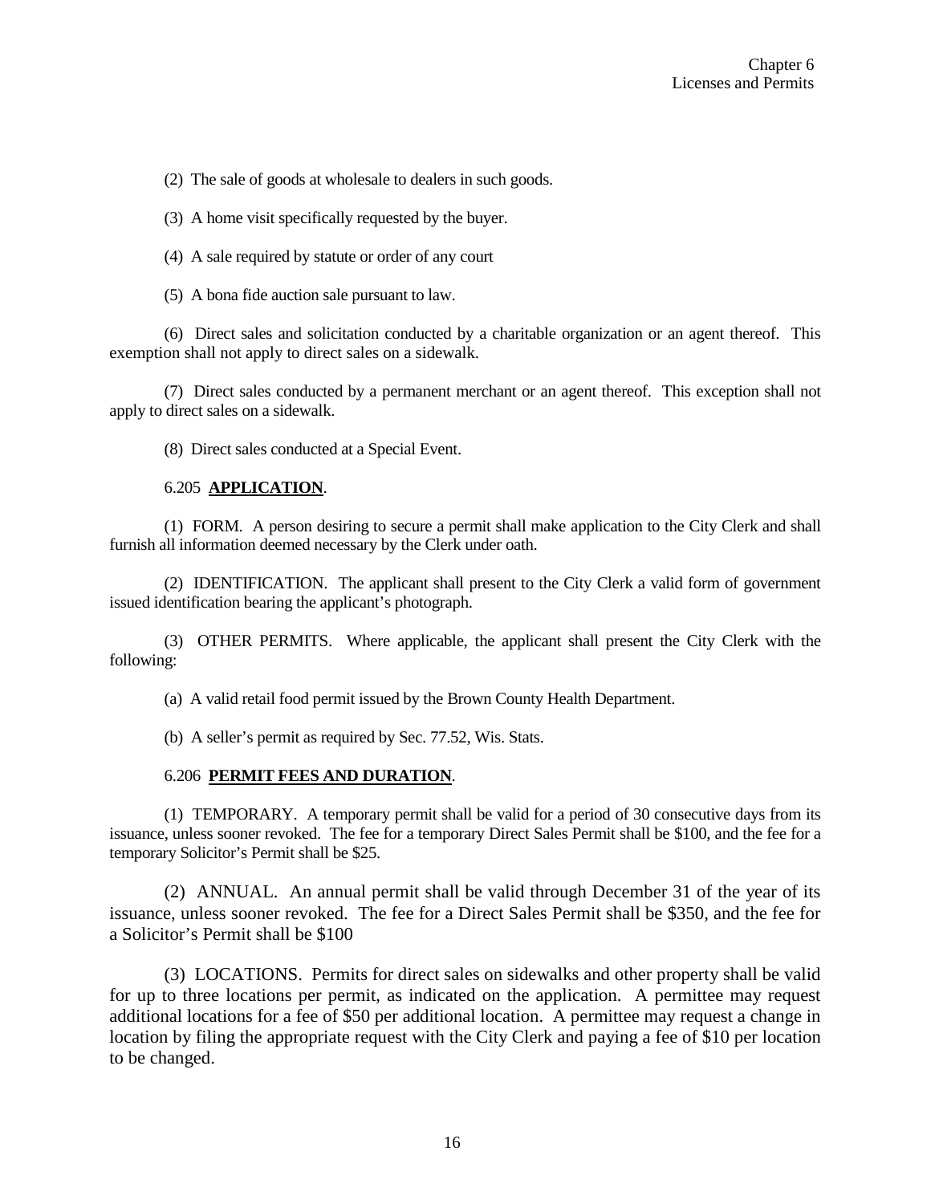(2) The sale of goods at wholesale to dealers in such goods.

(3) A home visit specifically requested by the buyer.

(4) A sale required by statute or order of any court

(5) A bona fide auction sale pursuant to law.

(6) Direct sales and solicitation conducted by a charitable organization or an agent thereof. This exemption shall not apply to direct sales on a sidewalk.

(7) Direct sales conducted by a permanent merchant or an agent thereof. This exception shall not apply to direct sales on a sidewalk.

(8) Direct sales conducted at a Special Event.

6.205 **APPLICATION**.

(1) FORM. A person desiring to secure a permit shall make application to the City Clerk and shall furnish all information deemed necessary by the Clerk under oath.

(2) IDENTIFICATION. The applicant shall present to the City Clerk a valid form of government issued identification bearing the applicant's photograph.

(3) OTHER PERMITS. Where applicable, the applicant shall present the City Clerk with the following:

(a) A valid retail food permit issued by the Brown County Health Department.

(b) A seller's permit as required by Sec. 77.52, Wis. Stats.

6.206 **PERMIT FEES AND DURATION**.

(1) TEMPORARY. A temporary permit shall be valid for a period of 30 consecutive days from its issuance, unless sooner revoked. The fee for a temporary Direct Sales Permit shall be $100, and the fee for a temporary Solicitor's Permit shall be $25.

(2) ANNUAL. An annual permit shall be valid through December 31 of the year of its issuance, unless sooner revoked. The fee for a Direct Sales Permit shall be $350, and the fee for a Solicitor's Permit shall be $100

(3) LOCATIONS. Permits for direct sales on sidewalks and other property shall be valid for up to three locations per permit, as indicated on the application. A permittee may request additional locations for a fee of $50 per additional location. A permittee may request a change in location by filing the appropriate request with the City Clerk and paying a fee of $10 per location to be changed.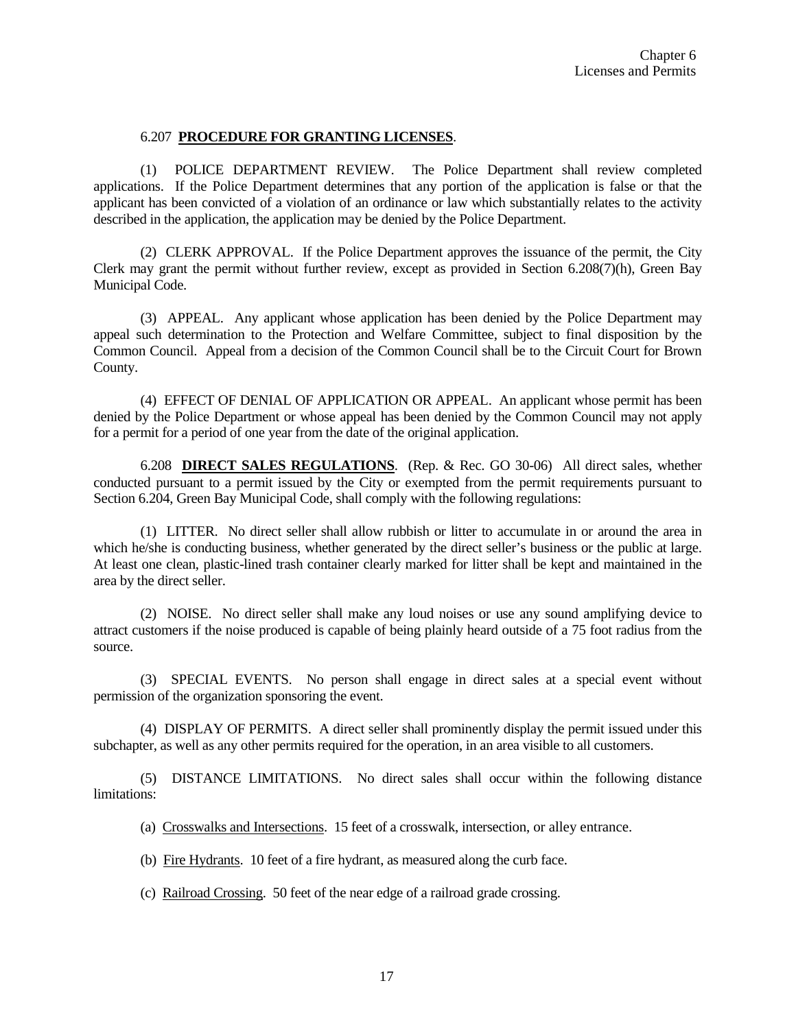6.207 **PROCEDURE FOR GRANTING LICENSES**.

(1) POLICE DEPARTMENT REVIEW. The Police Department shall review completed applications. If the Police Department determines that any portion of the application is false or that the applicant has been convicted of a violation of an ordinance or law which substantially relates to the activity described in the application, the application may be denied by the Police Department.

(2) CLERK APPROVAL. If the Police Department approves the issuance of the permit, the City Clerk may grant the permit without further review, except as provided in Section 6.208(7)(h), Green Bay Municipal Code.

(3) APPEAL. Any applicant whose application has been denied by the Police Department may appeal such determination to the Protection and Welfare Committee, subject to final disposition by the Common Council. Appeal from a decision of the Common Council shall be to the Circuit Court for Brown County.

(4) EFFECT OF DENIAL OF APPLICATION OR APPEAL. An applicant whose permit has been denied by the Police Department or whose appeal has been denied by the Common Council may not apply for a permit for a period of one year from the date of the original application.

6.208 **DIRECT SALES REGULATIONS**. (Rep. & Rec. GO 30-06) All direct sales, whether conducted pursuant to a permit issued by the City or exempted from the permit requirements pursuant to Section 6.204, Green Bay Municipal Code, shall comply with the following regulations:

(1) LITTER. No direct seller shall allow rubbish or litter to accumulate in or around the area in which he/she is conducting business, whether generated by the direct seller's business or the public at large. At least one clean, plastic-lined trash container clearly marked for litter shall be kept and maintained in the area by the direct seller.

(2) NOISE. No direct seller shall make any loud noises or use any sound amplifying device to attract customers if the noise produced is capable of being plainly heard outside of a 75 foot radius from the source.

(3) SPECIAL EVENTS. No person shall engage in direct sales at a special event without permission of the organization sponsoring the event.

(4) DISPLAY OF PERMITS. A direct seller shall prominently display the permit issued under this subchapter, as well as any other permits required for the operation, in an area visible to all customers.

(5) DISTANCE LIMITATIONS. No direct sales shall occur within the following distance limitations:

(a) Crosswalks and Intersections. 15 feet of a crosswalk, intersection, or alley entrance.

(b) Fire Hydrants. 10 feet of a fire hydrant, as measured along the curb face.

(c) Railroad Crossing. 50 feet of the near edge of a railroad grade crossing.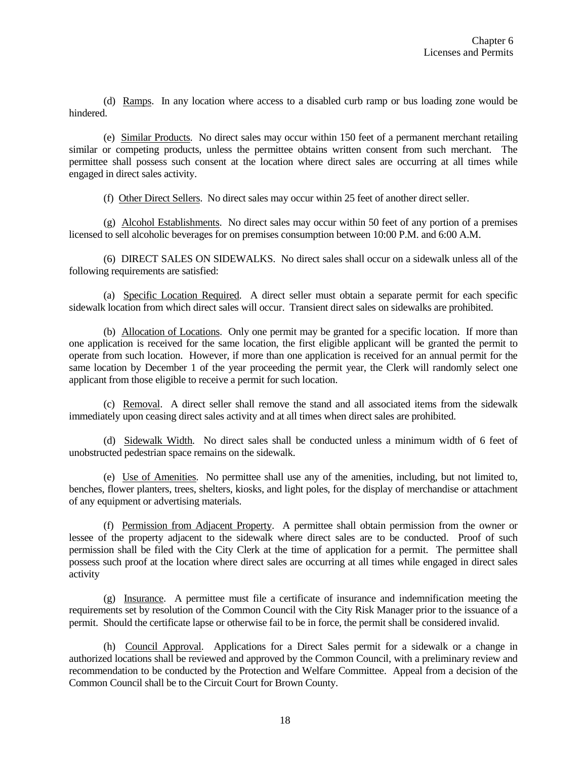(d) Ramps. In any location where access to a disabled curb ramp or bus loading zone would be hindered.

(e) Similar Products. No direct sales may occur within 150 feet of a permanent merchant retailing similar or competing products, unless the permittee obtains written consent from such merchant. The permittee shall possess such consent at the location where direct sales are occurring at all times while engaged in direct sales activity.

(f) Other Direct Sellers. No direct sales may occur within 25 feet of another direct seller.

(g) Alcohol Establishments. No direct sales may occur within 50 feet of any portion of a premises licensed to sell alcoholic beverages for on premises consumption between 10:00 P.M. and 6:00 A.M.

(6) DIRECT SALES ON SIDEWALKS. No direct sales shall occur on a sidewalk unless all of the following requirements are satisfied:

(a) Specific Location Required. A direct seller must obtain a separate permit for each specific sidewalk location from which direct sales will occur. Transient direct sales on sidewalks are prohibited.

(b) Allocation of Locations. Only one permit may be granted for a specific location. If more than one application is received for the same location, the first eligible applicant will be granted the permit to operate from such location. However, if more than one application is received for an annual permit for the same location by December 1 of the year proceeding the permit year, the Clerk will randomly select one applicant from those eligible to receive a permit for such location.

(c) Removal. A direct seller shall remove the stand and all associated items from the sidewalk immediately upon ceasing direct sales activity and at all times when direct sales are prohibited.

(d) Sidewalk Width. No direct sales shall be conducted unless a minimum width of 6 feet of unobstructed pedestrian space remains on the sidewalk.

(e) Use of Amenities. No permittee shall use any of the amenities, including, but not limited to, benches, flower planters, trees, shelters, kiosks, and light poles, for the display of merchandise or attachment of any equipment or advertising materials.

(f) Permission from Adjacent Property. A permittee shall obtain permission from the owner or lessee of the property adjacent to the sidewalk where direct sales are to be conducted. Proof of such permission shall be filed with the City Clerk at the time of application for a permit. The permittee shall possess such proof at the location where direct sales are occurring at all times while engaged in direct sales activity

(g) Insurance. A permittee must file a certificate of insurance and indemnification meeting the requirements set by resolution of the Common Council with the City Risk Manager prior to the issuance of a permit. Should the certificate lapse or otherwise fail to be in force, the permit shall be considered invalid.

(h) Council Approval. Applications for a Direct Sales permit for a sidewalk or a change in authorized locations shall be reviewed and approved by the Common Council, with a preliminary review and recommendation to be conducted by the Protection and Welfare Committee. Appeal from a decision of the Common Council shall be to the Circuit Court for Brown County.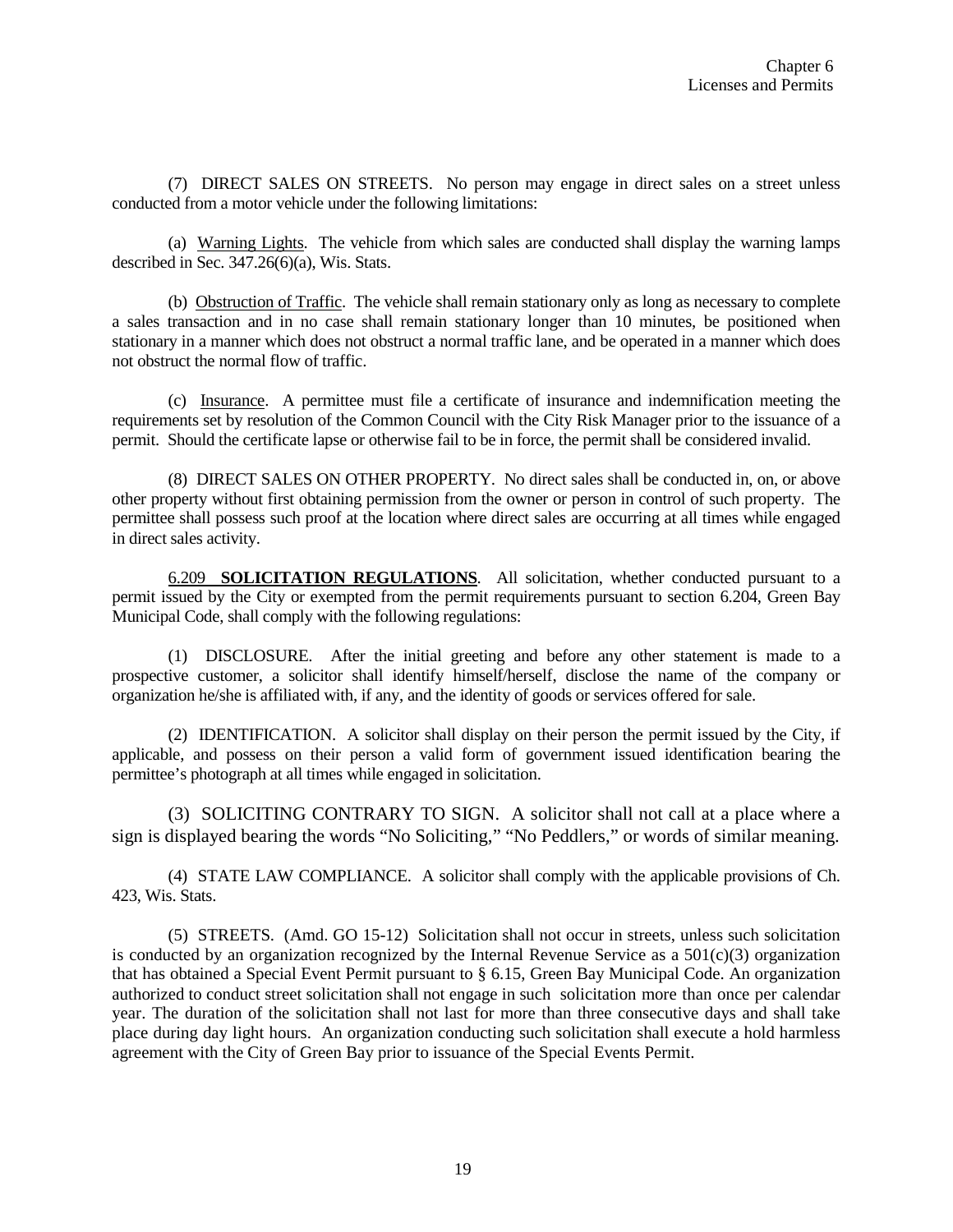(7) DIRECT SALES ON STREETS. No person may engage in direct sales on a street unless conducted from a motor vehicle under the following limitations:

(a) Warning Lights. The vehicle from which sales are conducted shall display the warning lamps described in Sec. 347.26(6)(a), Wis. Stats.

(b) Obstruction of Traffic. The vehicle shall remain stationary only as long as necessary to complete a sales transaction and in no case shall remain stationary longer than 10 minutes, be positioned when stationary in a manner which does not obstruct a normal traffic lane, and be operated in a manner which does not obstruct the normal flow of traffic.

(c) Insurance. A permittee must file a certificate of insurance and indemnification meeting the requirements set by resolution of the Common Council with the City Risk Manager prior to the issuance of a permit. Should the certificate lapse or otherwise fail to be in force, the permit shall be considered invalid.

(8) DIRECT SALES ON OTHER PROPERTY. No direct sales shall be conducted in, on, or above other property without first obtaining permission from the owner or person in control of such property. The permittee shall possess such proof at the location where direct sales are occurring at all times while engaged in direct sales activity.

6.209 **SOLICITATION REGULATIONS**. All solicitation, whether conducted pursuant to a permit issued by the City or exempted from the permit requirements pursuant to section 6.204, Green Bay Municipal Code, shall comply with the following regulations:

(1) DISCLOSURE. After the initial greeting and before any other statement is made to a prospective customer, a solicitor shall identify himself/herself, disclose the name of the company or organization he/she is affiliated with, if any, and the identity of goods or services offered for sale.

(2) IDENTIFICATION. A solicitor shall display on their person the permit issued by the City, if applicable, and possess on their person a valid form of government issued identification bearing the permittee's photograph at all times while engaged in solicitation.

(3) SOLICITING CONTRARY TO SIGN. A solicitor shall not call at a place where a sign is displayed bearing the words "No Soliciting," "No Peddlers," or words of similar meaning.

(4) STATE LAW COMPLIANCE. A solicitor shall comply with the applicable provisions of Ch. 423, Wis. Stats.

(5) STREETS. (Amd. GO 15-12) Solicitation shall not occur in streets, unless such solicitation is conducted by an organization recognized by the Internal Revenue Service as a 501(c)(3) organization that has obtained a Special Event Permit pursuant to § 6.15, Green Bay Municipal Code. An organization authorized to conduct street solicitation shall not engage in such solicitation more than once per calendar year. The duration of the solicitation shall not last for more than three consecutive days and shall take place during day light hours. An organization conducting such solicitation shall execute a hold harmless agreement with the City of Green Bay prior to issuance of the Special Events Permit.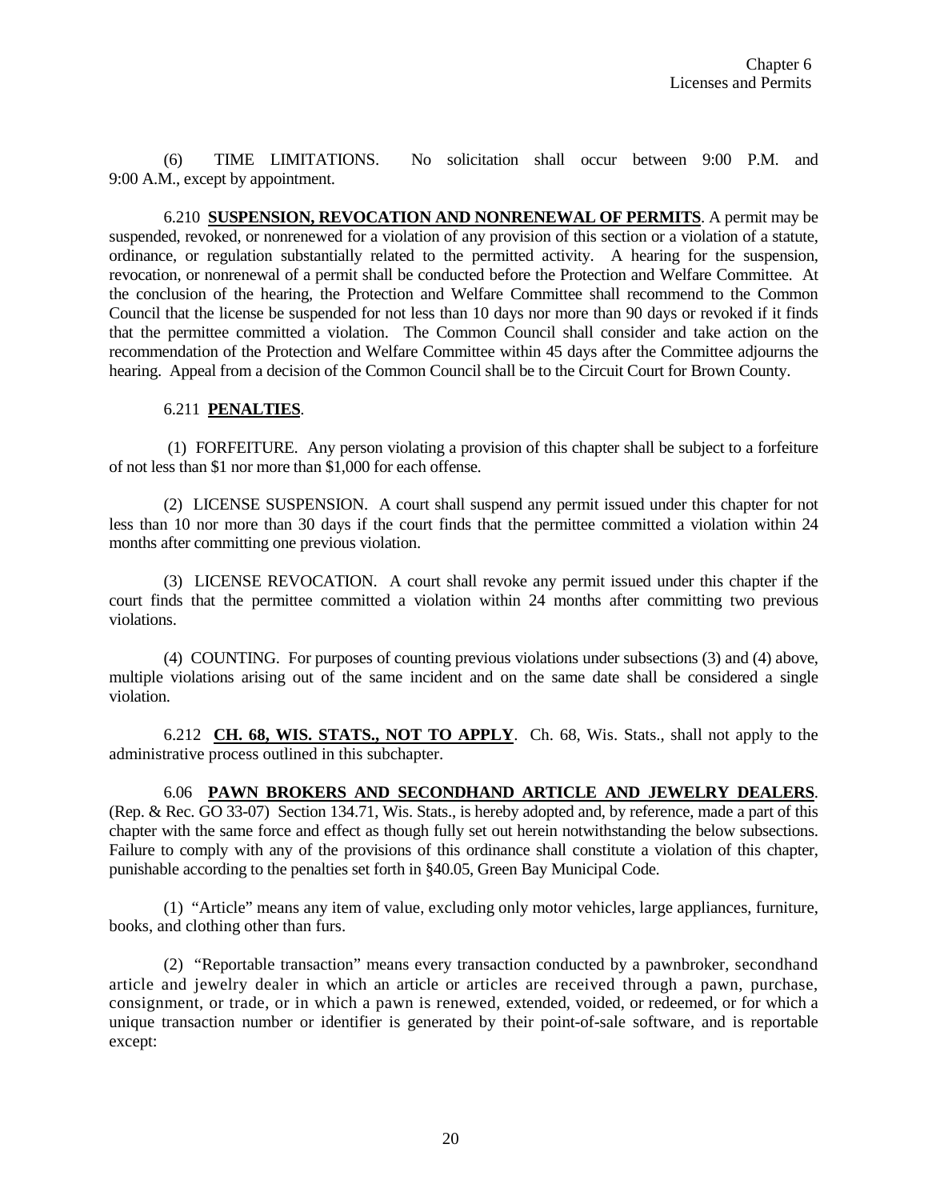(6) TIME LIMITATIONS. No solicitation shall occur between 9:00 P.M. and 9:00 A.M., except by appointment.

6.210 **SUSPENSION, REVOCATION AND NONRENEWAL OF PERMITS**. A permit may be suspended, revoked, or nonrenewed for a violation of any provision of this section or a violation of a statute, ordinance, or regulation substantially related to the permitted activity. A hearing for the suspension, revocation, or nonrenewal of a permit shall be conducted before the Protection and Welfare Committee. At the conclusion of the hearing, the Protection and Welfare Committee shall recommend to the Common Council that the license be suspended for not less than 10 days nor more than 90 days or revoked if it finds that the permittee committed a violation. The Common Council shall consider and take action on the recommendation of the Protection and Welfare Committee within 45 days after the Committee adjourns the hearing. Appeal from a decision of the Common Council shall be to the Circuit Court for Brown County.

6.211 **PENALTIES**.

(1) FORFEITURE. Any person violating a provision of this chapter shall be subject to a forfeiture of not less than \$1 nor more than \$1,000 for each offense.

(2) LICENSE SUSPENSION. A court shall suspend any permit issued under this chapter for not less than 10 nor more than 30 days if the court finds that the permittee committed a violation within 24 months after committing one previous violation.

(3) LICENSE REVOCATION. A court shall revoke any permit issued under this chapter if the court finds that the permittee committed a violation within 24 months after committing two previous violations.

(4) COUNTING. For purposes of counting previous violations under subsections (3) and (4) above, multiple violations arising out of the same incident and on the same date shall be considered a single violation.

6.212 **CH. 68, WIS. STATS., NOT TO APPLY**. Ch. 68, Wis. Stats., shall not apply to the administrative process outlined in this subchapter.

6.06 **PAWN BROKERS AND SECONDHAND ARTICLE AND JEWELRY DEALERS**. (Rep. & Rec. GO 33-07) Section 134.71, Wis. Stats., is hereby adopted and, by reference, made a part of this chapter with the same force and effect as though fully set out herein notwithstanding the below subsections. Failure to comply with any of the provisions of this ordinance shall constitute a violation of this chapter, punishable according to the penalties set forth in §40.05, Green Bay Municipal Code.

(1) "Article" means any item of value, excluding only motor vehicles, large appliances, furniture, books, and clothing other than furs.

(2) "Reportable transaction" means every transaction conducted by a pawnbroker, secondhand article and jewelry dealer in which an article or articles are received through a pawn, purchase, consignment, or trade, or in which a pawn is renewed, extended, voided, or redeemed, or for which a unique transaction number or identifier is generated by their point-of-sale software, and is reportable except: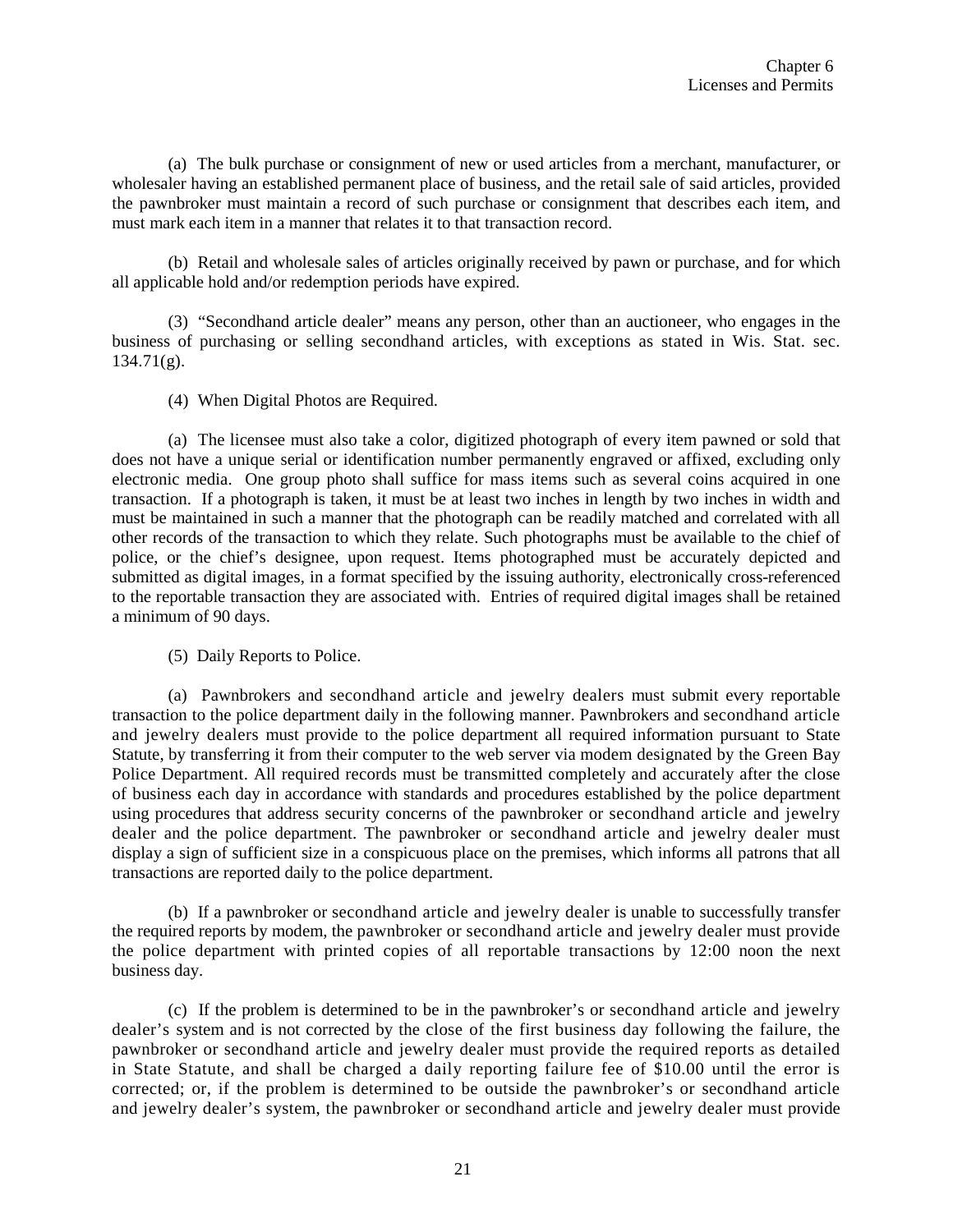(a) The bulk purchase or consignment of new or used articles from a merchant, manufacturer, or wholesaler having an established permanent place of business, and the retail sale of said articles, provided the pawnbroker must maintain a record of such purchase or consignment that describes each item, and must mark each item in a manner that relates it to that transaction record.

(b) Retail and wholesale sales of articles originally received by pawn or purchase, and for which all applicable hold and/or redemption periods have expired.

(3) "Secondhand article dealer" means any person, other than an auctioneer, who engages in the business of purchasing or selling secondhand articles, with exceptions as stated in Wis. Stat. sec. 134.71(g).

(4) When Digital Photos are Required.

(a) The licensee must also take a color, digitized photograph of every item pawned or sold that does not have a unique serial or identification number permanently engraved or affixed, excluding only electronic media. One group photo shall suffice for mass items such as several coins acquired in one transaction. If a photograph is taken, it must be at least two inches in length by two inches in width and must be maintained in such a manner that the photograph can be readily matched and correlated with all other records of the transaction to which they relate. Such photographs must be available to the chief of police, or the chief's designee, upon request. Items photographed must be accurately depicted and submitted as digital images, in a format specified by the issuing authority, electronically cross-referenced to the reportable transaction they are associated with. Entries of required digital images shall be retained a minimum of 90 days.

(5) Daily Reports to Police.

(a) Pawnbrokers and secondhand article and jewelry dealers must submit every reportable transaction to the police department daily in the following manner. Pawnbrokers and secondhand article and jewelry dealers must provide to the police department all required information pursuant to State Statute, by transferring it from their computer to the web server via modem designated by the Green Bay Police Department. All required records must be transmitted completely and accurately after the close of business each day in accordance with standards and procedures established by the police department using procedures that address security concerns of the pawnbroker or secondhand article and jewelry dealer and the police department. The pawnbroker or secondhand article and jewelry dealer must display a sign of sufficient size in a conspicuous place on the premises, which informs all patrons that all transactions are reported daily to the police department.

(b) If a pawnbroker or secondhand article and jewelry dealer is unable to successfully transfer the required reports by modem, the pawnbroker or secondhand article and jewelry dealer must provide the police department with printed copies of all reportable transactions by 12:00 noon the next business day.

(c) If the problem is determined to be in the pawnbroker's or secondhand article and jewelry dealer's system and is not corrected by the close of the first business day following the failure, the pawnbroker or secondhand article and jewelry dealer must provide the required reports as detailed in State Statute, and shall be charged a daily reporting failure fee of $10.00 until the error is corrected; or, if the problem is determined to be outside the pawnbroker's or secondhand article and jewelry dealer's system, the pawnbroker or secondhand article and jewelry dealer must provide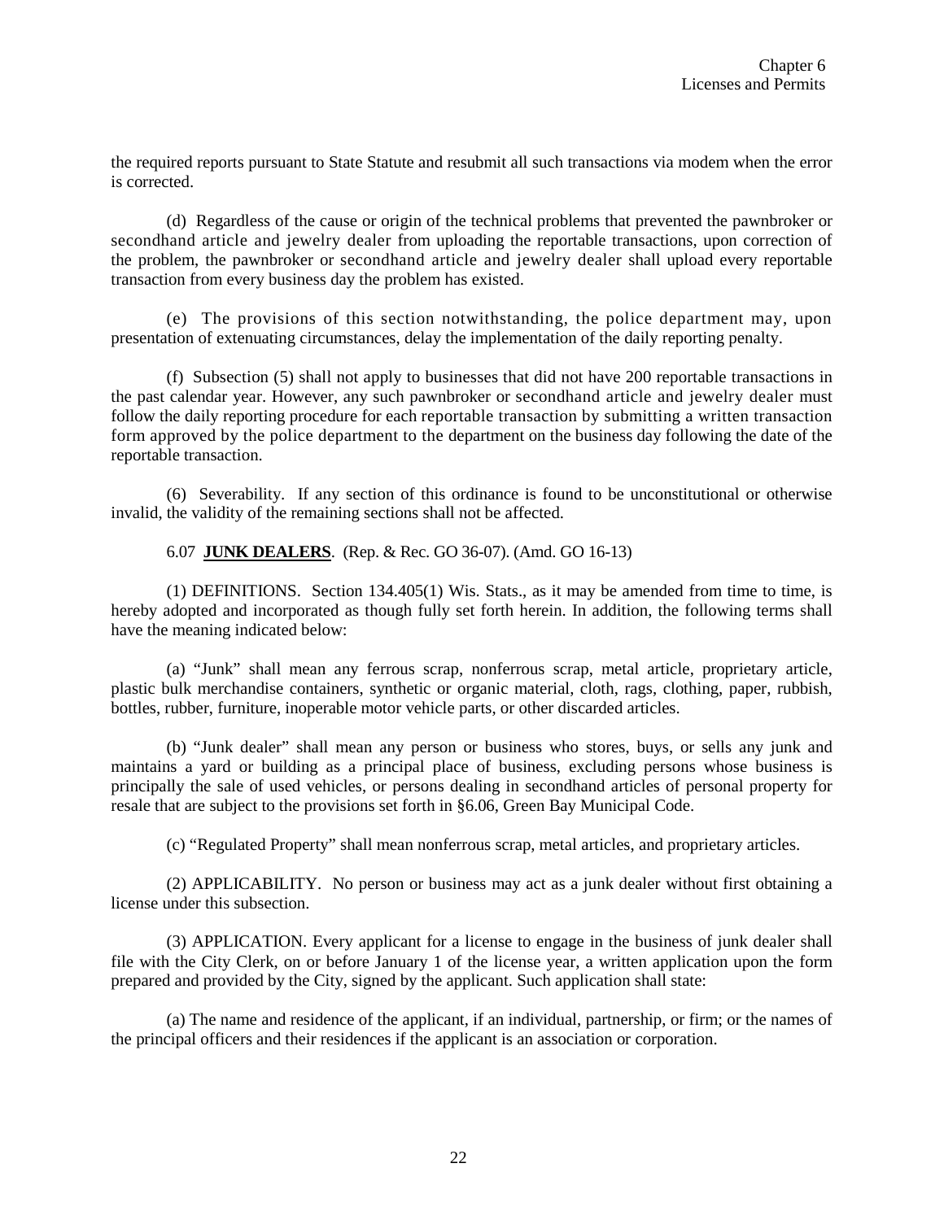the required reports pursuant to State Statute and resubmit all such transactions via modem when the error is corrected.

(d) Regardless of the cause or origin of the technical problems that prevented the pawnbroker or secondhand article and jewelry dealer from uploading the reportable transactions, upon correction of the problem, the pawnbroker or secondhand article and jewelry dealer shall upload every reportable transaction from every business day the problem has existed.

(e) The provisions of this section notwithstanding, the police department may, upon presentation of extenuating circumstances, delay the implementation of the daily reporting penalty.

(f) Subsection (5) shall not apply to businesses that did not have 200 reportable transactions in the past calendar year. However, any such pawnbroker or secondhand article and jewelry dealer must follow the daily reporting procedure for each reportable transaction by submitting a written transaction form approved by the police department to the department on the business day following the date of the reportable transaction.

(6) Severability. If any section of this ordinance is found to be unconstitutional or otherwise invalid, the validity of the remaining sections shall not be affected.

6.07 **JUNK DEALERS**. (Rep. & Rec. GO 36-07). (Amd. GO 16-13)

(1) DEFINITIONS. Section 134.405(1) Wis. Stats., as it may be amended from time to time, is hereby adopted and incorporated as though fully set forth herein. In addition, the following terms shall have the meaning indicated below:

(a) "Junk" shall mean any ferrous scrap, nonferrous scrap, metal article, proprietary article, plastic bulk merchandise containers, synthetic or organic material, cloth, rags, clothing, paper, rubbish, bottles, rubber, furniture, inoperable motor vehicle parts, or other discarded articles.

(b) "Junk dealer" shall mean any person or business who stores, buys, or sells any junk and maintains a yard or building as a principal place of business, excluding persons whose business is principally the sale of used vehicles, or persons dealing in secondhand articles of personal property for resale that are subject to the provisions set forth in §6.06, Green Bay Municipal Code.

(c) "Regulated Property" shall mean nonferrous scrap, metal articles, and proprietary articles.

(2) APPLICABILITY. No person or business may act as a junk dealer without first obtaining a license under this subsection.

(3) APPLICATION. Every applicant for a license to engage in the business of junk dealer shall file with the City Clerk, on or before January 1 of the license year, a written application upon the form prepared and provided by the City, signed by the applicant. Such application shall state:

(a) The name and residence of the applicant, if an individual, partnership, or firm; or the names of the principal officers and their residences if the applicant is an association or corporation.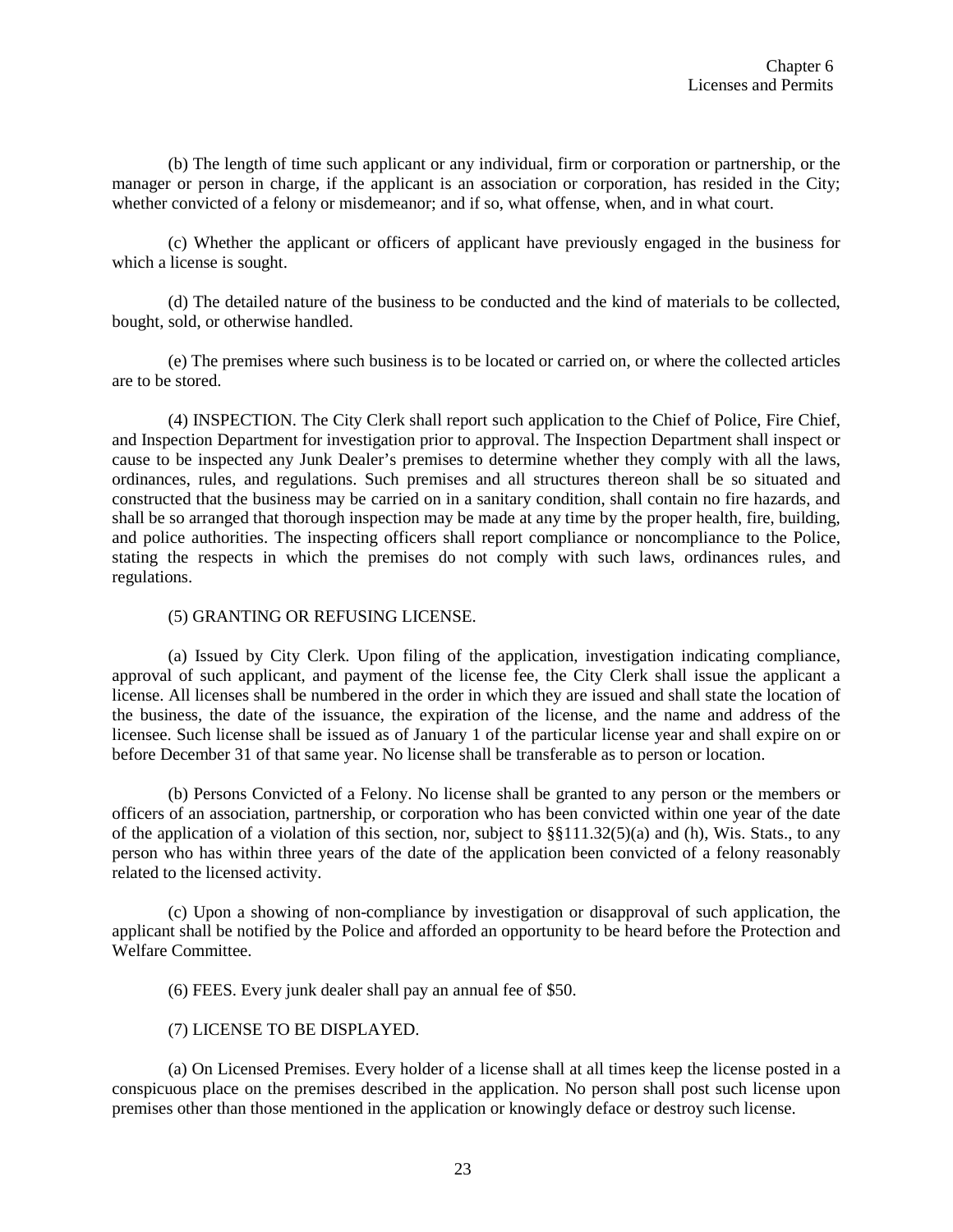(b) The length of time such applicant or any individual, firm or corporation or partnership, or the manager or person in charge, if the applicant is an association or corporation, has resided in the City; whether convicted of a felony or misdemeanor; and if so, what offense, when, and in what court.

(c) Whether the applicant or officers of applicant have previously engaged in the business for which a license is sought.

(d) The detailed nature of the business to be conducted and the kind of materials to be collected, bought, sold, or otherwise handled.

(e) The premises where such business is to be located or carried on, or where the collected articles are to be stored.

(4) INSPECTION. The City Clerk shall report such application to the Chief of Police, Fire Chief, and Inspection Department for investigation prior to approval. The Inspection Department shall inspect or cause to be inspected any Junk Dealer's premises to determine whether they comply with all the laws, ordinances, rules, and regulations. Such premises and all structures thereon shall be so situated and constructed that the business may be carried on in a sanitary condition, shall contain no fire hazards, and shall be so arranged that thorough inspection may be made at any time by the proper health, fire, building, and police authorities. The inspecting officers shall report compliance or noncompliance to the Police, stating the respects in which the premises do not comply with such laws, ordinances rules, and regulations.

(5) GRANTING OR REFUSING LICENSE.

(a) Issued by City Clerk. Upon filing of the application, investigation indicating compliance, approval of such applicant, and payment of the license fee, the City Clerk shall issue the applicant a license. All licenses shall be numbered in the order in which they are issued and shall state the location of the business, the date of the issuance, the expiration of the license, and the name and address of the licensee. Such license shall be issued as of January 1 of the particular license year and shall expire on or before December 31 of that same year. No license shall be transferable as to person or location.

(b) Persons Convicted of a Felony. No license shall be granted to any person or the members or officers of an association, partnership, or corporation who has been convicted within one year of the date of the application of a violation of this section, nor, subject to §§111.32(5)(a) and (h), Wis. Stats., to any person who has within three years of the date of the application been convicted of a felony reasonably related to the licensed activity.

(c) Upon a showing of non-compliance by investigation or disapproval of such application, the applicant shall be notified by the Police and afforded an opportunity to be heard before the Protection and Welfare Committee.

(6) FEES. Every junk dealer shall pay an annual fee of $50.

(7) LICENSE TO BE DISPLAYED.

(a) On Licensed Premises. Every holder of a license shall at all times keep the license posted in a conspicuous place on the premises described in the application. No person shall post such license upon premises other than those mentioned in the application or knowingly deface or destroy such license.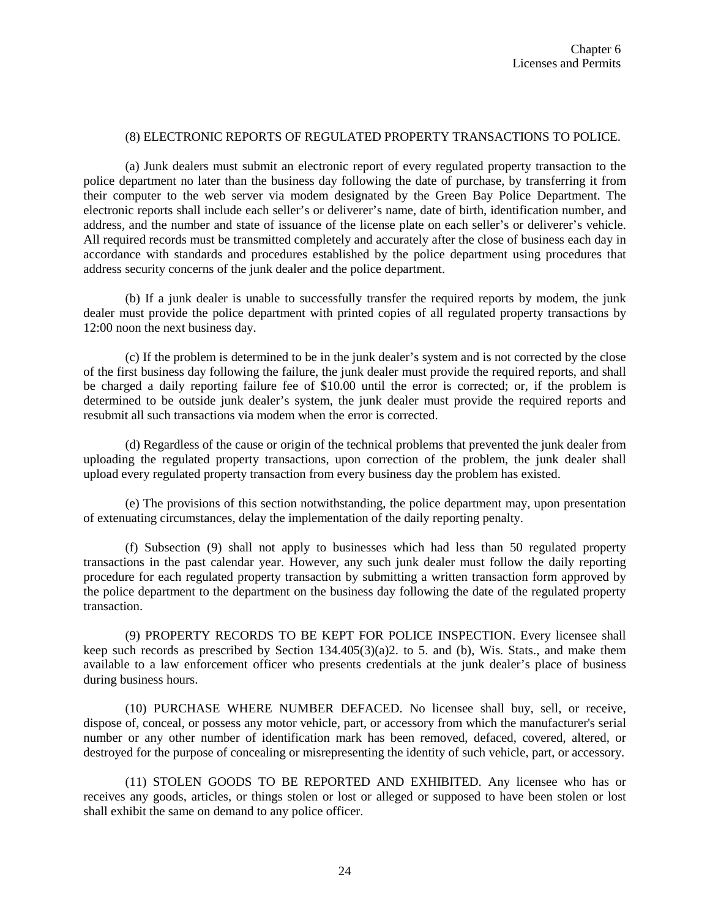(8) ELECTRONIC REPORTS OF REGULATED PROPERTY TRANSACTIONS TO POLICE.

(a) Junk dealers must submit an electronic report of every regulated property transaction to the police department no later than the business day following the date of purchase, by transferring it from their computer to the web server via modem designated by the Green Bay Police Department. The electronic reports shall include each seller's or deliverer's name, date of birth, identification number, and address, and the number and state of issuance of the license plate on each seller's or deliverer's vehicle. All required records must be transmitted completely and accurately after the close of business each day in accordance with standards and procedures established by the police department using procedures that address security concerns of the junk dealer and the police department.

(b) If a junk dealer is unable to successfully transfer the required reports by modem, the junk dealer must provide the police department with printed copies of all regulated property transactions by 12:00 noon the next business day.

(c) If the problem is determined to be in the junk dealer's system and is not corrected by the close of the first business day following the failure, the junk dealer must provide the required reports, and shall be charged a daily reporting failure fee of $10.00 until the error is corrected; or, if the problem is determined to be outside junk dealer's system, the junk dealer must provide the required reports and resubmit all such transactions via modem when the error is corrected.

(d) Regardless of the cause or origin of the technical problems that prevented the junk dealer from uploading the regulated property transactions, upon correction of the problem, the junk dealer shall upload every regulated property transaction from every business day the problem has existed.

(e) The provisions of this section notwithstanding, the police department may, upon presentation of extenuating circumstances, delay the implementation of the daily reporting penalty.

(f) Subsection (9) shall not apply to businesses which had less than 50 regulated property transactions in the past calendar year. However, any such junk dealer must follow the daily reporting procedure for each regulated property transaction by submitting a written transaction form approved by the police department to the department on the business day following the date of the regulated property transaction.

(9) PROPERTY RECORDS TO BE KEPT FOR POLICE INSPECTION. Every licensee shall keep such records as prescribed by Section 134.405(3)(a)2. to 5. and (b), Wis. Stats., and make them available to a law enforcement officer who presents credentials at the junk dealer's place of business during business hours.

(10) PURCHASE WHERE NUMBER DEFACED. No licensee shall buy, sell, or receive, dispose of, conceal, or possess any motor vehicle, part, or accessory from which the manufacturer's serial number or any other number of identification mark has been removed, defaced, covered, altered, or destroyed for the purpose of concealing or misrepresenting the identity of such vehicle, part, or accessory.

(11) STOLEN GOODS TO BE REPORTED AND EXHIBITED. Any licensee who has or receives any goods, articles, or things stolen or lost or alleged or supposed to have been stolen or lost shall exhibit the same on demand to any police officer.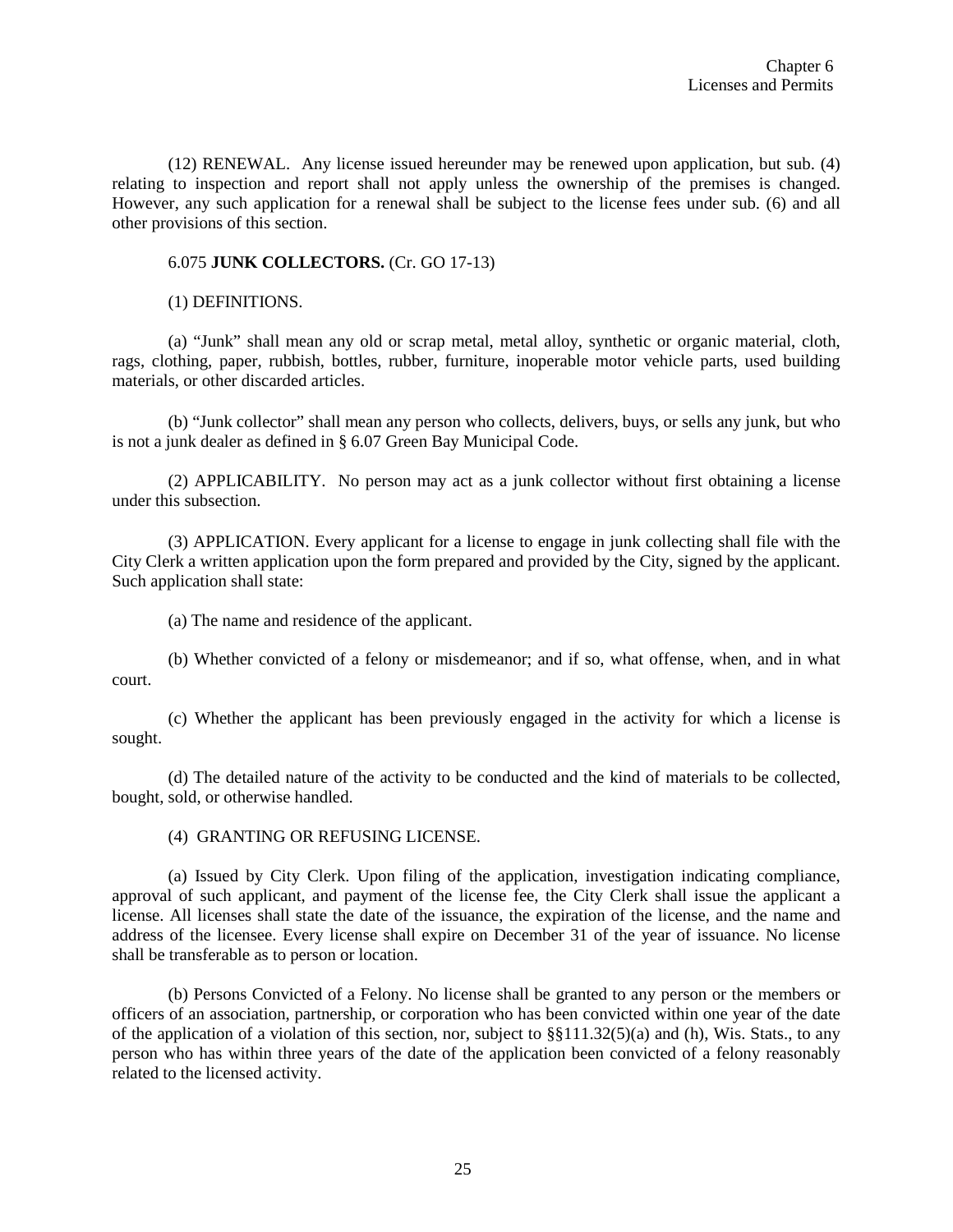(12) RENEWAL. Any license issued hereunder may be renewed upon application, but sub. (4) relating to inspection and report shall not apply unless the ownership of the premises is changed. However, any such application for a renewal shall be subject to the license fees under sub. (6) and all other provisions of this section.

6.075 **JUNK COLLECTORS.** (Cr. GO 17-13)

(1) DEFINITIONS.

(a) "Junk" shall mean any old or scrap metal, metal alloy, synthetic or organic material, cloth, rags, clothing, paper, rubbish, bottles, rubber, furniture, inoperable motor vehicle parts, used building materials, or other discarded articles.

(b) "Junk collector" shall mean any person who collects, delivers, buys, or sells any junk, but who is not a junk dealer as defined in § 6.07 Green Bay Municipal Code.

(2) APPLICABILITY. No person may act as a junk collector without first obtaining a license under this subsection.

(3) APPLICATION. Every applicant for a license to engage in junk collecting shall file with the City Clerk a written application upon the form prepared and provided by the City, signed by the applicant. Such application shall state:

(a) The name and residence of the applicant.

(b) Whether convicted of a felony or misdemeanor; and if so, what offense, when, and in what court.

(c) Whether the applicant has been previously engaged in the activity for which a license is sought.

(d) The detailed nature of the activity to be conducted and the kind of materials to be collected, bought, sold, or otherwise handled.

(4) GRANTING OR REFUSING LICENSE.

(a) Issued by City Clerk. Upon filing of the application, investigation indicating compliance, approval of such applicant, and payment of the license fee, the City Clerk shall issue the applicant a license. All licenses shall state the date of the issuance, the expiration of the license, and the name and address of the licensee. Every license shall expire on December 31 of the year of issuance. No license shall be transferable as to person or location.

(b) Persons Convicted of a Felony. No license shall be granted to any person or the members or officers of an association, partnership, or corporation who has been convicted within one year of the date of the application of a violation of this section, nor, subject to §§111.32(5)(a) and (h), Wis. Stats., to any person who has within three years of the date of the application been convicted of a felony reasonably related to the licensed activity.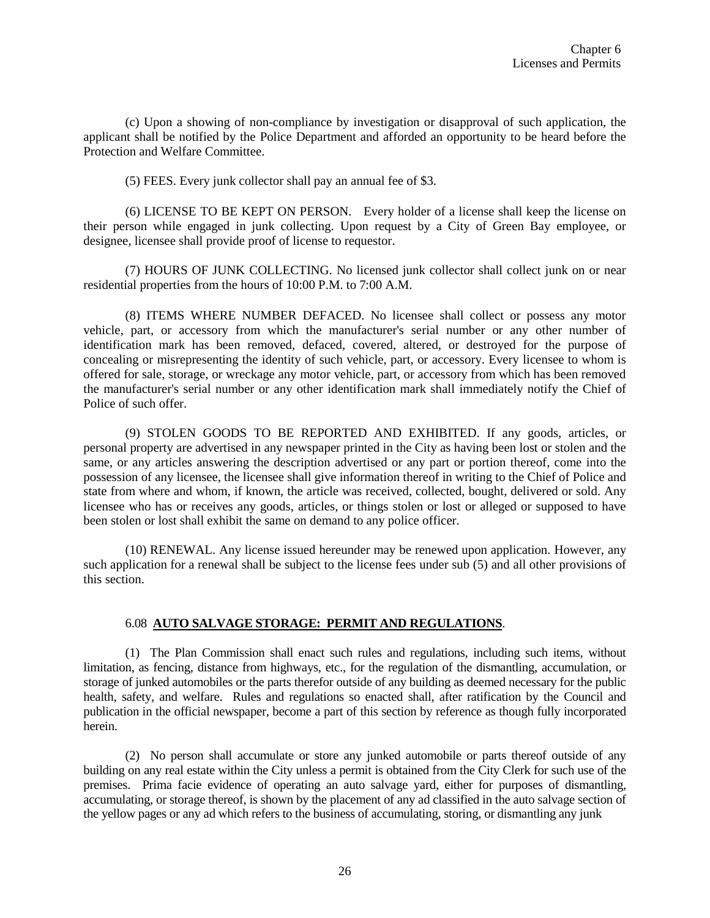(c) Upon a showing of non-compliance by investigation or disapproval of such application, the applicant shall be notified by the Police Department and afforded an opportunity to be heard before the Protection and Welfare Committee.

(5) FEES. Every junk collector shall pay an annual fee of $3.

(6) LICENSE TO BE KEPT ON PERSON. Every holder of a license shall keep the license on their person while engaged in junk collecting. Upon request by a City of Green Bay employee, or designee, licensee shall provide proof of license to requestor.

(7) HOURS OF JUNK COLLECTING. No licensed junk collector shall collect junk on or near residential properties from the hours of 10:00 P.M. to 7:00 A.M.

(8) ITEMS WHERE NUMBER DEFACED. No licensee shall collect or possess any motor vehicle, part, or accessory from which the manufacturer's serial number or any other number of identification mark has been removed, defaced, covered, altered, or destroyed for the purpose of concealing or misrepresenting the identity of such vehicle, part, or accessory. Every licensee to whom is offered for sale, storage, or wreckage any motor vehicle, part, or accessory from which has been removed the manufacturer's serial number or any other identification mark shall immediately notify the Chief of Police of such offer.

(9) STOLEN GOODS TO BE REPORTED AND EXHIBITED. If any goods, articles, or personal property are advertised in any newspaper printed in the City as having been lost or stolen and the same, or any articles answering the description advertised or any part or portion thereof, come into the possession of any licensee, the licensee shall give information thereof in writing to the Chief of Police and state from where and whom, if known, the article was received, collected, bought, delivered or sold. Any licensee who has or receives any goods, articles, or things stolen or lost or alleged or supposed to have been stolen or lost shall exhibit the same on demand to any police officer.

(10) RENEWAL. Any license issued hereunder may be renewed upon application. However, any such application for a renewal shall be subject to the license fees under sub (5) and all other provisions of this section.

## 6.08 **AUTO SALVAGE STORAGE: PERMIT AND REGULATIONS**.

(1) The Plan Commission shall enact such rules and regulations, including such items, without limitation, as fencing, distance from highways, etc., for the regulation of the dismantling, accumulation, or storage of junked automobiles or the parts therefor outside of any building as deemed necessary for the public health, safety, and welfare. Rules and regulations so enacted shall, after ratification by the Council and publication in the official newspaper, become a part of this section by reference as though fully incorporated herein.

(2) No person shall accumulate or store any junked automobile or parts thereof outside of any building on any real estate within the City unless a permit is obtained from the City Clerk for such use of the premises. Prima facie evidence of operating an auto salvage yard, either for purposes of dismantling, accumulating, or storage thereof, is shown by the placement of any ad classified in the auto salvage section of the yellow pages or any ad which refers to the business of accumulating, storing, or dismantling any junk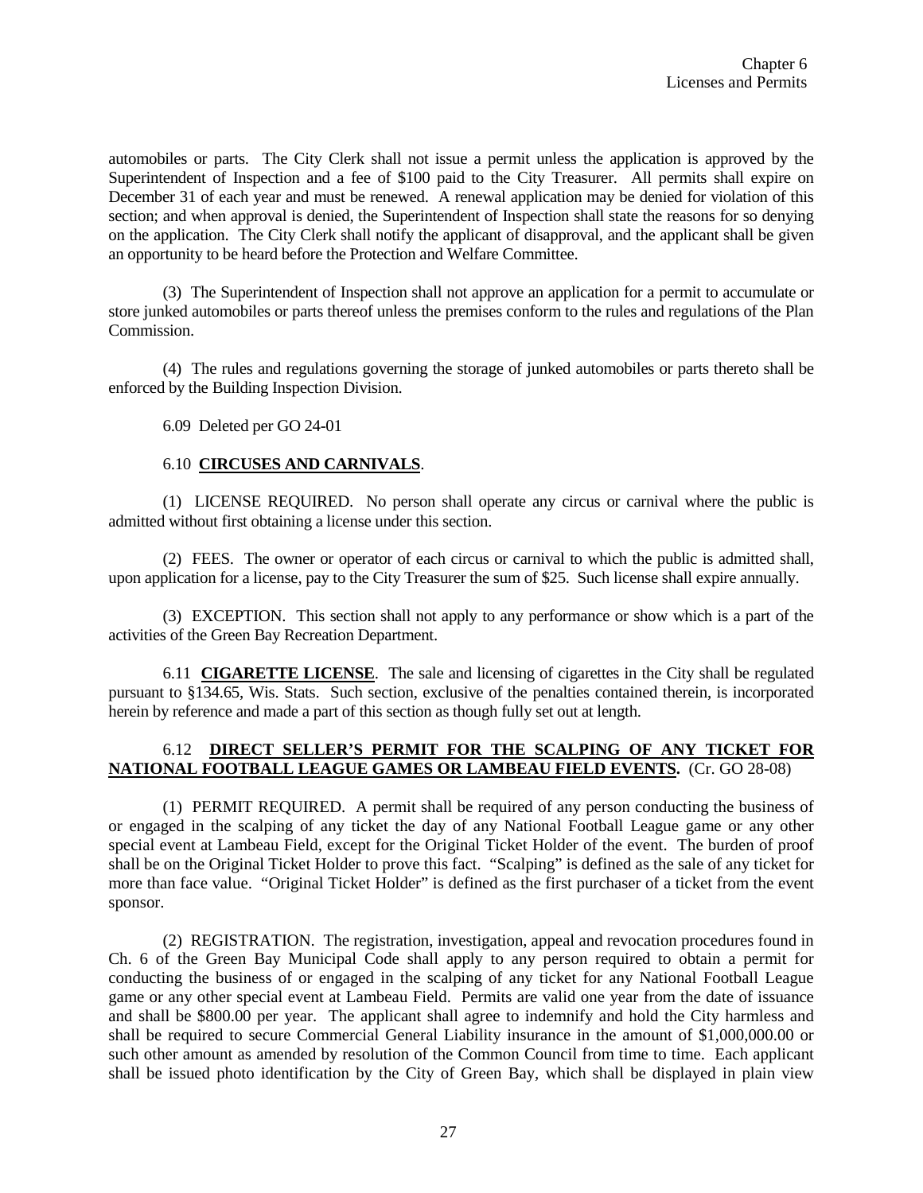automobiles or parts. The City Clerk shall not issue a permit unless the application is approved by the Superintendent of Inspection and a fee of $100 paid to the City Treasurer. All permits shall expire on December 31 of each year and must be renewed. A renewal application may be denied for violation of this section; and when approval is denied, the Superintendent of Inspection shall state the reasons for so denying on the application. The City Clerk shall notify the applicant of disapproval, and the applicant shall be given an opportunity to be heard before the Protection and Welfare Committee.

(3) The Superintendent of Inspection shall not approve an application for a permit to accumulate or store junked automobiles or parts thereof unless the premises conform to the rules and regulations of the Plan Commission.

(4) The rules and regulations governing the storage of junked automobiles or parts thereto shall be enforced by the Building Inspection Division.

6.09 Deleted per GO 24-01

6.10 **CIRCUSES AND CARNIVALS**.

(1) LICENSE REQUIRED. No person shall operate any circus or carnival where the public is admitted without first obtaining a license under this section.

(2) FEES. The owner or operator of each circus or carnival to which the public is admitted shall, upon application for a license, pay to the City Treasurer the sum of $25. Such license shall expire annually.

(3) EXCEPTION. This section shall not apply to any performance or show which is a part of the activities of the Green Bay Recreation Department.

6.11 **CIGARETTE LICENSE**. The sale and licensing of cigarettes in the City shall be regulated pursuant to §134.65, Wis. Stats. Such section, exclusive of the penalties contained therein, is incorporated herein by reference and made a part of this section as though fully set out at length.

6.12 **DIRECT SELLER'S PERMIT FOR THE SCALPING OF ANY TICKET FOR NATIONAL FOOTBALL LEAGUE GAMES OR LAMBEAU FIELD EVENTS.** (Cr. GO 28-08)

(1) PERMIT REQUIRED. A permit shall be required of any person conducting the business of or engaged in the scalping of any ticket the day of any National Football League game or any other special event at Lambeau Field, except for the Original Ticket Holder of the event. The burden of proof shall be on the Original Ticket Holder to prove this fact. "Scalping" is defined as the sale of any ticket for more than face value. "Original Ticket Holder" is defined as the first purchaser of a ticket from the event sponsor.

(2) REGISTRATION. The registration, investigation, appeal and revocation procedures found in Ch. 6 of the Green Bay Municipal Code shall apply to any person required to obtain a permit for conducting the business of or engaged in the scalping of any ticket for any National Football League game or any other special event at Lambeau Field. Permits are valid one year from the date of issuance and shall be $800.00 per year. The applicant shall agree to indemnify and hold the City harmless and shall be required to secure Commercial General Liability insurance in the amount of $1,000,000.00 or such other amount as amended by resolution of the Common Council from time to time. Each applicant shall be issued photo identification by the City of Green Bay, which shall be displayed in plain view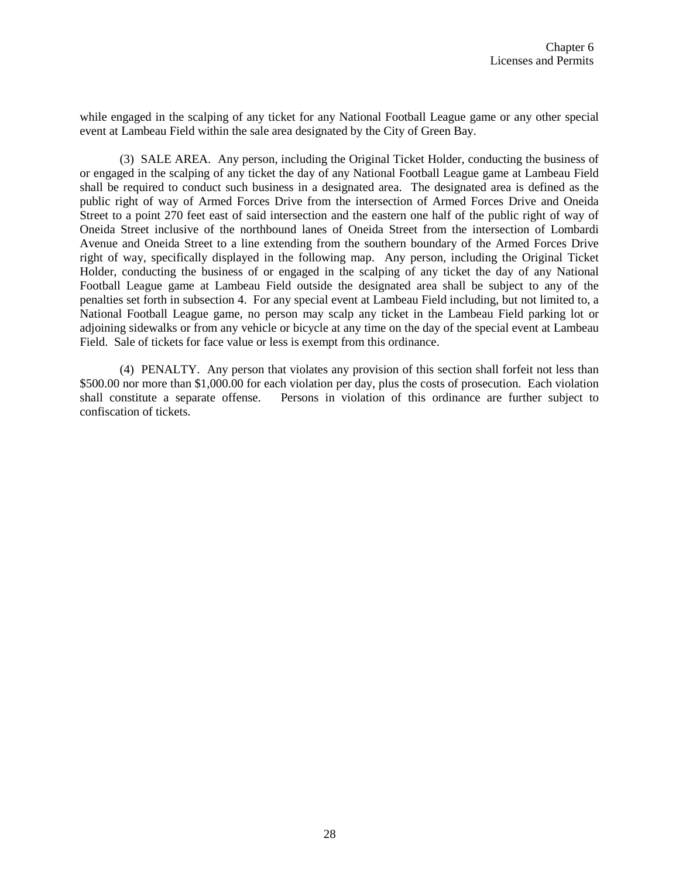while engaged in the scalping of any ticket for any National Football League game or any other special event at Lambeau Field within the sale area designated by the City of Green Bay.

(3) SALE AREA. Any person, including the Original Ticket Holder, conducting the business of or engaged in the scalping of any ticket the day of any National Football League game at Lambeau Field shall be required to conduct such business in a designated area. The designated area is defined as the public right of way of Armed Forces Drive from the intersection of Armed Forces Drive and Oneida Street to a point 270 feet east of said intersection and the eastern one half of the public right of way of Oneida Street inclusive of the northbound lanes of Oneida Street from the intersection of Lombardi Avenue and Oneida Street to a line extending from the southern boundary of the Armed Forces Drive right of way, specifically displayed in the following map. Any person, including the Original Ticket Holder, conducting the business of or engaged in the scalping of any ticket the day of any National Football League game at Lambeau Field outside the designated area shall be subject to any of the penalties set forth in subsection 4. For any special event at Lambeau Field including, but not limited to, a National Football League game, no person may scalp any ticket in the Lambeau Field parking lot or adjoining sidewalks or from any vehicle or bicycle at any time on the day of the special event at Lambeau Field. Sale of tickets for face value or less is exempt from this ordinance.

(4) PENALTY. Any person that violates any provision of this section shall forfeit not less than $500.00 nor more than $1,000.00 for each violation per day, plus the costs of prosecution. Each violation shall constitute a separate offense. Persons in violation of this ordinance are further subject to confiscation of tickets.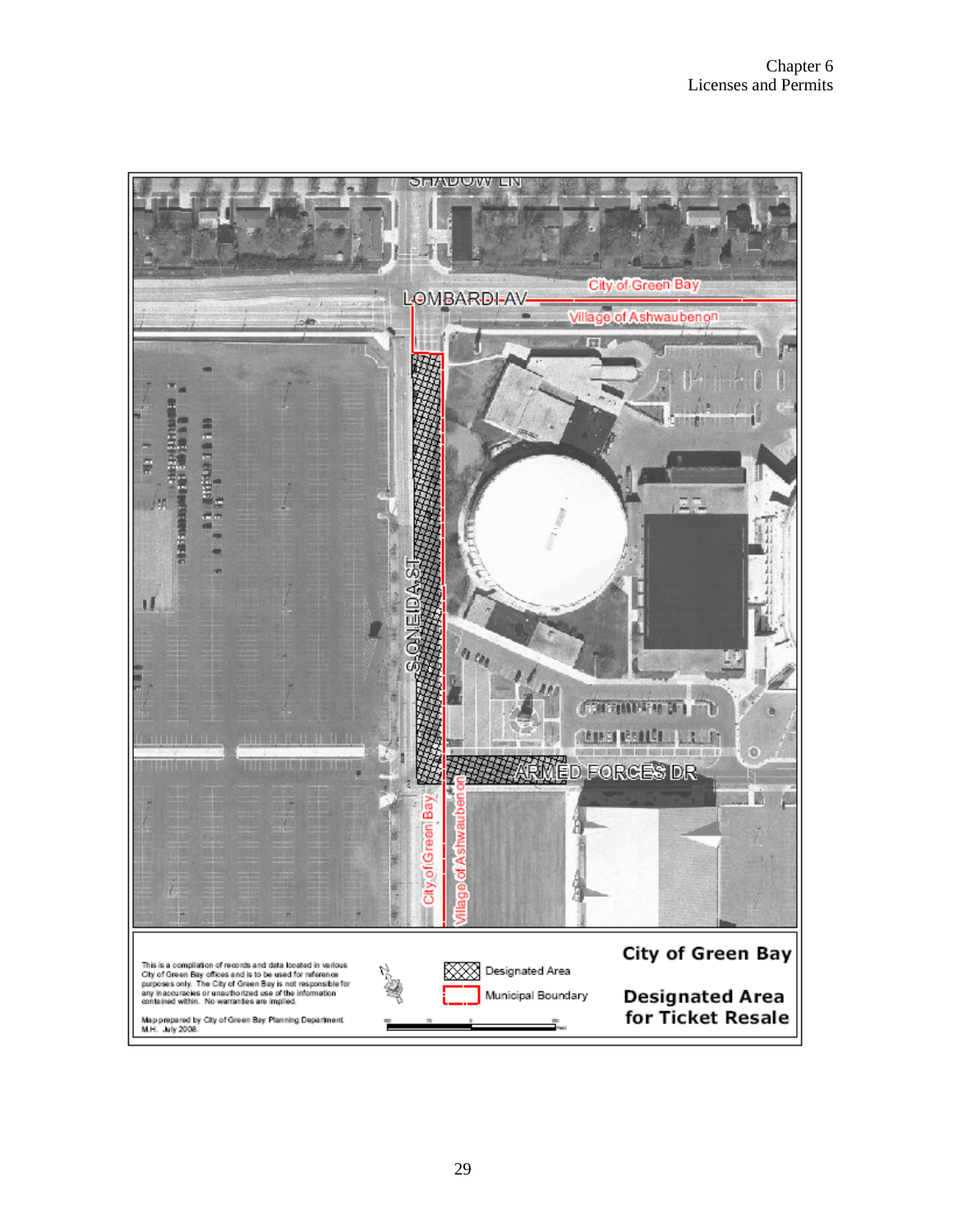SHADOW LN

LOMBARDI AV

City of Green Bay

Village of Ashwaubenon

S ONEIDA ST

ARMED FORCES DR

City of Green Bay

Village of Ashwaubenon

This is a compilation of records and data located in various City of Green Bay offices and is to be used for reference purposes only. The City of Green Bay is not responsible for any inaccuracies or unauthorized use of the information contained within. No warranties are implied.

Map prepared by City of Green Bay Planning Department M.H. July 2008.

Designated Area

Municipal Boundary

**City of Green Bay**

**Designated Area for Ticket Resale**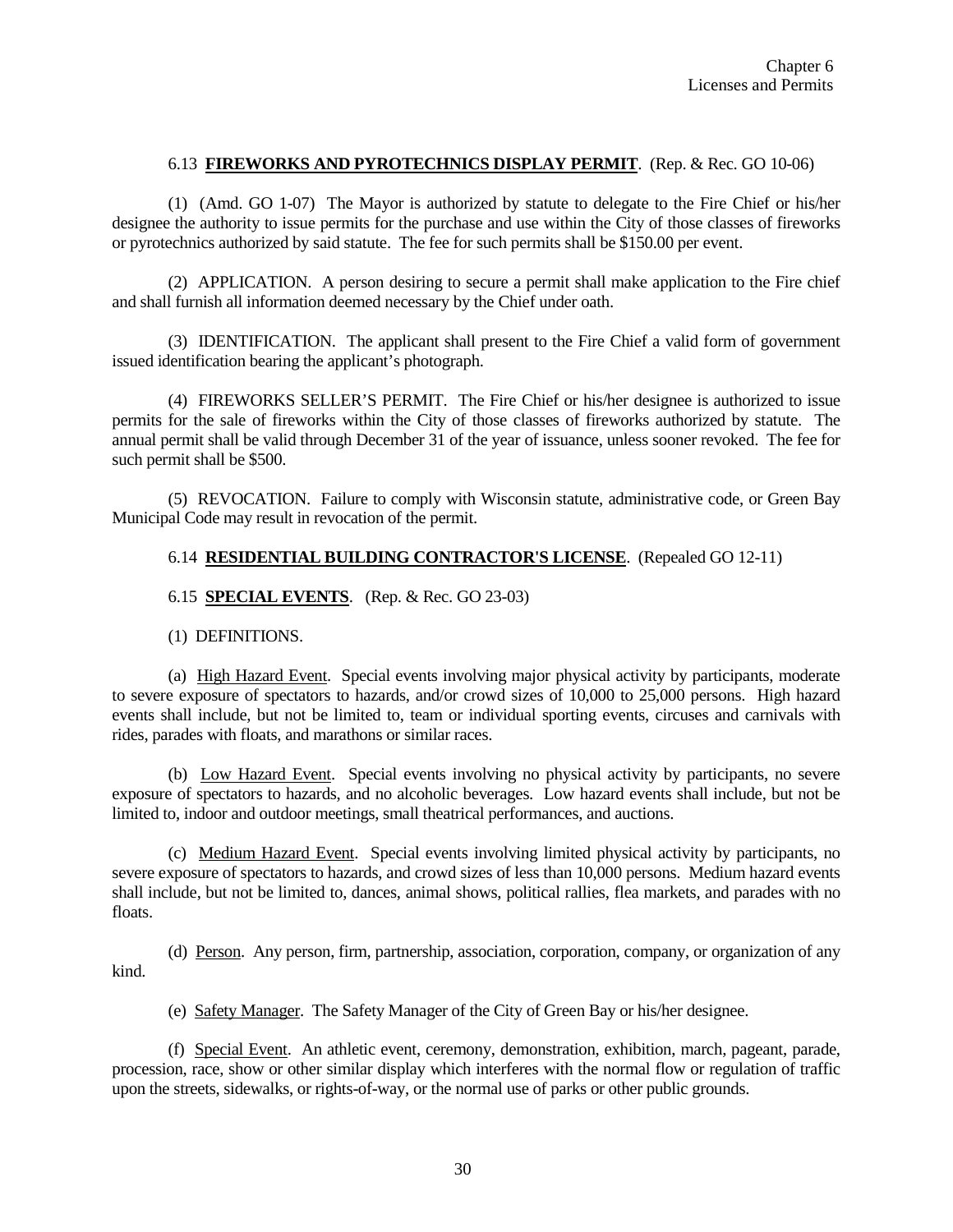6.13 **FIREWORKS AND PYROTECHNICS DISPLAY PERMIT**. (Rep. & Rec. GO 10-06)

(1) (Amd. GO 1-07) The Mayor is authorized by statute to delegate to the Fire Chief or his/her designee the authority to issue permits for the purchase and use within the City of those classes of fireworks or pyrotechnics authorized by said statute. The fee for such permits shall be $150.00 per event.

(2) APPLICATION. A person desiring to secure a permit shall make application to the Fire chief and shall furnish all information deemed necessary by the Chief under oath.

(3) IDENTIFICATION. The applicant shall present to the Fire Chief a valid form of government issued identification bearing the applicant's photograph.

(4) FIREWORKS SELLER'S PERMIT. The Fire Chief or his/her designee is authorized to issue permits for the sale of fireworks within the City of those classes of fireworks authorized by statute. The annual permit shall be valid through December 31 of the year of issuance, unless sooner revoked. The fee for such permit shall be $500.

(5) REVOCATION. Failure to comply with Wisconsin statute, administrative code, or Green Bay Municipal Code may result in revocation of the permit.

6.14 **RESIDENTIAL BUILDING CONTRACTOR'S LICENSE**. (Repealed GO 12-11)

6.15 **SPECIAL EVENTS**. (Rep. & Rec. GO 23-03)

(1) DEFINITIONS.

(a) High Hazard Event. Special events involving major physical activity by participants, moderate to severe exposure of spectators to hazards, and/or crowd sizes of 10,000 to 25,000 persons. High hazard events shall include, but not be limited to, team or individual sporting events, circuses and carnivals with rides, parades with floats, and marathons or similar races.

(b) Low Hazard Event. Special events involving no physical activity by participants, no severe exposure of spectators to hazards, and no alcoholic beverages. Low hazard events shall include, but not be limited to, indoor and outdoor meetings, small theatrical performances, and auctions.

(c) Medium Hazard Event. Special events involving limited physical activity by participants, no severe exposure of spectators to hazards, and crowd sizes of less than 10,000 persons. Medium hazard events shall include, but not be limited to, dances, animal shows, political rallies, flea markets, and parades with no floats.

(d) Person. Any person, firm, partnership, association, corporation, company, or organization of any kind.

(e) Safety Manager. The Safety Manager of the City of Green Bay or his/her designee.

(f) Special Event. An athletic event, ceremony, demonstration, exhibition, march, pageant, parade, procession, race, show or other similar display which interferes with the normal flow or regulation of traffic upon the streets, sidewalks, or rights-of-way, or the normal use of parks or other public grounds.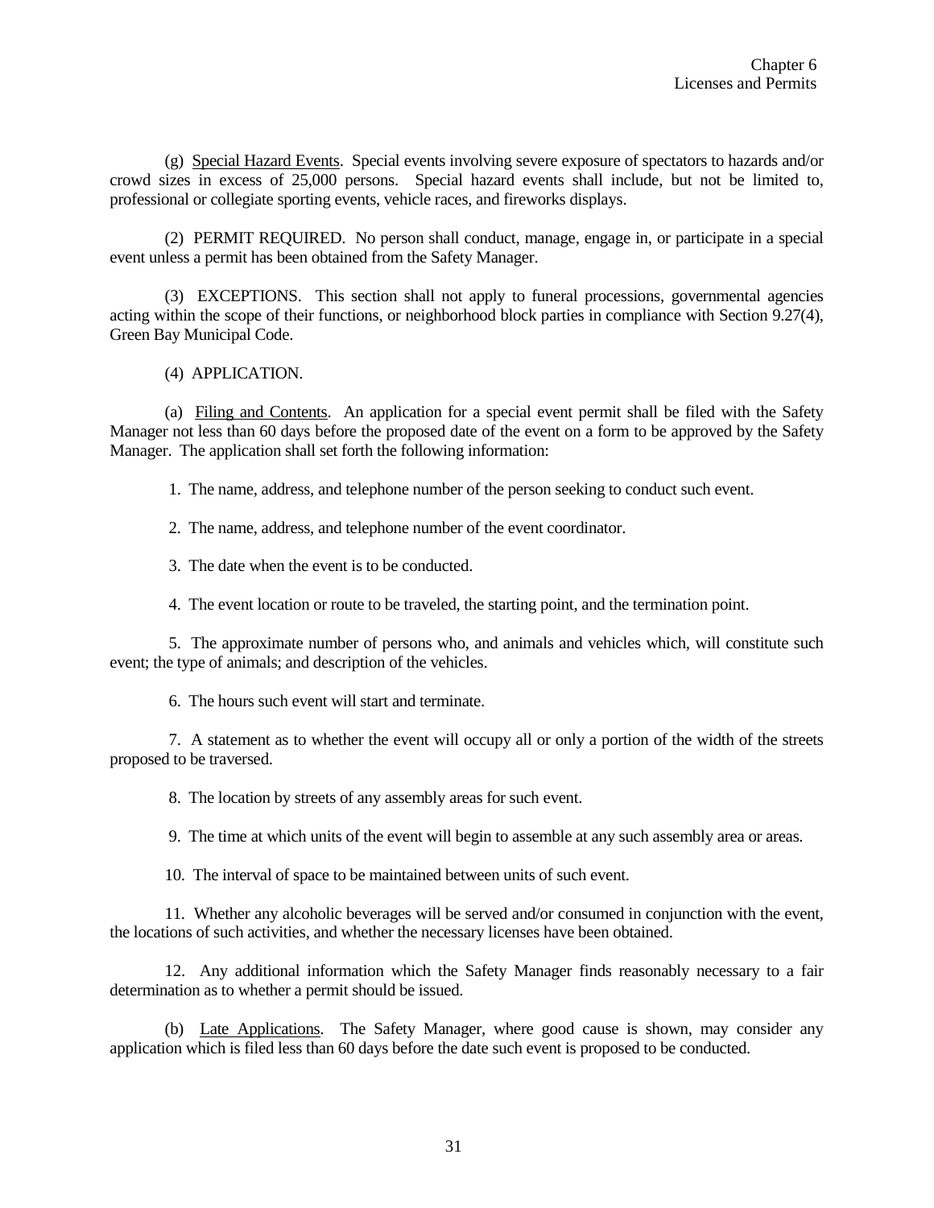(g) Special Hazard Events. Special events involving severe exposure of spectators to hazards and/or crowd sizes in excess of 25,000 persons. Special hazard events shall include, but not be limited to, professional or collegiate sporting events, vehicle races, and fireworks displays.

(2) PERMIT REQUIRED. No person shall conduct, manage, engage in, or participate in a special event unless a permit has been obtained from the Safety Manager.

(3) EXCEPTIONS. This section shall not apply to funeral processions, governmental agencies acting within the scope of their functions, or neighborhood block parties in compliance with Section 9.27(4), Green Bay Municipal Code.

(4) APPLICATION.

(a) Filing and Contents. An application for a special event permit shall be filed with the Safety Manager not less than 60 days before the proposed date of the event on a form to be approved by the Safety Manager. The application shall set forth the following information:

1. The name, address, and telephone number of the person seeking to conduct such event.

2. The name, address, and telephone number of the event coordinator.

3. The date when the event is to be conducted.

4. The event location or route to be traveled, the starting point, and the termination point.

5. The approximate number of persons who, and animals and vehicles which, will constitute such event; the type of animals; and description of the vehicles.

6. The hours such event will start and terminate.

7. A statement as to whether the event will occupy all or only a portion of the width of the streets proposed to be traversed.

8. The location by streets of any assembly areas for such event.

9. The time at which units of the event will begin to assemble at any such assembly area or areas.

10. The interval of space to be maintained between units of such event.

11. Whether any alcoholic beverages will be served and/or consumed in conjunction with the event, the locations of such activities, and whether the necessary licenses have been obtained.

12. Any additional information which the Safety Manager finds reasonably necessary to a fair determination as to whether a permit should be issued.

(b) Late Applications. The Safety Manager, where good cause is shown, may consider any application which is filed less than 60 days before the date such event is proposed to be conducted.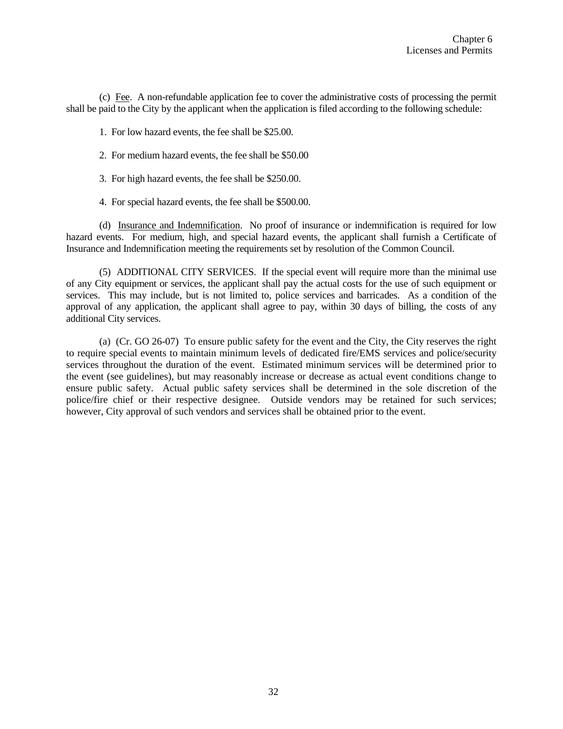(c) Fee. A non-refundable application fee to cover the administrative costs of processing the permit shall be paid to the City by the applicant when the application is filed according to the following schedule:

1. For low hazard events, the fee shall be $25.00.

2. For medium hazard events, the fee shall be $50.00

3. For high hazard events, the fee shall be $250.00.

4. For special hazard events, the fee shall be $500.00.

(d) Insurance and Indemnification. No proof of insurance or indemnification is required for low hazard events. For medium, high, and special hazard events, the applicant shall furnish a Certificate of Insurance and Indemnification meeting the requirements set by resolution of the Common Council.

(5) ADDITIONAL CITY SERVICES. If the special event will require more than the minimal use of any City equipment or services, the applicant shall pay the actual costs for the use of such equipment or services. This may include, but is not limited to, police services and barricades. As a condition of the approval of any application, the applicant shall agree to pay, within 30 days of billing, the costs of any additional City services.

(a) (Cr. GO 26-07) To ensure public safety for the event and the City, the City reserves the right to require special events to maintain minimum levels of dedicated fire/EMS services and police/security services throughout the duration of the event. Estimated minimum services will be determined prior to the event (see guidelines), but may reasonably increase or decrease as actual event conditions change to ensure public safety. Actual public safety services shall be determined in the sole discretion of the police/fire chief or their respective designee. Outside vendors may be retained for such services; however, City approval of such vendors and services shall be obtained prior to the event.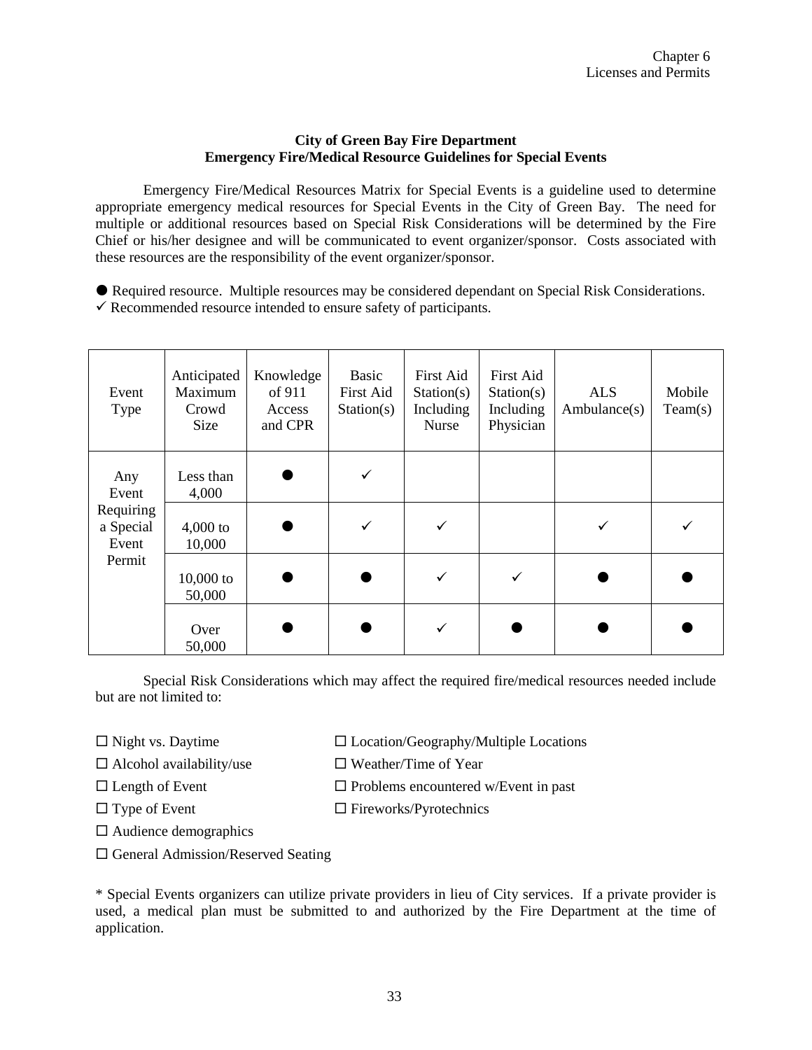**City of Green Bay Fire Department**
**Emergency Fire/Medical Resource Guidelines for Special Events**

Emergency Fire/Medical Resources Matrix for Special Events is a guideline used to determine appropriate emergency medical resources for Special Events in the City of Green Bay. The need for multiple or additional resources based on Special Risk Considerations will be determined by the Fire Chief or his/her designee and will be communicated to event organizer/sponsor. Costs associated with these resources are the responsibility of the event organizer/sponsor.

● Required resource. Multiple resources may be considered dependant on Special Risk Considerations.
✓ Recommended resource intended to ensure safety of participants.

| Event Type | Anticipated Maximum Crowd Size | Knowledge of 911 Access and CPR | Basic First Aid Station(s) | First Aid Station(s) Including Nurse | First Aid Station(s) Including Physician | ALS Ambulance(s) | Mobile Team(s) |
|---|---|---|---|---|---|---|---|
| Any Event Requiring a Special Event Permit | Less than 4,000 | ● | ✓ | | | | |
| | 4,000 to 10,000 | ● | ✓ | ✓ | | ✓ | ✓ |
| | 10,000 to 50,000 | ● | ● | ✓ | ✓ | ● | ● |
| | Over 50,000 | ● | ● | ✓ | ● | ● | ● |

Special Risk Considerations which may affect the required fire/medical resources needed include but are not limited to:

- ☐ Night vs. Daytime
- ☐ Alcohol availability/use
- ☐ Length of Event
- ☐ Type of Event
- ☐ Audience demographics
- ☐ General Admission/Reserved Seating
- ☐ Location/Geography/Multiple Locations
- ☐ Weather/Time of Year
- ☐ Problems encountered w/Event in past
- ☐ Fireworks/Pyrotechnics

* Special Events organizers can utilize private providers in lieu of City services. If a private provider is used, a medical plan must be submitted to and authorized by the Fire Department at the time of application.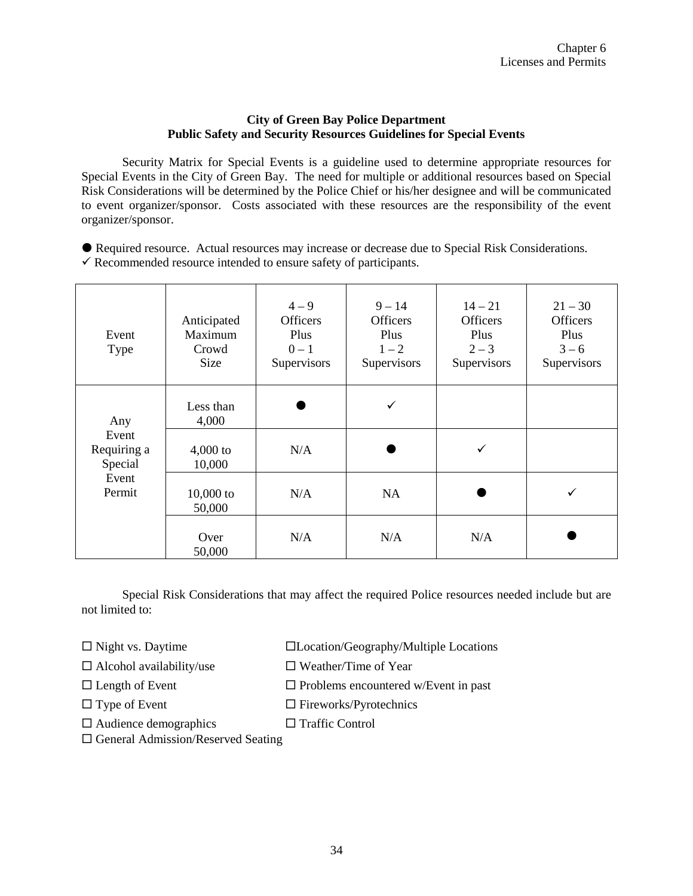**City of Green Bay Police Department**
**Public Safety and Security Resources Guidelines for Special Events**

Security Matrix for Special Events is a guideline used to determine appropriate resources for Special Events in the City of Green Bay. The need for multiple or additional resources based on Special Risk Considerations will be determined by the Police Chief or his/her designee and will be communicated to event organizer/sponsor. Costs associated with these resources are the responsibility of the event organizer/sponsor.

● Required resource. Actual resources may increase or decrease due to Special Risk Considerations.
✓ Recommended resource intended to ensure safety of participants.

| Event Type | Anticipated Maximum Crowd Size | 4 – 9 Officers Plus 0 – 1 Supervisors | 9 – 14 Officers Plus 1 – 2 Supervisors | 14 – 21 Officers Plus 2 – 3 Supervisors | 21 – 30 Officers Plus 3 – 6 Supervisors |
|---|---|---|---|---|---|
| Any Event Requiring a Special Event Permit | Less than 4,000 | ● | ✓ | | |
| | 4,000 to 10,000 | N/A | ● | ✓ | |
| | 10,000 to 50,000 | N/A | NA | ● | ✓ |
| | Over 50,000 | N/A | N/A | N/A | ● |

Special Risk Considerations that may affect the required Police resources needed include but are not limited to:

- ☐ Night vs. Daytime
- ☐ Alcohol availability/use
- ☐ Length of Event
- ☐ Type of Event
- ☐ Audience demographics
- ☐ General Admission/Reserved Seating
- ☐ Location/Geography/Multiple Locations
- ☐ Weather/Time of Year
- ☐ Problems encountered w/Event in past
- ☐ Fireworks/Pyrotechnics
- ☐ Traffic Control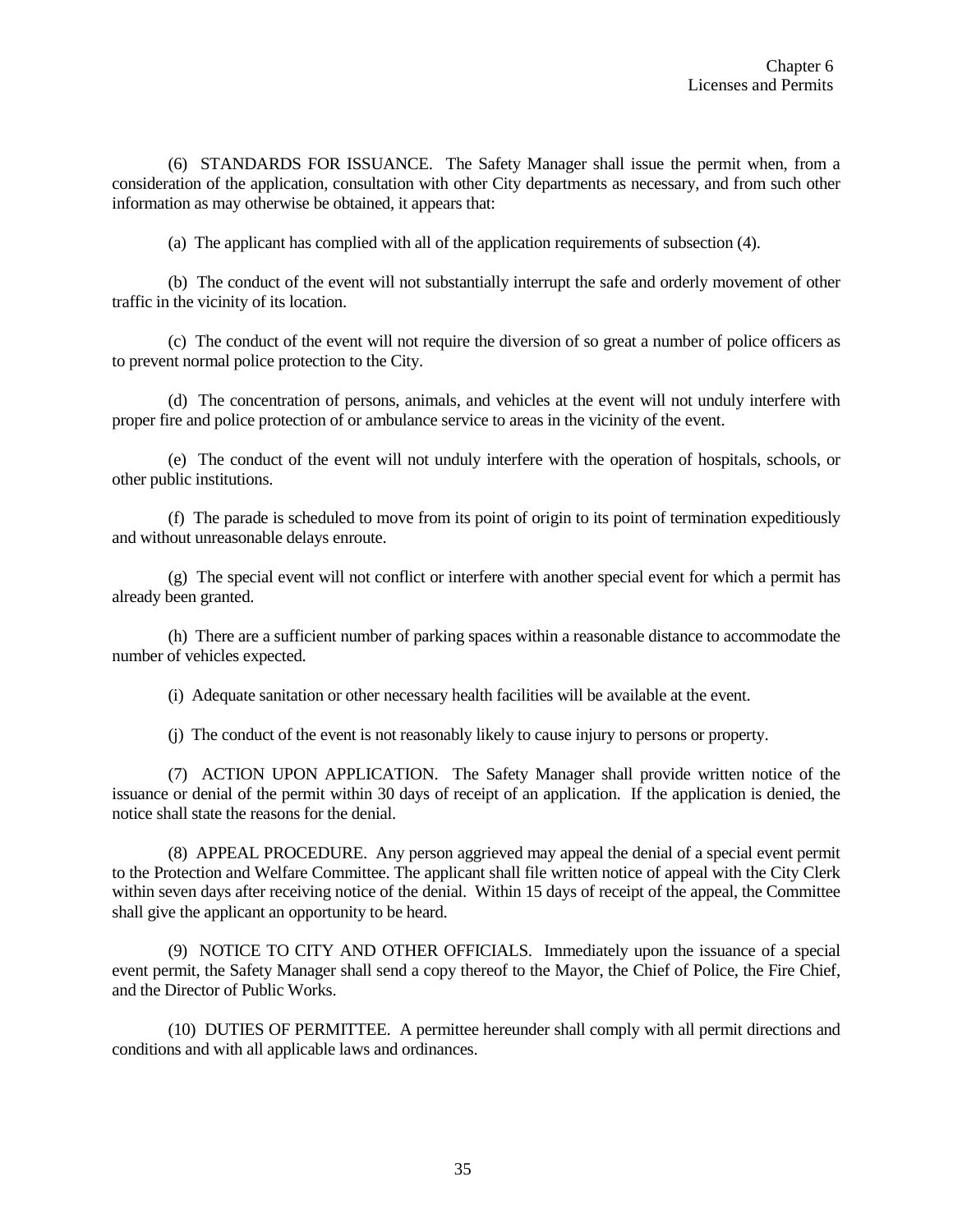(6) STANDARDS FOR ISSUANCE. The Safety Manager shall issue the permit when, from a consideration of the application, consultation with other City departments as necessary, and from such other information as may otherwise be obtained, it appears that:

(a) The applicant has complied with all of the application requirements of subsection (4).

(b) The conduct of the event will not substantially interrupt the safe and orderly movement of other traffic in the vicinity of its location.

(c) The conduct of the event will not require the diversion of so great a number of police officers as to prevent normal police protection to the City.

(d) The concentration of persons, animals, and vehicles at the event will not unduly interfere with proper fire and police protection of or ambulance service to areas in the vicinity of the event.

(e) The conduct of the event will not unduly interfere with the operation of hospitals, schools, or other public institutions.

(f) The parade is scheduled to move from its point of origin to its point of termination expeditiously and without unreasonable delays enroute.

(g) The special event will not conflict or interfere with another special event for which a permit has already been granted.

(h) There are a sufficient number of parking spaces within a reasonable distance to accommodate the number of vehicles expected.

(i) Adequate sanitation or other necessary health facilities will be available at the event.

(j) The conduct of the event is not reasonably likely to cause injury to persons or property.

(7) ACTION UPON APPLICATION. The Safety Manager shall provide written notice of the issuance or denial of the permit within 30 days of receipt of an application. If the application is denied, the notice shall state the reasons for the denial.

(8) APPEAL PROCEDURE. Any person aggrieved may appeal the denial of a special event permit to the Protection and Welfare Committee. The applicant shall file written notice of appeal with the City Clerk within seven days after receiving notice of the denial. Within 15 days of receipt of the appeal, the Committee shall give the applicant an opportunity to be heard.

(9) NOTICE TO CITY AND OTHER OFFICIALS. Immediately upon the issuance of a special event permit, the Safety Manager shall send a copy thereof to the Mayor, the Chief of Police, the Fire Chief, and the Director of Public Works.

(10) DUTIES OF PERMITTEE. A permittee hereunder shall comply with all permit directions and conditions and with all applicable laws and ordinances.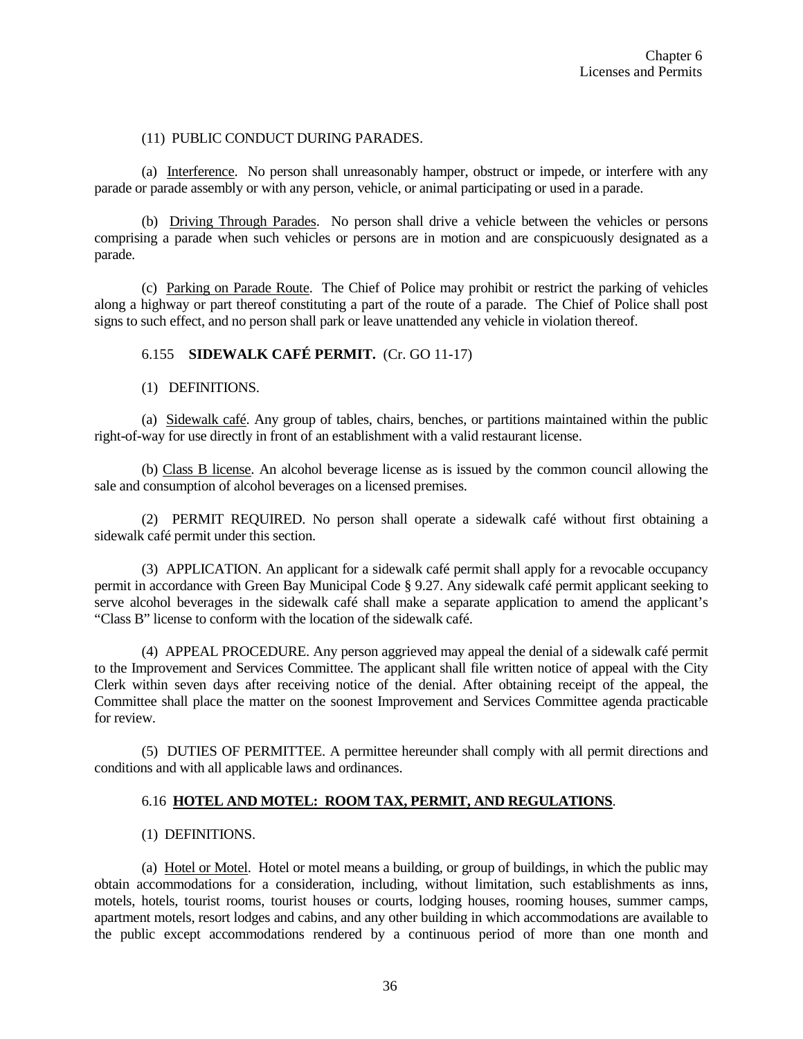(11) PUBLIC CONDUCT DURING PARADES.

(a) Interference. No person shall unreasonably hamper, obstruct or impede, or interfere with any parade or parade assembly or with any person, vehicle, or animal participating or used in a parade.

(b) Driving Through Parades. No person shall drive a vehicle between the vehicles or persons comprising a parade when such vehicles or persons are in motion and are conspicuously designated as a parade.

(c) Parking on Parade Route. The Chief of Police may prohibit or restrict the parking of vehicles along a highway or part thereof constituting a part of the route of a parade. The Chief of Police shall post signs to such effect, and no person shall park or leave unattended any vehicle in violation thereof.

6.155 **SIDEWALK CAFÉ PERMIT.** (Cr. GO 11-17)

(1) DEFINITIONS.

(a) Sidewalk café. Any group of tables, chairs, benches, or partitions maintained within the public right-of-way for use directly in front of an establishment with a valid restaurant license.

(b) Class B license. An alcohol beverage license as is issued by the common council allowing the sale and consumption of alcohol beverages on a licensed premises.

(2) PERMIT REQUIRED. No person shall operate a sidewalk café without first obtaining a sidewalk café permit under this section.

(3) APPLICATION. An applicant for a sidewalk café permit shall apply for a revocable occupancy permit in accordance with Green Bay Municipal Code § 9.27. Any sidewalk café permit applicant seeking to serve alcohol beverages in the sidewalk café shall make a separate application to amend the applicant's "Class B" license to conform with the location of the sidewalk café.

(4) APPEAL PROCEDURE. Any person aggrieved may appeal the denial of a sidewalk café permit to the Improvement and Services Committee. The applicant shall file written notice of appeal with the City Clerk within seven days after receiving notice of the denial. After obtaining receipt of the appeal, the Committee shall place the matter on the soonest Improvement and Services Committee agenda practicable for review.

(5) DUTIES OF PERMITTEE. A permittee hereunder shall comply with all permit directions and conditions and with all applicable laws and ordinances.

6.16 **HOTEL AND MOTEL: ROOM TAX, PERMIT, AND REGULATIONS**.

(1) DEFINITIONS.

(a) Hotel or Motel. Hotel or motel means a building, or group of buildings, in which the public may obtain accommodations for a consideration, including, without limitation, such establishments as inns, motels, hotels, tourist rooms, tourist houses or courts, lodging houses, rooming houses, summer camps, apartment motels, resort lodges and cabins, and any other building in which accommodations are available to the public except accommodations rendered by a continuous period of more than one month and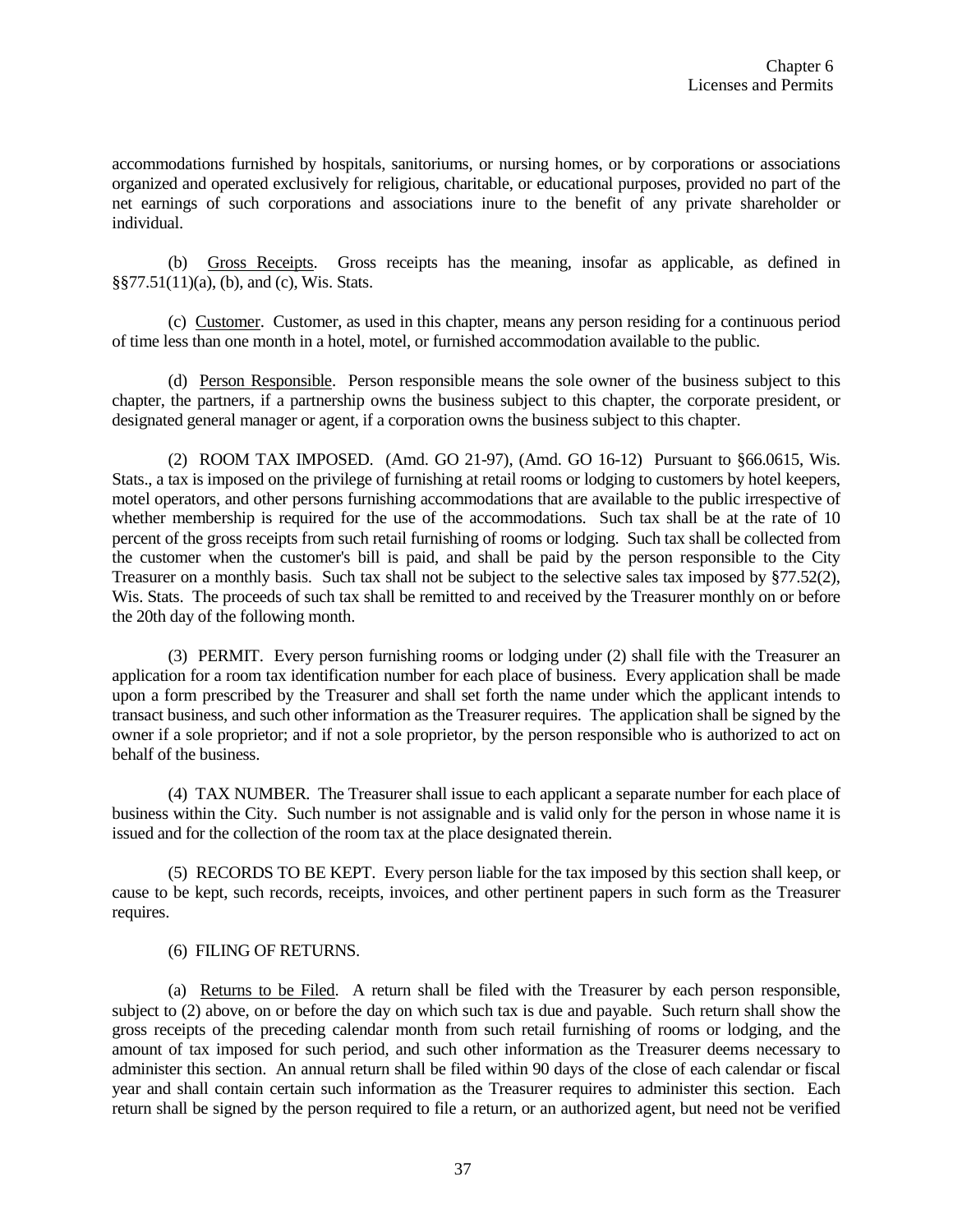accommodations furnished by hospitals, sanitoriums, or nursing homes, or by corporations or associations organized and operated exclusively for religious, charitable, or educational purposes, provided no part of the net earnings of such corporations and associations inure to the benefit of any private shareholder or individual.

(b) Gross Receipts. Gross receipts has the meaning, insofar as applicable, as defined in §§77.51(11)(a), (b), and (c), Wis. Stats.

(c) Customer. Customer, as used in this chapter, means any person residing for a continuous period of time less than one month in a hotel, motel, or furnished accommodation available to the public.

(d) Person Responsible. Person responsible means the sole owner of the business subject to this chapter, the partners, if a partnership owns the business subject to this chapter, the corporate president, or designated general manager or agent, if a corporation owns the business subject to this chapter.

(2) ROOM TAX IMPOSED. (Amd. GO 21-97), (Amd. GO 16-12) Pursuant to §66.0615, Wis. Stats., a tax is imposed on the privilege of furnishing at retail rooms or lodging to customers by hotel keepers, motel operators, and other persons furnishing accommodations that are available to the public irrespective of whether membership is required for the use of the accommodations. Such tax shall be at the rate of 10 percent of the gross receipts from such retail furnishing of rooms or lodging. Such tax shall be collected from the customer when the customer's bill is paid, and shall be paid by the person responsible to the City Treasurer on a monthly basis. Such tax shall not be subject to the selective sales tax imposed by §77.52(2), Wis. Stats. The proceeds of such tax shall be remitted to and received by the Treasurer monthly on or before the 20th day of the following month.

(3) PERMIT. Every person furnishing rooms or lodging under (2) shall file with the Treasurer an application for a room tax identification number for each place of business. Every application shall be made upon a form prescribed by the Treasurer and shall set forth the name under which the applicant intends to transact business, and such other information as the Treasurer requires. The application shall be signed by the owner if a sole proprietor; and if not a sole proprietor, by the person responsible who is authorized to act on behalf of the business.

(4) TAX NUMBER. The Treasurer shall issue to each applicant a separate number for each place of business within the City. Such number is not assignable and is valid only for the person in whose name it is issued and for the collection of the room tax at the place designated therein.

(5) RECORDS TO BE KEPT. Every person liable for the tax imposed by this section shall keep, or cause to be kept, such records, receipts, invoices, and other pertinent papers in such form as the Treasurer requires.

(6) FILING OF RETURNS.

(a) Returns to be Filed. A return shall be filed with the Treasurer by each person responsible, subject to (2) above, on or before the day on which such tax is due and payable. Such return shall show the gross receipts of the preceding calendar month from such retail furnishing of rooms or lodging, and the amount of tax imposed for such period, and such other information as the Treasurer deems necessary to administer this section. An annual return shall be filed within 90 days of the close of each calendar or fiscal year and shall contain certain such information as the Treasurer requires to administer this section. Each return shall be signed by the person required to file a return, or an authorized agent, but need not be verified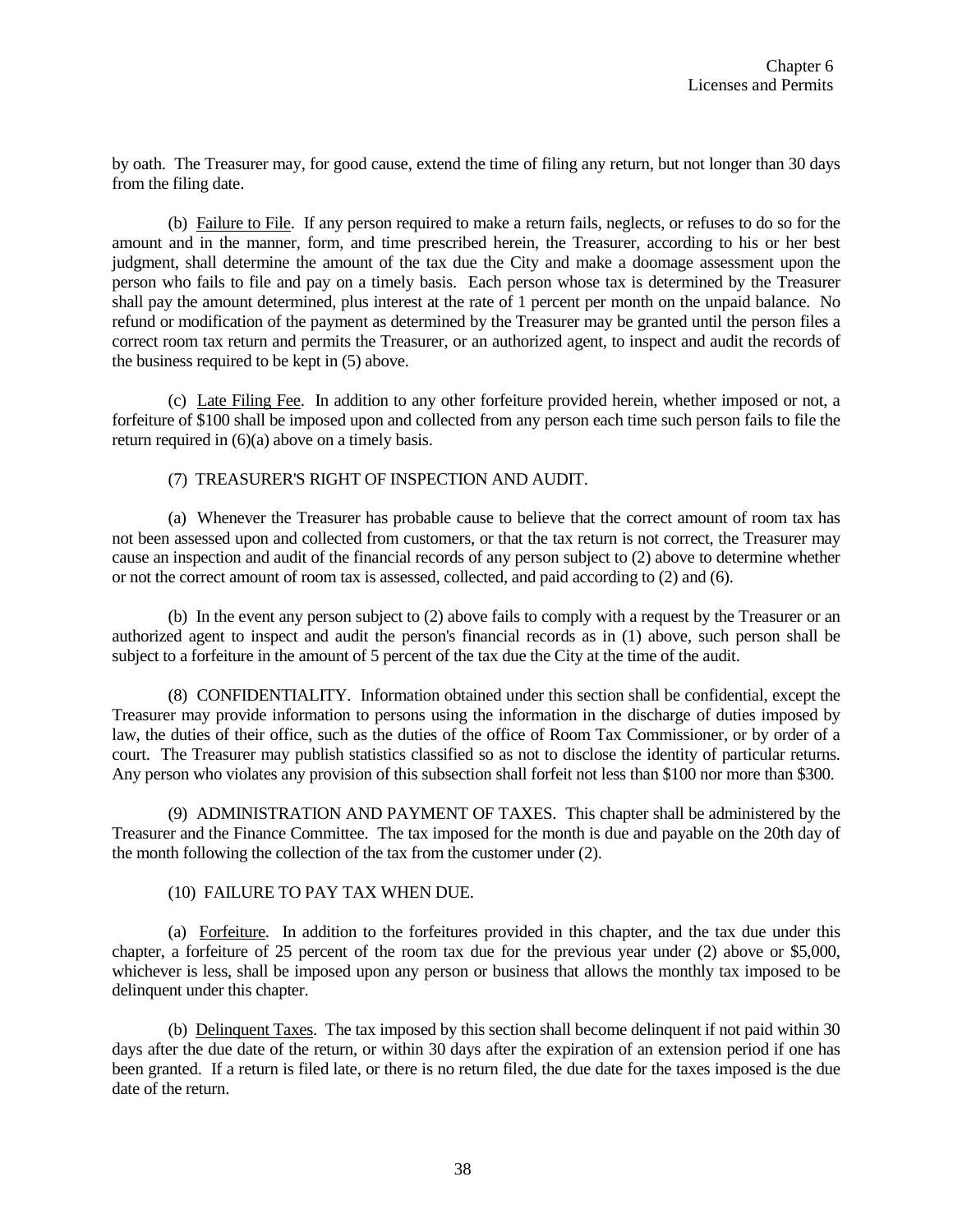by oath. The Treasurer may, for good cause, extend the time of filing any return, but not longer than 30 days from the filing date.

(b) Failure to File. If any person required to make a return fails, neglects, or refuses to do so for the amount and in the manner, form, and time prescribed herein, the Treasurer, according to his or her best judgment, shall determine the amount of the tax due the City and make a doomage assessment upon the person who fails to file and pay on a timely basis. Each person whose tax is determined by the Treasurer shall pay the amount determined, plus interest at the rate of 1 percent per month on the unpaid balance. No refund or modification of the payment as determined by the Treasurer may be granted until the person files a correct room tax return and permits the Treasurer, or an authorized agent, to inspect and audit the records of the business required to be kept in (5) above.

(c) Late Filing Fee. In addition to any other forfeiture provided herein, whether imposed or not, a forfeiture of $100 shall be imposed upon and collected from any person each time such person fails to file the return required in (6)(a) above on a timely basis.

(7) TREASURER'S RIGHT OF INSPECTION AND AUDIT.

(a) Whenever the Treasurer has probable cause to believe that the correct amount of room tax has not been assessed upon and collected from customers, or that the tax return is not correct, the Treasurer may cause an inspection and audit of the financial records of any person subject to (2) above to determine whether or not the correct amount of room tax is assessed, collected, and paid according to (2) and (6).

(b) In the event any person subject to (2) above fails to comply with a request by the Treasurer or an authorized agent to inspect and audit the person's financial records as in (1) above, such person shall be subject to a forfeiture in the amount of 5 percent of the tax due the City at the time of the audit.

(8) CONFIDENTIALITY. Information obtained under this section shall be confidential, except the Treasurer may provide information to persons using the information in the discharge of duties imposed by law, the duties of their office, such as the duties of the office of Room Tax Commissioner, or by order of a court. The Treasurer may publish statistics classified so as not to disclose the identity of particular returns. Any person who violates any provision of this subsection shall forfeit not less than $100 nor more than $300.

(9) ADMINISTRATION AND PAYMENT OF TAXES. This chapter shall be administered by the Treasurer and the Finance Committee. The tax imposed for the month is due and payable on the 20th day of the month following the collection of the tax from the customer under (2).

(10) FAILURE TO PAY TAX WHEN DUE.

(a) Forfeiture. In addition to the forfeitures provided in this chapter, and the tax due under this chapter, a forfeiture of 25 percent of the room tax due for the previous year under (2) above or $5,000, whichever is less, shall be imposed upon any person or business that allows the monthly tax imposed to be delinquent under this chapter.

(b) Delinquent Taxes. The tax imposed by this section shall become delinquent if not paid within 30 days after the due date of the return, or within 30 days after the expiration of an extension period if one has been granted. If a return is filed late, or there is no return filed, the due date for the taxes imposed is the due date of the return.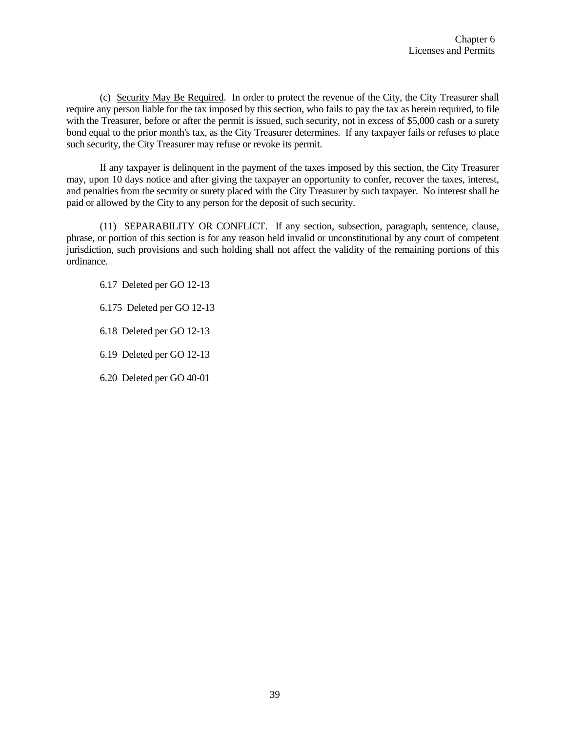(c) Security May Be Required. In order to protect the revenue of the City, the City Treasurer shall require any person liable for the tax imposed by this section, who fails to pay the tax as herein required, to file with the Treasurer, before or after the permit is issued, such security, not in excess of $5,000 cash or a surety bond equal to the prior month's tax, as the City Treasurer determines. If any taxpayer fails or refuses to place such security, the City Treasurer may refuse or revoke its permit.

If any taxpayer is delinquent in the payment of the taxes imposed by this section, the City Treasurer may, upon 10 days notice and after giving the taxpayer an opportunity to confer, recover the taxes, interest, and penalties from the security or surety placed with the City Treasurer by such taxpayer. No interest shall be paid or allowed by the City to any person for the deposit of such security.

(11) SEPARABILITY OR CONFLICT. If any section, subsection, paragraph, sentence, clause, phrase, or portion of this section is for any reason held invalid or unconstitutional by any court of competent jurisdiction, such provisions and such holding shall not affect the validity of the remaining portions of this ordinance.

6.17 Deleted per GO 12-13

6.175 Deleted per GO 12-13

6.18 Deleted per GO 12-13

6.19 Deleted per GO 12-13

6.20 Deleted per GO 40-01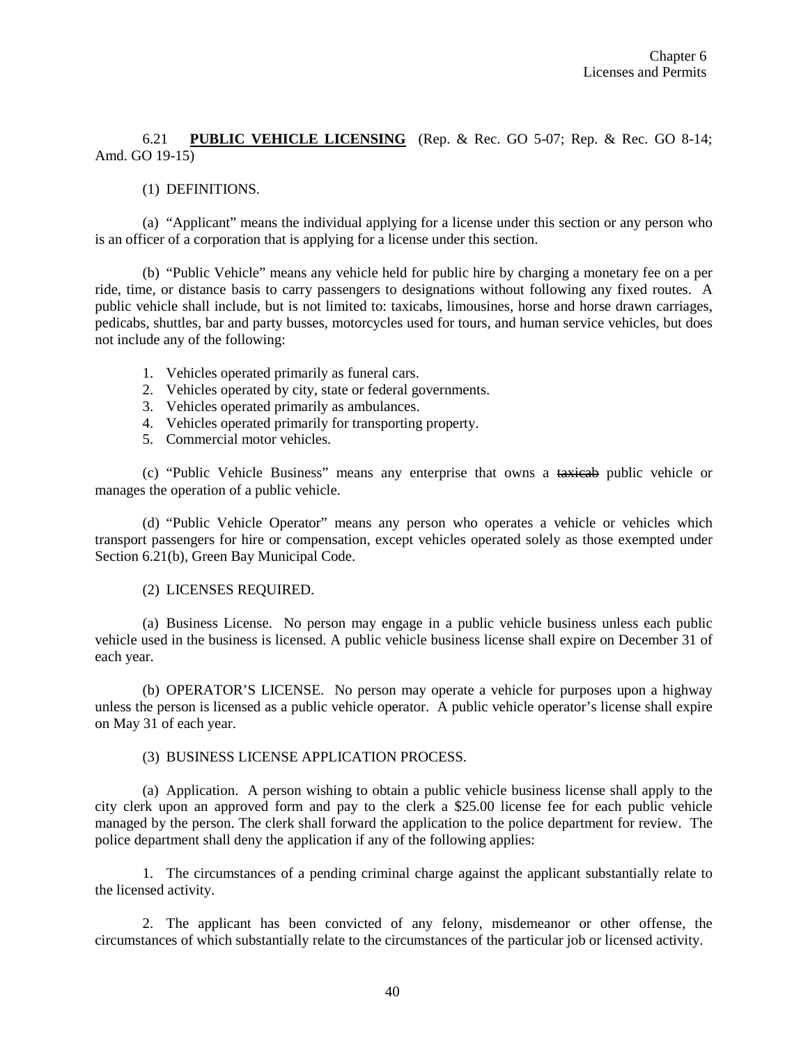## 6.21 **PUBLIC VEHICLE LICENSING** (Rep. & Rec. GO 5-07; Rep. & Rec. GO 8-14; Amd. GO 19-15)

(1) DEFINITIONS.

(a) "Applicant" means the individual applying for a license under this section or any person who is an officer of a corporation that is applying for a license under this section.

(b) "Public Vehicle" means any vehicle held for public hire by charging a monetary fee on a per ride, time, or distance basis to carry passengers to designations without following any fixed routes. A public vehicle shall include, but is not limited to: taxicabs, limousines, horse and horse drawn carriages, pedicabs, shuttles, bar and party busses, motorcycles used for tours, and human service vehicles, but does not include any of the following:

1. Vehicles operated primarily as funeral cars.
2. Vehicles operated by city, state or federal governments.
3. Vehicles operated primarily as ambulances.
4. Vehicles operated primarily for transporting property.
5. Commercial motor vehicles.

(c) "Public Vehicle Business" means any enterprise that owns a ~~taxicab~~ public vehicle or manages the operation of a public vehicle.

(d) "Public Vehicle Operator" means any person who operates a vehicle or vehicles which transport passengers for hire or compensation, except vehicles operated solely as those exempted under Section 6.21(b), Green Bay Municipal Code.

(2) LICENSES REQUIRED.

(a) Business License. No person may engage in a public vehicle business unless each public vehicle used in the business is licensed. A public vehicle business license shall expire on December 31 of each year.

(b) OPERATOR'S LICENSE. No person may operate a vehicle for purposes upon a highway unless the person is licensed as a public vehicle operator. A public vehicle operator's license shall expire on May 31 of each year.

(3) BUSINESS LICENSE APPLICATION PROCESS.

(a) Application. A person wishing to obtain a public vehicle business license shall apply to the city clerk upon an approved form and pay to the clerk a $25.00 license fee for each public vehicle managed by the person. The clerk shall forward the application to the police department for review. The police department shall deny the application if any of the following applies:

1. The circumstances of a pending criminal charge against the applicant substantially relate to the licensed activity.

2. The applicant has been convicted of any felony, misdemeanor or other offense, the circumstances of which substantially relate to the circumstances of the particular job or licensed activity.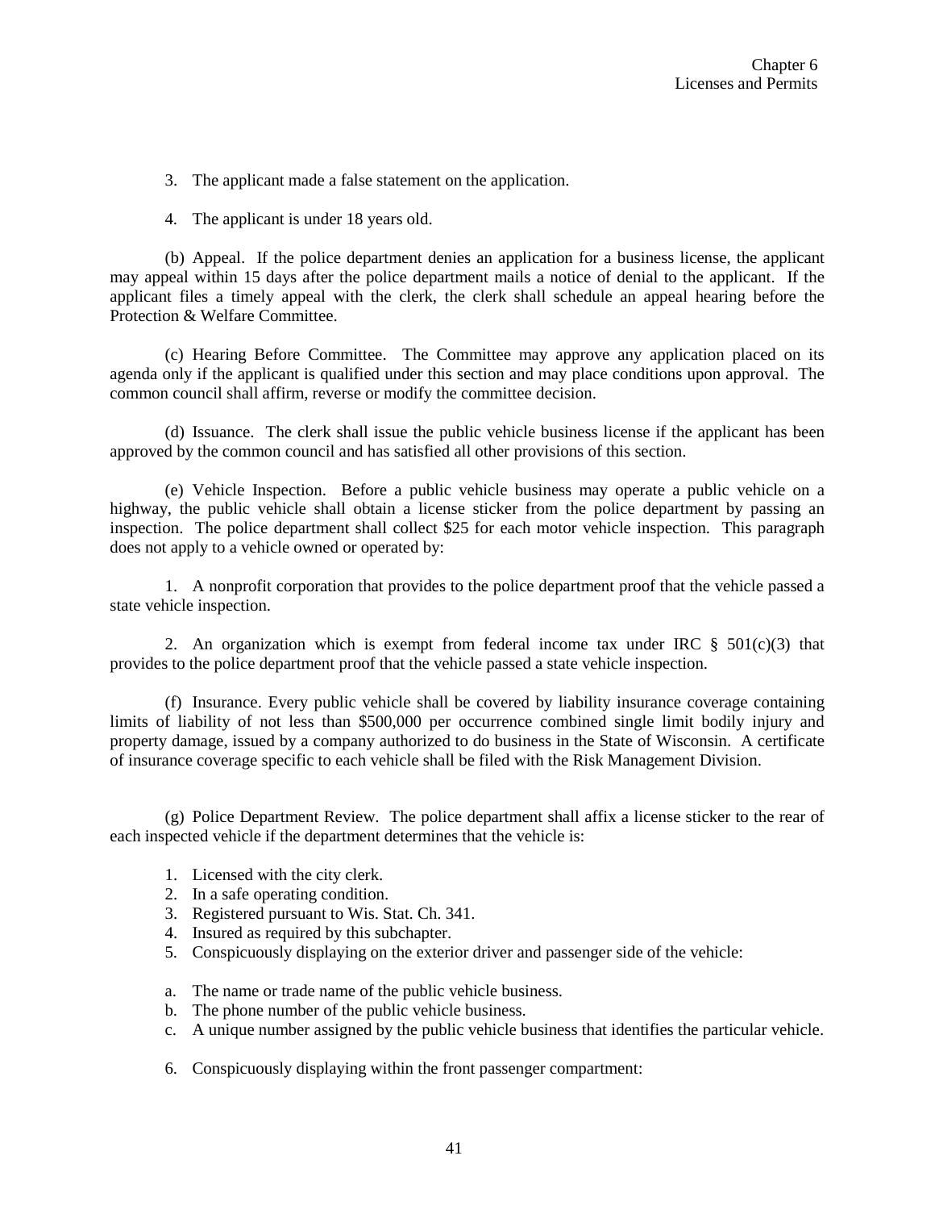3. The applicant made a false statement on the application.

4. The applicant is under 18 years old.

(b) Appeal. If the police department denies an application for a business license, the applicant may appeal within 15 days after the police department mails a notice of denial to the applicant. If the applicant files a timely appeal with the clerk, the clerk shall schedule an appeal hearing before the Protection & Welfare Committee.

(c) Hearing Before Committee. The Committee may approve any application placed on its agenda only if the applicant is qualified under this section and may place conditions upon approval. The common council shall affirm, reverse or modify the committee decision.

(d) Issuance. The clerk shall issue the public vehicle business license if the applicant has been approved by the common council and has satisfied all other provisions of this section.

(e) Vehicle Inspection. Before a public vehicle business may operate a public vehicle on a highway, the public vehicle shall obtain a license sticker from the police department by passing an inspection. The police department shall collect $25 for each motor vehicle inspection. This paragraph does not apply to a vehicle owned or operated by:

1. A nonprofit corporation that provides to the police department proof that the vehicle passed a state vehicle inspection.

2. An organization which is exempt from federal income tax under IRC § 501(c)(3) that provides to the police department proof that the vehicle passed a state vehicle inspection.

(f) Insurance. Every public vehicle shall be covered by liability insurance coverage containing limits of liability of not less than $500,000 per occurrence combined single limit bodily injury and property damage, issued by a company authorized to do business in the State of Wisconsin. A certificate of insurance coverage specific to each vehicle shall be filed with the Risk Management Division.

(g) Police Department Review. The police department shall affix a license sticker to the rear of each inspected vehicle if the department determines that the vehicle is:

1. Licensed with the city clerk.
2. In a safe operating condition.
3. Registered pursuant to Wis. Stat. Ch. 341.
4. Insured as required by this subchapter.
5. Conspicuously displaying on the exterior driver and passenger side of the vehicle:

   a. The name or trade name of the public vehicle business.
   b. The phone number of the public vehicle business.
   c. A unique number assigned by the public vehicle business that identifies the particular vehicle.

6. Conspicuously displaying within the front passenger compartment: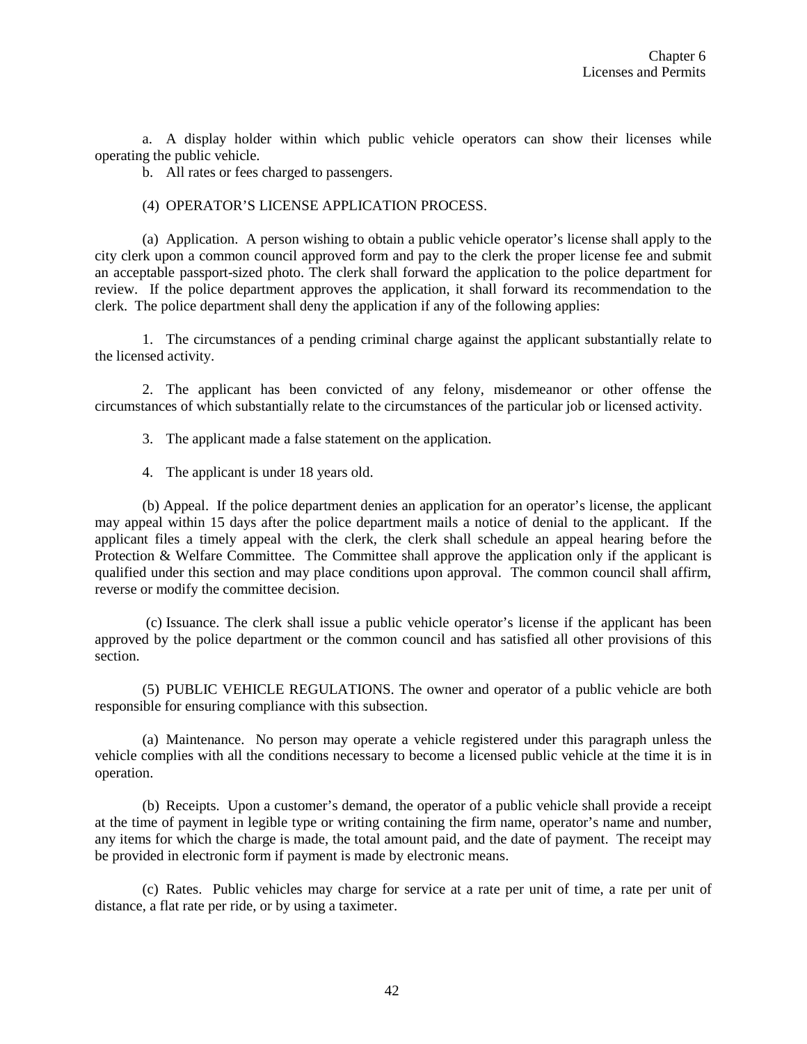a. A display holder within which public vehicle operators can show their licenses while operating the public vehicle.

b. All rates or fees charged to passengers.

(4) OPERATOR'S LICENSE APPLICATION PROCESS.

(a) Application. A person wishing to obtain a public vehicle operator's license shall apply to the city clerk upon a common council approved form and pay to the clerk the proper license fee and submit an acceptable passport-sized photo. The clerk shall forward the application to the police department for review. If the police department approves the application, it shall forward its recommendation to the clerk. The police department shall deny the application if any of the following applies:

1. The circumstances of a pending criminal charge against the applicant substantially relate to the licensed activity.

2. The applicant has been convicted of any felony, misdemeanor or other offense the circumstances of which substantially relate to the circumstances of the particular job or licensed activity.

3. The applicant made a false statement on the application.

4. The applicant is under 18 years old.

(b) Appeal. If the police department denies an application for an operator's license, the applicant may appeal within 15 days after the police department mails a notice of denial to the applicant. If the applicant files a timely appeal with the clerk, the clerk shall schedule an appeal hearing before the Protection & Welfare Committee. The Committee shall approve the application only if the applicant is qualified under this section and may place conditions upon approval. The common council shall affirm, reverse or modify the committee decision.

(c) Issuance. The clerk shall issue a public vehicle operator's license if the applicant has been approved by the police department or the common council and has satisfied all other provisions of this section.

(5) PUBLIC VEHICLE REGULATIONS. The owner and operator of a public vehicle are both responsible for ensuring compliance with this subsection.

(a) Maintenance. No person may operate a vehicle registered under this paragraph unless the vehicle complies with all the conditions necessary to become a licensed public vehicle at the time it is in operation.

(b) Receipts. Upon a customer's demand, the operator of a public vehicle shall provide a receipt at the time of payment in legible type or writing containing the firm name, operator's name and number, any items for which the charge is made, the total amount paid, and the date of payment. The receipt may be provided in electronic form if payment is made by electronic means.

(c) Rates. Public vehicles may charge for service at a rate per unit of time, a rate per unit of distance, a flat rate per ride, or by using a taximeter.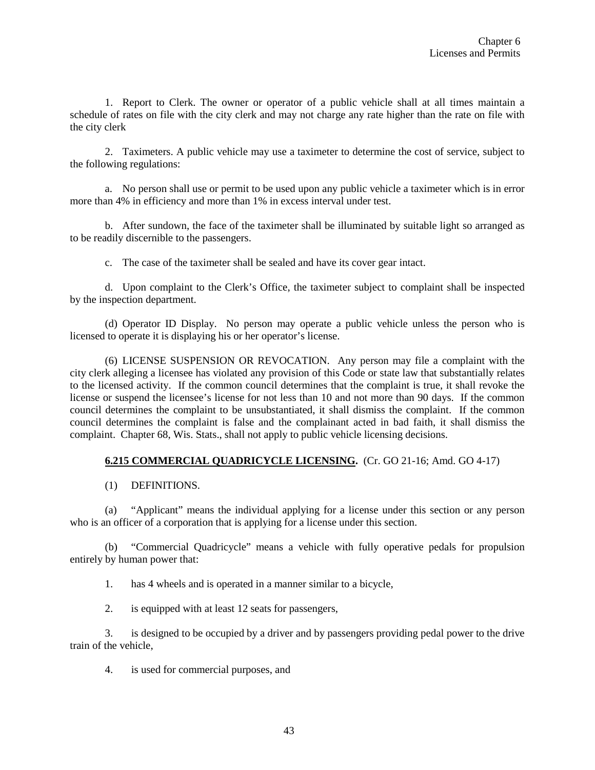1. Report to Clerk. The owner or operator of a public vehicle shall at all times maintain a schedule of rates on file with the city clerk and may not charge any rate higher than the rate on file with the city clerk

2. Taximeters. A public vehicle may use a taximeter to determine the cost of service, subject to the following regulations:

a. No person shall use or permit to be used upon any public vehicle a taximeter which is in error more than 4% in efficiency and more than 1% in excess interval under test.

b. After sundown, the face of the taximeter shall be illuminated by suitable light so arranged as to be readily discernible to the passengers.

c. The case of the taximeter shall be sealed and have its cover gear intact.

d. Upon complaint to the Clerk's Office, the taximeter subject to complaint shall be inspected by the inspection department.

(d) Operator ID Display. No person may operate a public vehicle unless the person who is licensed to operate it is displaying his or her operator's license.

(6) LICENSE SUSPENSION OR REVOCATION. Any person may file a complaint with the city clerk alleging a licensee has violated any provision of this Code or state law that substantially relates to the licensed activity. If the common council determines that the complaint is true, it shall revoke the license or suspend the licensee's license for not less than 10 and not more than 90 days. If the common council determines the complaint to be unsubstantiated, it shall dismiss the complaint. If the common council determines the complaint is false and the complainant acted in bad faith, it shall dismiss the complaint. Chapter 68, Wis. Stats., shall not apply to public vehicle licensing decisions.

**6.215 COMMERCIAL QUADRICYCLE LICENSING.** (Cr. GO 21-16; Amd. GO 4-17)

(1) DEFINITIONS.

(a) "Applicant" means the individual applying for a license under this section or any person who is an officer of a corporation that is applying for a license under this section.

(b) "Commercial Quadricycle" means a vehicle with fully operative pedals for propulsion entirely by human power that:

1. has 4 wheels and is operated in a manner similar to a bicycle,

2. is equipped with at least 12 seats for passengers,

3. is designed to be occupied by a driver and by passengers providing pedal power to the drive train of the vehicle,

4. is used for commercial purposes, and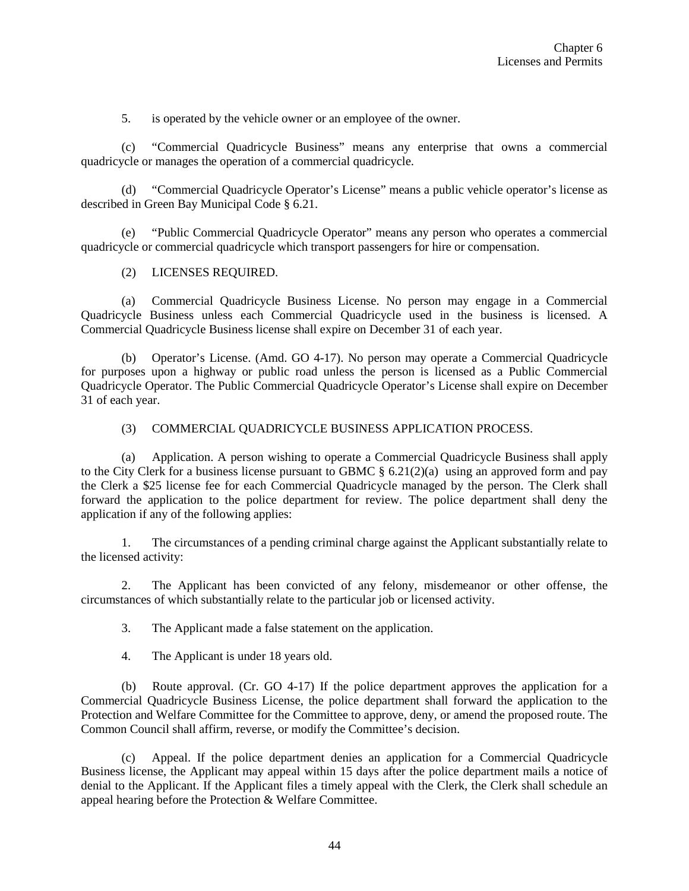5. is operated by the vehicle owner or an employee of the owner.

(c) "Commercial Quadricycle Business" means any enterprise that owns a commercial quadricycle or manages the operation of a commercial quadricycle.

(d) "Commercial Quadricycle Operator's License" means a public vehicle operator's license as described in Green Bay Municipal Code § 6.21.

(e) "Public Commercial Quadricycle Operator" means any person who operates a commercial quadricycle or commercial quadricycle which transport passengers for hire or compensation.

(2) LICENSES REQUIRED.

(a) Commercial Quadricycle Business License. No person may engage in a Commercial Quadricycle Business unless each Commercial Quadricycle used in the business is licensed. A Commercial Quadricycle Business license shall expire on December 31 of each year.

(b) Operator's License. (Amd. GO 4-17). No person may operate a Commercial Quadricycle for purposes upon a highway or public road unless the person is licensed as a Public Commercial Quadricycle Operator. The Public Commercial Quadricycle Operator's License shall expire on December 31 of each year.

(3) COMMERCIAL QUADRICYCLE BUSINESS APPLICATION PROCESS.

(a) Application. A person wishing to operate a Commercial Quadricycle Business shall apply to the City Clerk for a business license pursuant to GBMC § 6.21(2)(a) using an approved form and pay the Clerk a $25 license fee for each Commercial Quadricycle managed by the person. The Clerk shall forward the application to the police department for review. The police department shall deny the application if any of the following applies:

1. The circumstances of a pending criminal charge against the Applicant substantially relate to the licensed activity:

2. The Applicant has been convicted of any felony, misdemeanor or other offense, the circumstances of which substantially relate to the particular job or licensed activity.

3. The Applicant made a false statement on the application.

4. The Applicant is under 18 years old.

(b) Route approval. (Cr. GO 4-17) If the police department approves the application for a Commercial Quadricycle Business License, the police department shall forward the application to the Protection and Welfare Committee for the Committee to approve, deny, or amend the proposed route. The Common Council shall affirm, reverse, or modify the Committee's decision.

(c) Appeal. If the police department denies an application for a Commercial Quadricycle Business license, the Applicant may appeal within 15 days after the police department mails a notice of denial to the Applicant. If the Applicant files a timely appeal with the Clerk, the Clerk shall schedule an appeal hearing before the Protection & Welfare Committee.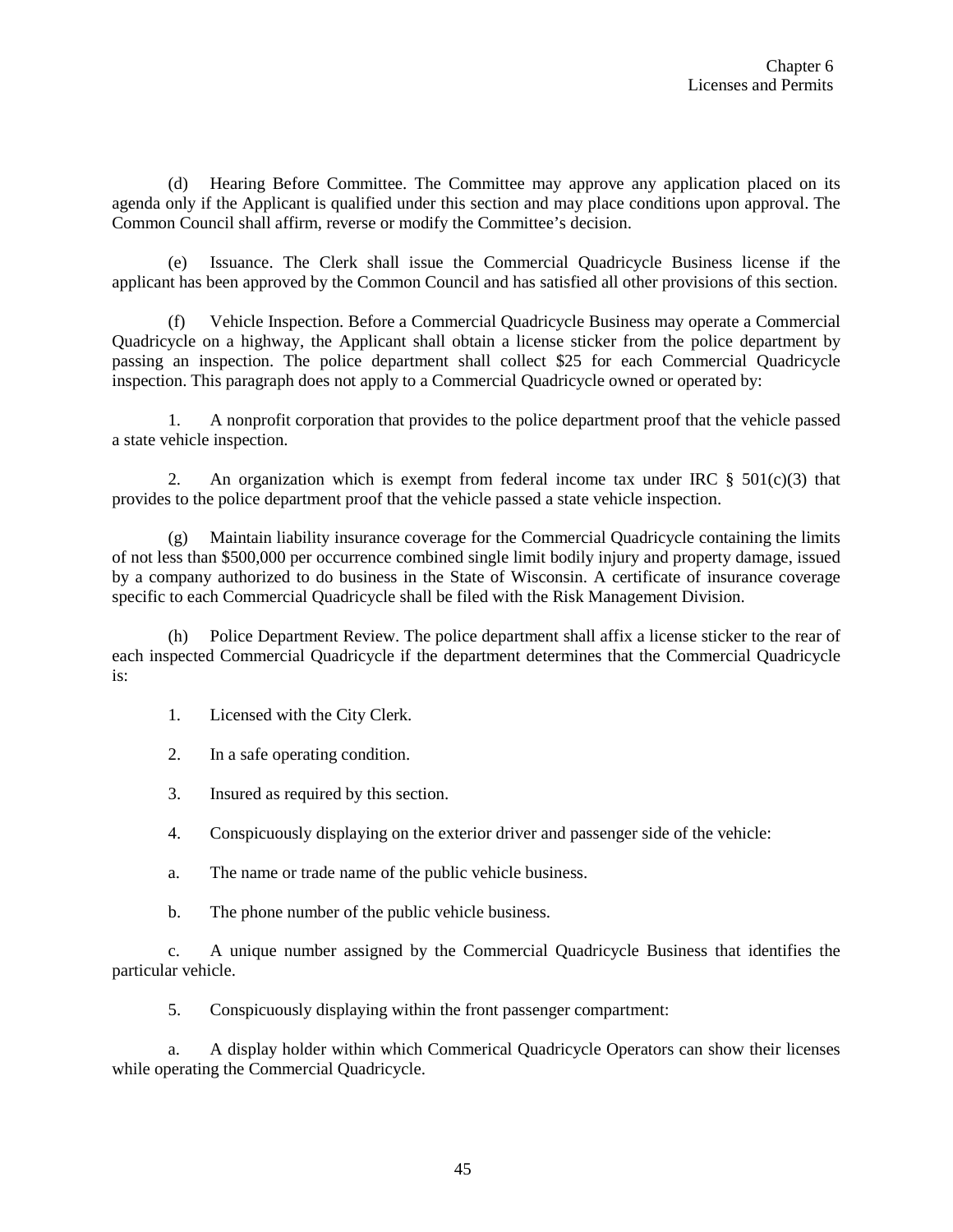(d) Hearing Before Committee. The Committee may approve any application placed on its agenda only if the Applicant is qualified under this section and may place conditions upon approval. The Common Council shall affirm, reverse or modify the Committee's decision.

(e) Issuance. The Clerk shall issue the Commercial Quadricycle Business license if the applicant has been approved by the Common Council and has satisfied all other provisions of this section.

(f) Vehicle Inspection. Before a Commercial Quadricycle Business may operate a Commercial Quadricycle on a highway, the Applicant shall obtain a license sticker from the police department by passing an inspection. The police department shall collect $25 for each Commercial Quadricycle inspection. This paragraph does not apply to a Commercial Quadricycle owned or operated by:

1. A nonprofit corporation that provides to the police department proof that the vehicle passed a state vehicle inspection.

2. An organization which is exempt from federal income tax under IRC § 501(c)(3) that provides to the police department proof that the vehicle passed a state vehicle inspection.

(g) Maintain liability insurance coverage for the Commercial Quadricycle containing the limits of not less than $500,000 per occurrence combined single limit bodily injury and property damage, issued by a company authorized to do business in the State of Wisconsin. A certificate of insurance coverage specific to each Commercial Quadricycle shall be filed with the Risk Management Division.

(h) Police Department Review. The police department shall affix a license sticker to the rear of each inspected Commercial Quadricycle if the department determines that the Commercial Quadricycle is:

1. Licensed with the City Clerk.

2. In a safe operating condition.

3. Insured as required by this section.

4. Conspicuously displaying on the exterior driver and passenger side of the vehicle:

a. The name or trade name of the public vehicle business.

b. The phone number of the public vehicle business.

c. A unique number assigned by the Commercial Quadricycle Business that identifies the particular vehicle.

5. Conspicuously displaying within the front passenger compartment:

a. A display holder within which Commerical Quadricycle Operators can show their licenses while operating the Commercial Quadricycle.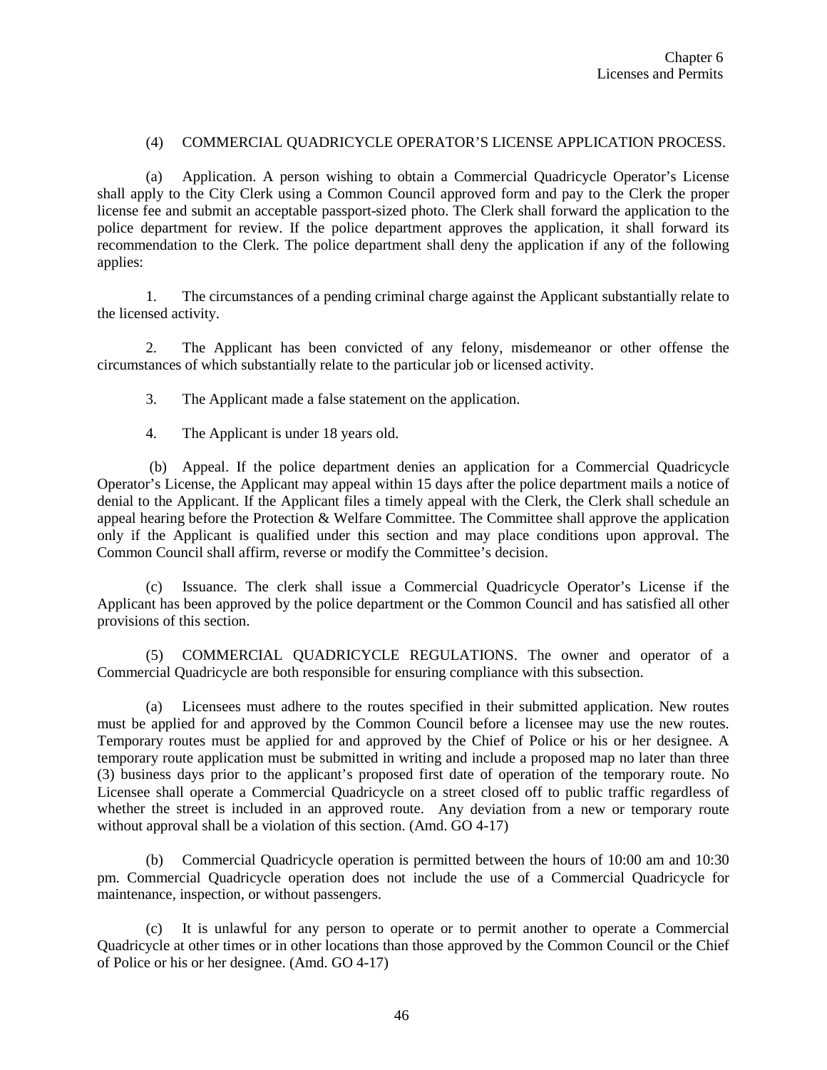(4) COMMERCIAL QUADRICYCLE OPERATOR'S LICENSE APPLICATION PROCESS.

(a) Application. A person wishing to obtain a Commercial Quadricycle Operator's License shall apply to the City Clerk using a Common Council approved form and pay to the Clerk the proper license fee and submit an acceptable passport-sized photo. The Clerk shall forward the application to the police department for review. If the police department approves the application, it shall forward its recommendation to the Clerk. The police department shall deny the application if any of the following applies:

1. The circumstances of a pending criminal charge against the Applicant substantially relate to the licensed activity.

2. The Applicant has been convicted of any felony, misdemeanor or other offense the circumstances of which substantially relate to the particular job or licensed activity.

3. The Applicant made a false statement on the application.

4. The Applicant is under 18 years old.

(b) Appeal. If the police department denies an application for a Commercial Quadricycle Operator's License, the Applicant may appeal within 15 days after the police department mails a notice of denial to the Applicant. If the Applicant files a timely appeal with the Clerk, the Clerk shall schedule an appeal hearing before the Protection & Welfare Committee. The Committee shall approve the application only if the Applicant is qualified under this section and may place conditions upon approval. The Common Council shall affirm, reverse or modify the Committee's decision.

(c) Issuance. The clerk shall issue a Commercial Quadricycle Operator's License if the Applicant has been approved by the police department or the Common Council and has satisfied all other provisions of this section.

(5) COMMERCIAL QUADRICYCLE REGULATIONS. The owner and operator of a Commercial Quadricycle are both responsible for ensuring compliance with this subsection.

(a) Licensees must adhere to the routes specified in their submitted application. New routes must be applied for and approved by the Common Council before a licensee may use the new routes. Temporary routes must be applied for and approved by the Chief of Police or his or her designee. A temporary route application must be submitted in writing and include a proposed map no later than three (3) business days prior to the applicant's proposed first date of operation of the temporary route. No Licensee shall operate a Commercial Quadricycle on a street closed off to public traffic regardless of whether the street is included in an approved route. Any deviation from a new or temporary route without approval shall be a violation of this section. (Amd. GO 4-17)

(b) Commercial Quadricycle operation is permitted between the hours of 10:00 am and 10:30 pm. Commercial Quadricycle operation does not include the use of a Commercial Quadricycle for maintenance, inspection, or without passengers.

(c) It is unlawful for any person to operate or to permit another to operate a Commercial Quadricycle at other times or in other locations than those approved by the Common Council or the Chief of Police or his or her designee. (Amd. GO 4-17)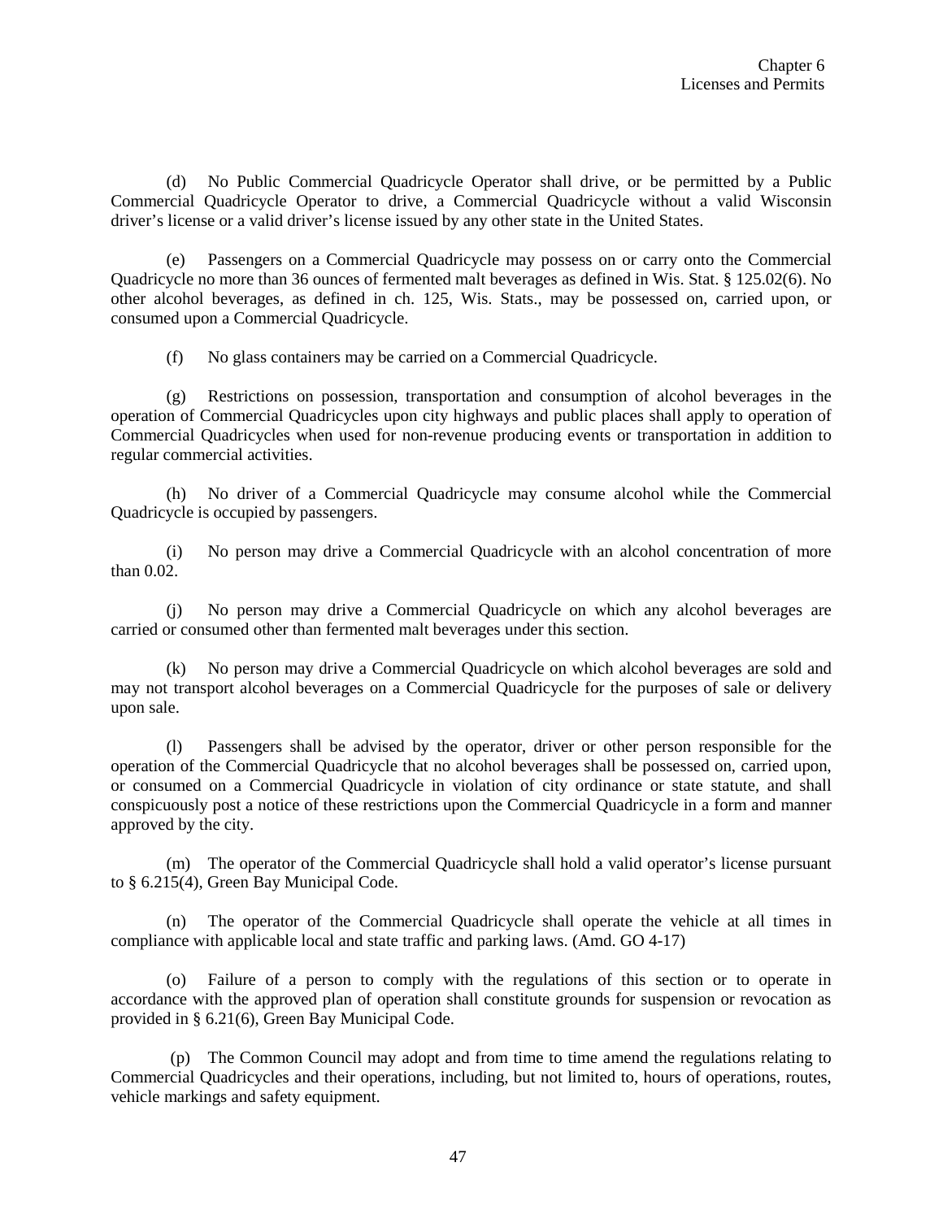(d) No Public Commercial Quadricycle Operator shall drive, or be permitted by a Public Commercial Quadricycle Operator to drive, a Commercial Quadricycle without a valid Wisconsin driver's license or a valid driver's license issued by any other state in the United States.

(e) Passengers on a Commercial Quadricycle may possess on or carry onto the Commercial Quadricycle no more than 36 ounces of fermented malt beverages as defined in Wis. Stat. § 125.02(6). No other alcohol beverages, as defined in ch. 125, Wis. Stats., may be possessed on, carried upon, or consumed upon a Commercial Quadricycle.

(f) No glass containers may be carried on a Commercial Quadricycle.

(g) Restrictions on possession, transportation and consumption of alcohol beverages in the operation of Commercial Quadricycles upon city highways and public places shall apply to operation of Commercial Quadricycles when used for non-revenue producing events or transportation in addition to regular commercial activities.

(h) No driver of a Commercial Quadricycle may consume alcohol while the Commercial Quadricycle is occupied by passengers.

(i) No person may drive a Commercial Quadricycle with an alcohol concentration of more than 0.02.

(j) No person may drive a Commercial Quadricycle on which any alcohol beverages are carried or consumed other than fermented malt beverages under this section.

(k) No person may drive a Commercial Quadricycle on which alcohol beverages are sold and may not transport alcohol beverages on a Commercial Quadricycle for the purposes of sale or delivery upon sale.

(l) Passengers shall be advised by the operator, driver or other person responsible for the operation of the Commercial Quadricycle that no alcohol beverages shall be possessed on, carried upon, or consumed on a Commercial Quadricycle in violation of city ordinance or state statute, and shall conspicuously post a notice of these restrictions upon the Commercial Quadricycle in a form and manner approved by the city.

(m) The operator of the Commercial Quadricycle shall hold a valid operator's license pursuant to § 6.215(4), Green Bay Municipal Code.

(n) The operator of the Commercial Quadricycle shall operate the vehicle at all times in compliance with applicable local and state traffic and parking laws. (Amd. GO 4-17)

(o) Failure of a person to comply with the regulations of this section or to operate in accordance with the approved plan of operation shall constitute grounds for suspension or revocation as provided in § 6.21(6), Green Bay Municipal Code.

(p) The Common Council may adopt and from time to time amend the regulations relating to Commercial Quadricycles and their operations, including, but not limited to, hours of operations, routes, vehicle markings and safety equipment.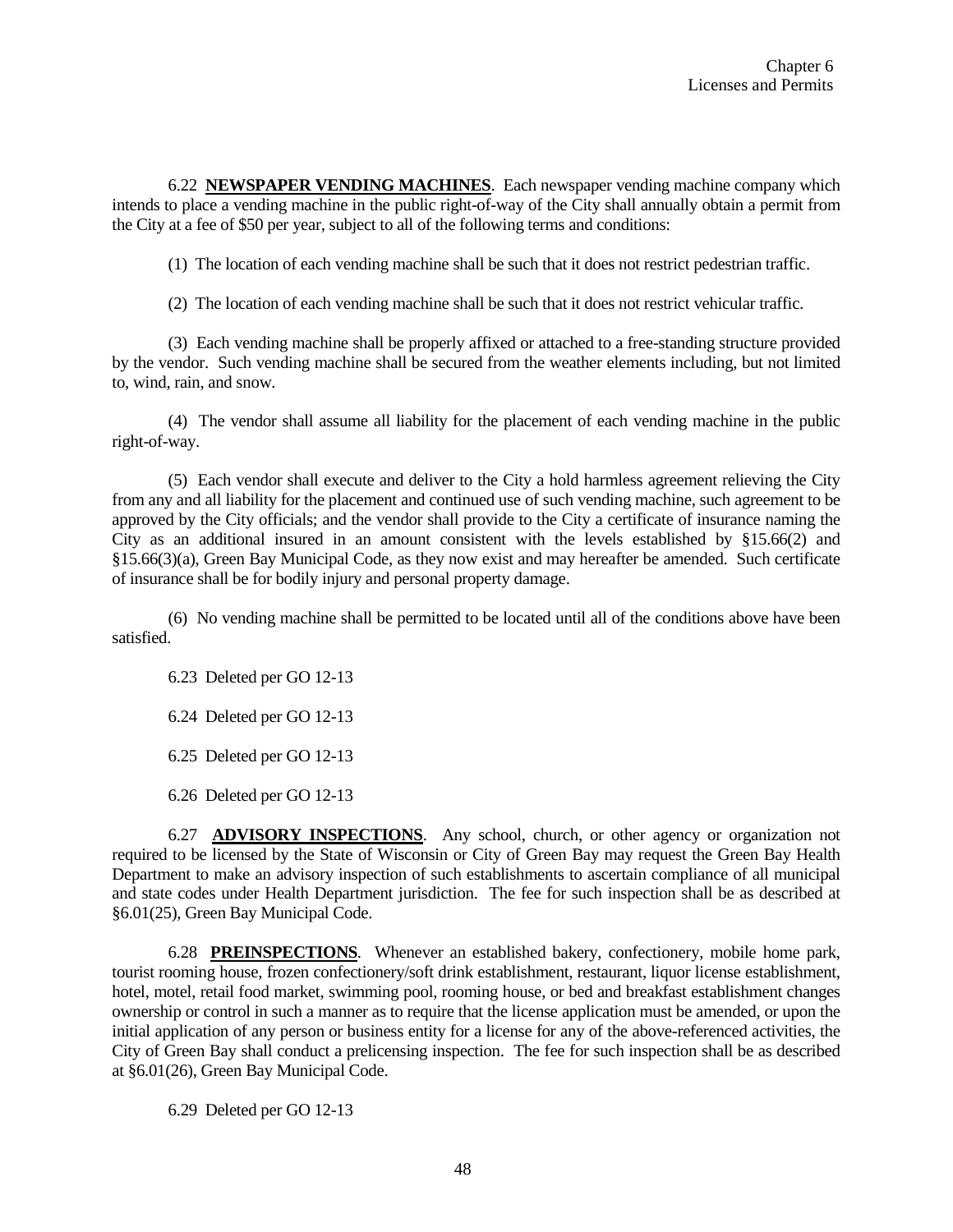6.22 **NEWSPAPER VENDING MACHINES**. Each newspaper vending machine company which intends to place a vending machine in the public right-of-way of the City shall annually obtain a permit from the City at a fee of $50 per year, subject to all of the following terms and conditions:

(1) The location of each vending machine shall be such that it does not restrict pedestrian traffic.

(2) The location of each vending machine shall be such that it does not restrict vehicular traffic.

(3) Each vending machine shall be properly affixed or attached to a free-standing structure provided by the vendor. Such vending machine shall be secured from the weather elements including, but not limited to, wind, rain, and snow.

(4) The vendor shall assume all liability for the placement of each vending machine in the public right-of-way.

(5) Each vendor shall execute and deliver to the City a hold harmless agreement relieving the City from any and all liability for the placement and continued use of such vending machine, such agreement to be approved by the City officials; and the vendor shall provide to the City a certificate of insurance naming the City as an additional insured in an amount consistent with the levels established by §15.66(2) and §15.66(3)(a), Green Bay Municipal Code, as they now exist and may hereafter be amended. Such certificate of insurance shall be for bodily injury and personal property damage.

(6) No vending machine shall be permitted to be located until all of the conditions above have been satisfied.

6.23 Deleted per GO 12-13

6.24 Deleted per GO 12-13

6.25 Deleted per GO 12-13

6.26 Deleted per GO 12-13

6.27 **ADVISORY INSPECTIONS**. Any school, church, or other agency or organization not required to be licensed by the State of Wisconsin or City of Green Bay may request the Green Bay Health Department to make an advisory inspection of such establishments to ascertain compliance of all municipal and state codes under Health Department jurisdiction. The fee for such inspection shall be as described at §6.01(25), Green Bay Municipal Code.

6.28 **PREINSPECTIONS**. Whenever an established bakery, confectionery, mobile home park, tourist rooming house, frozen confectionery/soft drink establishment, restaurant, liquor license establishment, hotel, motel, retail food market, swimming pool, rooming house, or bed and breakfast establishment changes ownership or control in such a manner as to require that the license application must be amended, or upon the initial application of any person or business entity for a license for any of the above-referenced activities, the City of Green Bay shall conduct a prelicensing inspection. The fee for such inspection shall be as described at §6.01(26), Green Bay Municipal Code.

6.29 Deleted per GO 12-13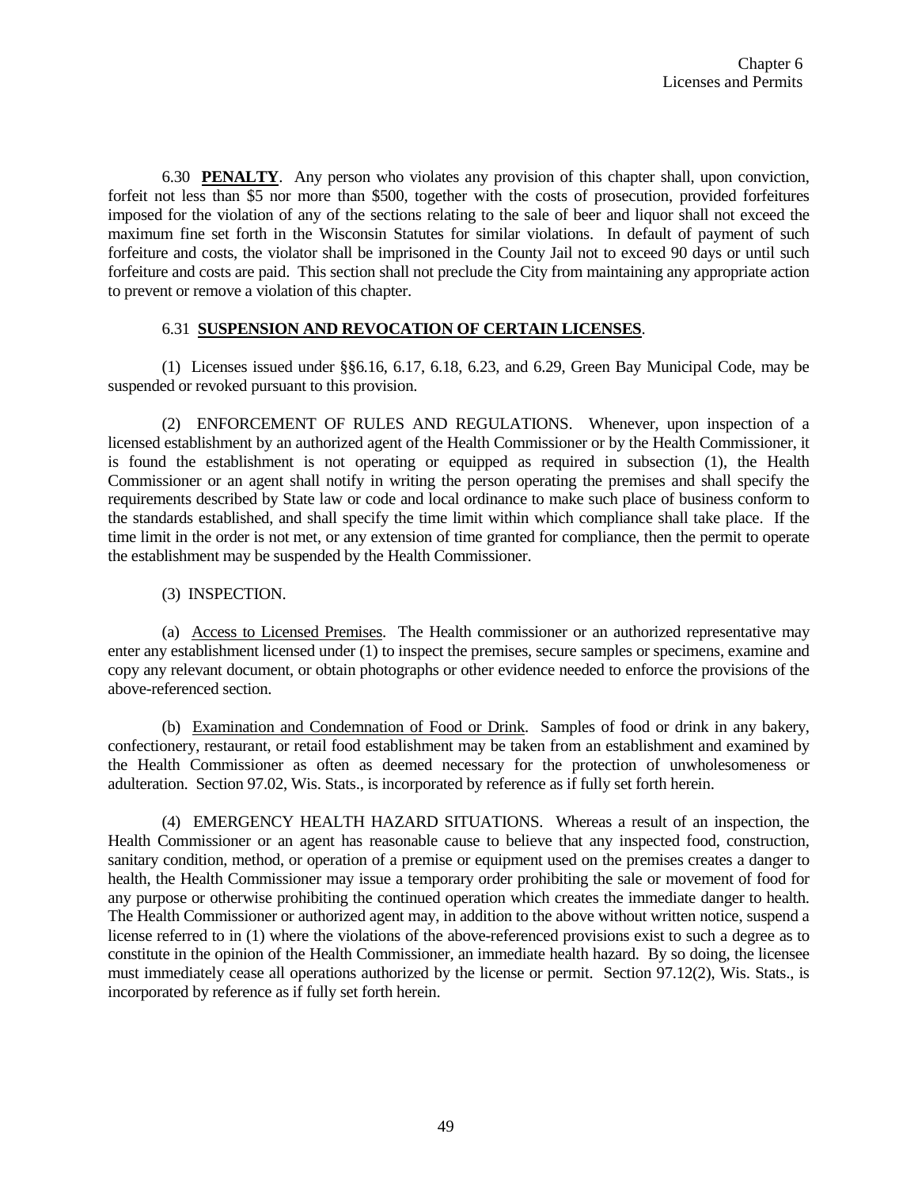6.30 **PENALTY**. Any person who violates any provision of this chapter shall, upon conviction, forfeit not less than $5 nor more than $500, together with the costs of prosecution, provided forfeitures imposed for the violation of any of the sections relating to the sale of beer and liquor shall not exceed the maximum fine set forth in the Wisconsin Statutes for similar violations. In default of payment of such forfeiture and costs, the violator shall be imprisoned in the County Jail not to exceed 90 days or until such forfeiture and costs are paid. This section shall not preclude the City from maintaining any appropriate action to prevent or remove a violation of this chapter.

6.31 **SUSPENSION AND REVOCATION OF CERTAIN LICENSES**.

(1) Licenses issued under §§6.16, 6.17, 6.18, 6.23, and 6.29, Green Bay Municipal Code, may be suspended or revoked pursuant to this provision.

(2) ENFORCEMENT OF RULES AND REGULATIONS. Whenever, upon inspection of a licensed establishment by an authorized agent of the Health Commissioner or by the Health Commissioner, it is found the establishment is not operating or equipped as required in subsection (1), the Health Commissioner or an agent shall notify in writing the person operating the premises and shall specify the requirements described by State law or code and local ordinance to make such place of business conform to the standards established, and shall specify the time limit within which compliance shall take place. If the time limit in the order is not met, or any extension of time granted for compliance, then the permit to operate the establishment may be suspended by the Health Commissioner.

(3) INSPECTION.

(a) Access to Licensed Premises. The Health commissioner or an authorized representative may enter any establishment licensed under (1) to inspect the premises, secure samples or specimens, examine and copy any relevant document, or obtain photographs or other evidence needed to enforce the provisions of the above-referenced section.

(b) Examination and Condemnation of Food or Drink. Samples of food or drink in any bakery, confectionery, restaurant, or retail food establishment may be taken from an establishment and examined by the Health Commissioner as often as deemed necessary for the protection of unwholesomeness or adulteration. Section 97.02, Wis. Stats., is incorporated by reference as if fully set forth herein.

(4) EMERGENCY HEALTH HAZARD SITUATIONS. Whereas a result of an inspection, the Health Commissioner or an agent has reasonable cause to believe that any inspected food, construction, sanitary condition, method, or operation of a premise or equipment used on the premises creates a danger to health, the Health Commissioner may issue a temporary order prohibiting the sale or movement of food for any purpose or otherwise prohibiting the continued operation which creates the immediate danger to health. The Health Commissioner or authorized agent may, in addition to the above without written notice, suspend a license referred to in (1) where the violations of the above-referenced provisions exist to such a degree as to constitute in the opinion of the Health Commissioner, an immediate health hazard. By so doing, the licensee must immediately cease all operations authorized by the license or permit. Section 97.12(2), Wis. Stats., is incorporated by reference as if fully set forth herein.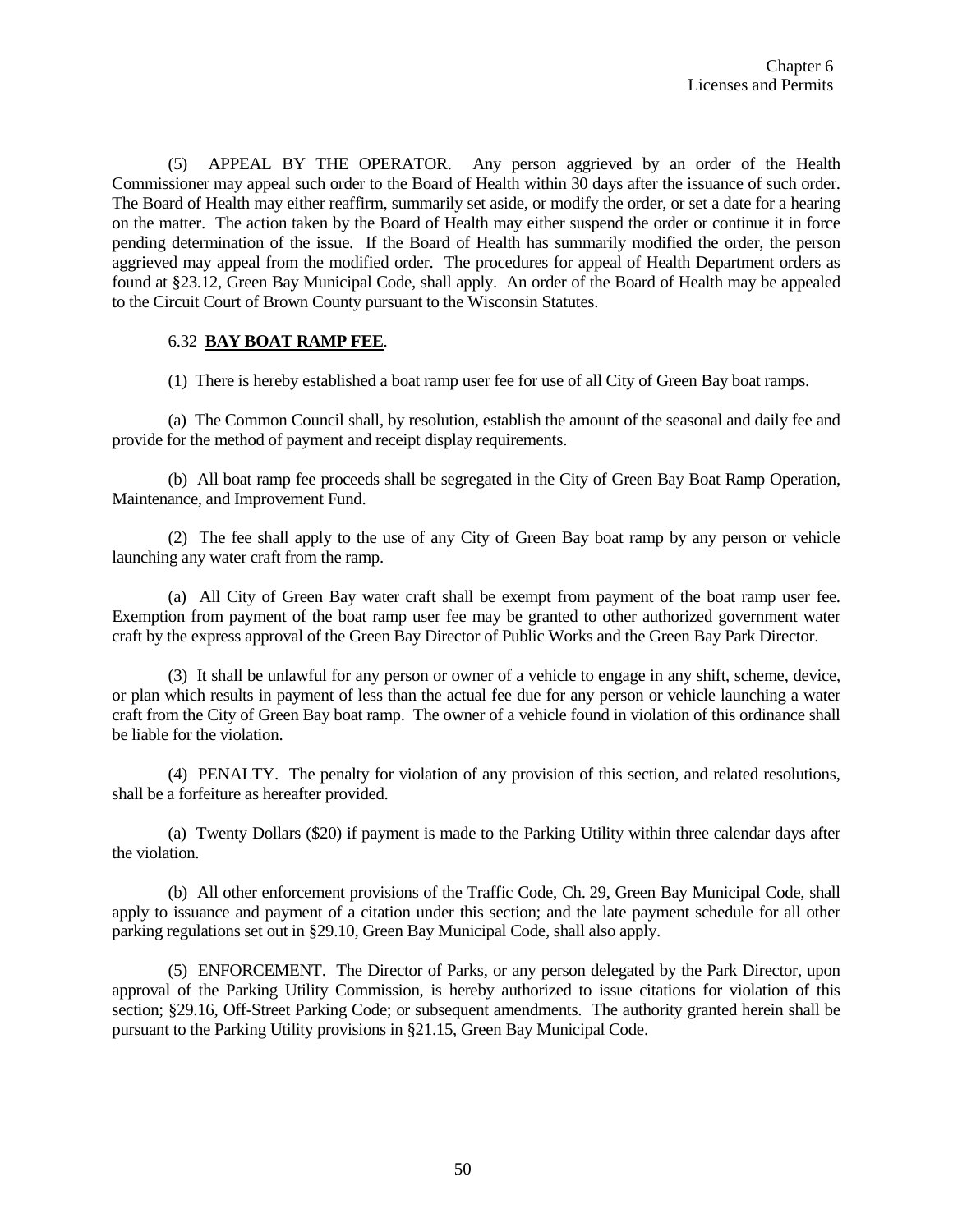(5) APPEAL BY THE OPERATOR. Any person aggrieved by an order of the Health Commissioner may appeal such order to the Board of Health within 30 days after the issuance of such order. The Board of Health may either reaffirm, summarily set aside, or modify the order, or set a date for a hearing on the matter. The action taken by the Board of Health may either suspend the order or continue it in force pending determination of the issue. If the Board of Health has summarily modified the order, the person aggrieved may appeal from the modified order. The procedures for appeal of Health Department orders as found at §23.12, Green Bay Municipal Code, shall apply. An order of the Board of Health may be appealed to the Circuit Court of Brown County pursuant to the Wisconsin Statutes.

6.32 **BAY BOAT RAMP FEE**.

(1) There is hereby established a boat ramp user fee for use of all City of Green Bay boat ramps.

(a) The Common Council shall, by resolution, establish the amount of the seasonal and daily fee and provide for the method of payment and receipt display requirements.

(b) All boat ramp fee proceeds shall be segregated in the City of Green Bay Boat Ramp Operation, Maintenance, and Improvement Fund.

(2) The fee shall apply to the use of any City of Green Bay boat ramp by any person or vehicle launching any water craft from the ramp.

(a) All City of Green Bay water craft shall be exempt from payment of the boat ramp user fee. Exemption from payment of the boat ramp user fee may be granted to other authorized government water craft by the express approval of the Green Bay Director of Public Works and the Green Bay Park Director.

(3) It shall be unlawful for any person or owner of a vehicle to engage in any shift, scheme, device, or plan which results in payment of less than the actual fee due for any person or vehicle launching a water craft from the City of Green Bay boat ramp. The owner of a vehicle found in violation of this ordinance shall be liable for the violation.

(4) PENALTY. The penalty for violation of any provision of this section, and related resolutions, shall be a forfeiture as hereafter provided.

(a) Twenty Dollars ($20) if payment is made to the Parking Utility within three calendar days after the violation.

(b) All other enforcement provisions of the Traffic Code, Ch. 29, Green Bay Municipal Code, shall apply to issuance and payment of a citation under this section; and the late payment schedule for all other parking regulations set out in §29.10, Green Bay Municipal Code, shall also apply.

(5) ENFORCEMENT. The Director of Parks, or any person delegated by the Park Director, upon approval of the Parking Utility Commission, is hereby authorized to issue citations for violation of this section; §29.16, Off-Street Parking Code; or subsequent amendments. The authority granted herein shall be pursuant to the Parking Utility provisions in §21.15, Green Bay Municipal Code.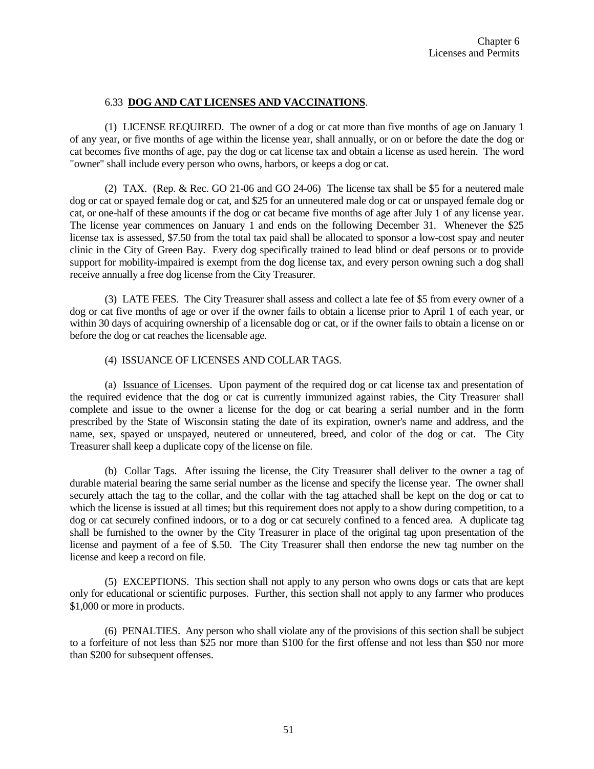### 6.33 **DOG AND CAT LICENSES AND VACCINATIONS**.

(1) LICENSE REQUIRED. The owner of a dog or cat more than five months of age on January 1 of any year, or five months of age within the license year, shall annually, or on or before the date the dog or cat becomes five months of age, pay the dog or cat license tax and obtain a license as used herein. The word "owner" shall include every person who owns, harbors, or keeps a dog or cat.

(2) TAX. (Rep. & Rec. GO 21-06 and GO 24-06) The license tax shall be $5 for a neutered male dog or cat or spayed female dog or cat, and $25 for an unneutered male dog or cat or unspayed female dog or cat, or one-half of these amounts if the dog or cat became five months of age after July 1 of any license year. The license year commences on January 1 and ends on the following December 31. Whenever the $25 license tax is assessed, $7.50 from the total tax paid shall be allocated to sponsor a low-cost spay and neuter clinic in the City of Green Bay. Every dog specifically trained to lead blind or deaf persons or to provide support for mobility-impaired is exempt from the dog license tax, and every person owning such a dog shall receive annually a free dog license from the City Treasurer.

(3) LATE FEES. The City Treasurer shall assess and collect a late fee of $5 from every owner of a dog or cat five months of age or over if the owner fails to obtain a license prior to April 1 of each year, or within 30 days of acquiring ownership of a licensable dog or cat, or if the owner fails to obtain a license on or before the dog or cat reaches the licensable age.

(4) ISSUANCE OF LICENSES AND COLLAR TAGS.

(a) Issuance of Licenses. Upon payment of the required dog or cat license tax and presentation of the required evidence that the dog or cat is currently immunized against rabies, the City Treasurer shall complete and issue to the owner a license for the dog or cat bearing a serial number and in the form prescribed by the State of Wisconsin stating the date of its expiration, owner's name and address, and the name, sex, spayed or unspayed, neutered or unneutered, breed, and color of the dog or cat. The City Treasurer shall keep a duplicate copy of the license on file.

(b) Collar Tags. After issuing the license, the City Treasurer shall deliver to the owner a tag of durable material bearing the same serial number as the license and specify the license year. The owner shall securely attach the tag to the collar, and the collar with the tag attached shall be kept on the dog or cat to which the license is issued at all times; but this requirement does not apply to a show during competition, to a dog or cat securely confined indoors, or to a dog or cat securely confined to a fenced area. A duplicate tag shall be furnished to the owner by the City Treasurer in place of the original tag upon presentation of the license and payment of a fee of $.50. The City Treasurer shall then endorse the new tag number on the license and keep a record on file.

(5) EXCEPTIONS. This section shall not apply to any person who owns dogs or cats that are kept only for educational or scientific purposes. Further, this section shall not apply to any farmer who produces $1,000 or more in products.

(6) PENALTIES. Any person who shall violate any of the provisions of this section shall be subject to a forfeiture of not less than $25 nor more than $100 for the first offense and not less than $50 nor more than $200 for subsequent offenses.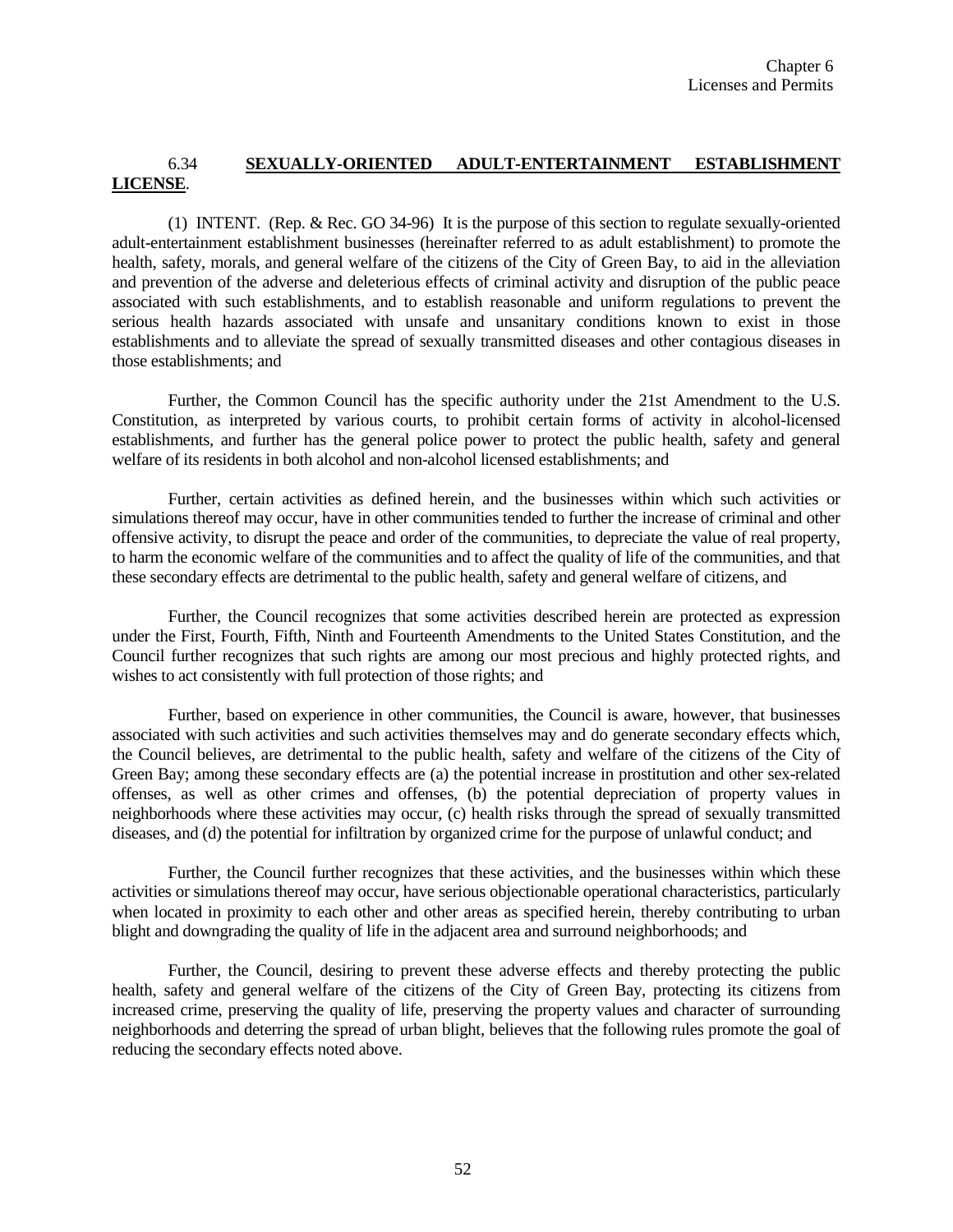## 6.34 **SEXUALLY-ORIENTED ADULT-ENTERTAINMENT ESTABLISHMENT LICENSE**.

(1) INTENT. (Rep. & Rec. GO 34-96) It is the purpose of this section to regulate sexually-oriented adult-entertainment establishment businesses (hereinafter referred to as adult establishment) to promote the health, safety, morals, and general welfare of the citizens of the City of Green Bay, to aid in the alleviation and prevention of the adverse and deleterious effects of criminal activity and disruption of the public peace associated with such establishments, and to establish reasonable and uniform regulations to prevent the serious health hazards associated with unsafe and unsanitary conditions known to exist in those establishments and to alleviate the spread of sexually transmitted diseases and other contagious diseases in those establishments; and

Further, the Common Council has the specific authority under the 21st Amendment to the U.S. Constitution, as interpreted by various courts, to prohibit certain forms of activity in alcohol-licensed establishments, and further has the general police power to protect the public health, safety and general welfare of its residents in both alcohol and non-alcohol licensed establishments; and

Further, certain activities as defined herein, and the businesses within which such activities or simulations thereof may occur, have in other communities tended to further the increase of criminal and other offensive activity, to disrupt the peace and order of the communities, to depreciate the value of real property, to harm the economic welfare of the communities and to affect the quality of life of the communities, and that these secondary effects are detrimental to the public health, safety and general welfare of citizens, and

Further, the Council recognizes that some activities described herein are protected as expression under the First, Fourth, Fifth, Ninth and Fourteenth Amendments to the United States Constitution, and the Council further recognizes that such rights are among our most precious and highly protected rights, and wishes to act consistently with full protection of those rights; and

Further, based on experience in other communities, the Council is aware, however, that businesses associated with such activities and such activities themselves may and do generate secondary effects which, the Council believes, are detrimental to the public health, safety and welfare of the citizens of the City of Green Bay; among these secondary effects are (a) the potential increase in prostitution and other sex-related offenses, as well as other crimes and offenses, (b) the potential depreciation of property values in neighborhoods where these activities may occur, (c) health risks through the spread of sexually transmitted diseases, and (d) the potential for infiltration by organized crime for the purpose of unlawful conduct; and

Further, the Council further recognizes that these activities, and the businesses within which these activities or simulations thereof may occur, have serious objectionable operational characteristics, particularly when located in proximity to each other and other areas as specified herein, thereby contributing to urban blight and downgrading the quality of life in the adjacent area and surround neighborhoods; and

Further, the Council, desiring to prevent these adverse effects and thereby protecting the public health, safety and general welfare of the citizens of the City of Green Bay, protecting its citizens from increased crime, preserving the quality of life, preserving the property values and character of surrounding neighborhoods and deterring the spread of urban blight, believes that the following rules promote the goal of reducing the secondary effects noted above.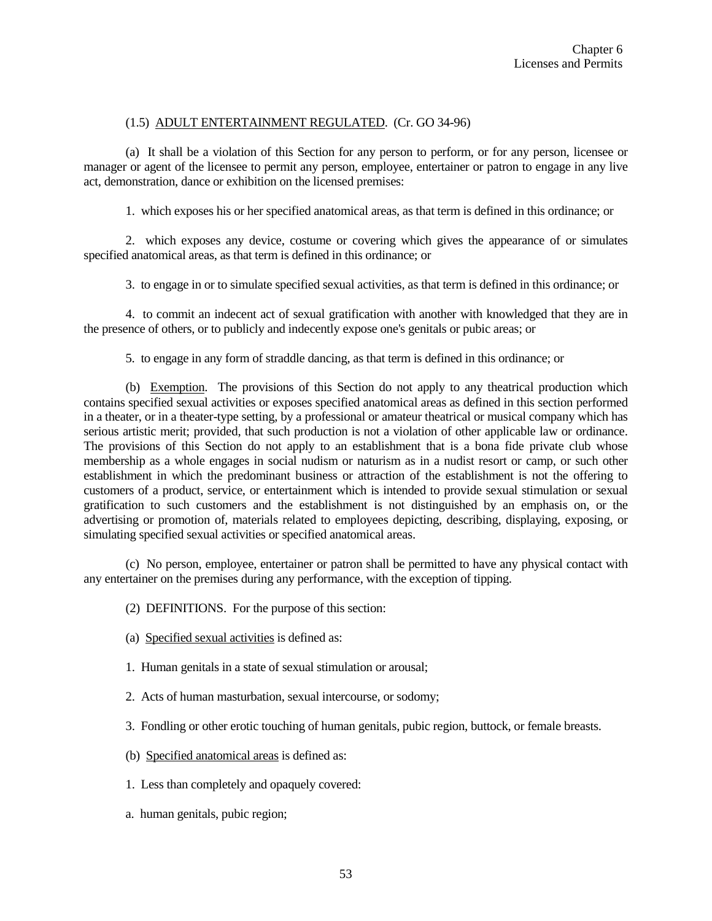(1.5) ADULT ENTERTAINMENT REGULATED. (Cr. GO 34-96)

(a) It shall be a violation of this Section for any person to perform, or for any person, licensee or manager or agent of the licensee to permit any person, employee, entertainer or patron to engage in any live act, demonstration, dance or exhibition on the licensed premises:

1. which exposes his or her specified anatomical areas, as that term is defined in this ordinance; or

2. which exposes any device, costume or covering which gives the appearance of or simulates specified anatomical areas, as that term is defined in this ordinance; or

3. to engage in or to simulate specified sexual activities, as that term is defined in this ordinance; or

4. to commit an indecent act of sexual gratification with another with knowledged that they are in the presence of others, or to publicly and indecently expose one's genitals or pubic areas; or

5. to engage in any form of straddle dancing, as that term is defined in this ordinance; or

(b) Exemption. The provisions of this Section do not apply to any theatrical production which contains specified sexual activities or exposes specified anatomical areas as defined in this section performed in a theater, or in a theater-type setting, by a professional or amateur theatrical or musical company which has serious artistic merit; provided, that such production is not a violation of other applicable law or ordinance. The provisions of this Section do not apply to an establishment that is a bona fide private club whose membership as a whole engages in social nudism or naturism as in a nudist resort or camp, or such other establishment in which the predominant business or attraction of the establishment is not the offering to customers of a product, service, or entertainment which is intended to provide sexual stimulation or sexual gratification to such customers and the establishment is not distinguished by an emphasis on, or the advertising or promotion of, materials related to employees depicting, describing, displaying, exposing, or simulating specified sexual activities or specified anatomical areas.

(c) No person, employee, entertainer or patron shall be permitted to have any physical contact with any entertainer on the premises during any performance, with the exception of tipping.

(2) DEFINITIONS. For the purpose of this section:

(a) Specified sexual activities is defined as:

1. Human genitals in a state of sexual stimulation or arousal;

2. Acts of human masturbation, sexual intercourse, or sodomy;

3. Fondling or other erotic touching of human genitals, pubic region, buttock, or female breasts.

(b) Specified anatomical areas is defined as:

1. Less than completely and opaquely covered:

a. human genitals, pubic region;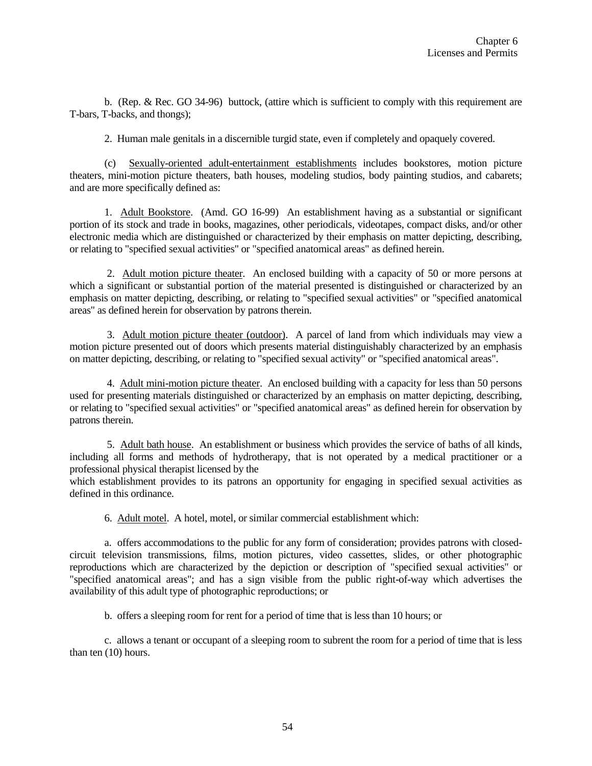b. (Rep. & Rec. GO 34-96) buttock, (attire which is sufficient to comply with this requirement are T-bars, T-backs, and thongs);

2. Human male genitals in a discernible turgid state, even if completely and opaquely covered.

(c) Sexually-oriented adult-entertainment establishments includes bookstores, motion picture theaters, mini-motion picture theaters, bath houses, modeling studios, body painting studios, and cabarets; and are more specifically defined as:

1. Adult Bookstore. (Amd. GO 16-99) An establishment having as a substantial or significant portion of its stock and trade in books, magazines, other periodicals, videotapes, compact disks, and/or other electronic media which are distinguished or characterized by their emphasis on matter depicting, describing, or relating to "specified sexual activities" or "specified anatomical areas" as defined herein.

2. Adult motion picture theater. An enclosed building with a capacity of 50 or more persons at which a significant or substantial portion of the material presented is distinguished or characterized by an emphasis on matter depicting, describing, or relating to "specified sexual activities" or "specified anatomical areas" as defined herein for observation by patrons therein.

3. Adult motion picture theater (outdoor). A parcel of land from which individuals may view a motion picture presented out of doors which presents material distinguishably characterized by an emphasis on matter depicting, describing, or relating to "specified sexual activity" or "specified anatomical areas".

4. Adult mini-motion picture theater. An enclosed building with a capacity for less than 50 persons used for presenting materials distinguished or characterized by an emphasis on matter depicting, describing, or relating to "specified sexual activities" or "specified anatomical areas" as defined herein for observation by patrons therein.

5. Adult bath house. An establishment or business which provides the service of baths of all kinds, including all forms and methods of hydrotherapy, that is not operated by a medical practitioner or a professional physical therapist licensed by the
which establishment provides to its patrons an opportunity for engaging in specified sexual activities as defined in this ordinance.

6. Adult motel. A hotel, motel, or similar commercial establishment which:

a. offers accommodations to the public for any form of consideration; provides patrons with closed-circuit television transmissions, films, motion pictures, video cassettes, slides, or other photographic reproductions which are characterized by the depiction or description of "specified sexual activities" or "specified anatomical areas"; and has a sign visible from the public right-of-way which advertises the availability of this adult type of photographic reproductions; or

b. offers a sleeping room for rent for a period of time that is less than 10 hours; or

c. allows a tenant or occupant of a sleeping room to subrent the room for a period of time that is less than ten (10) hours.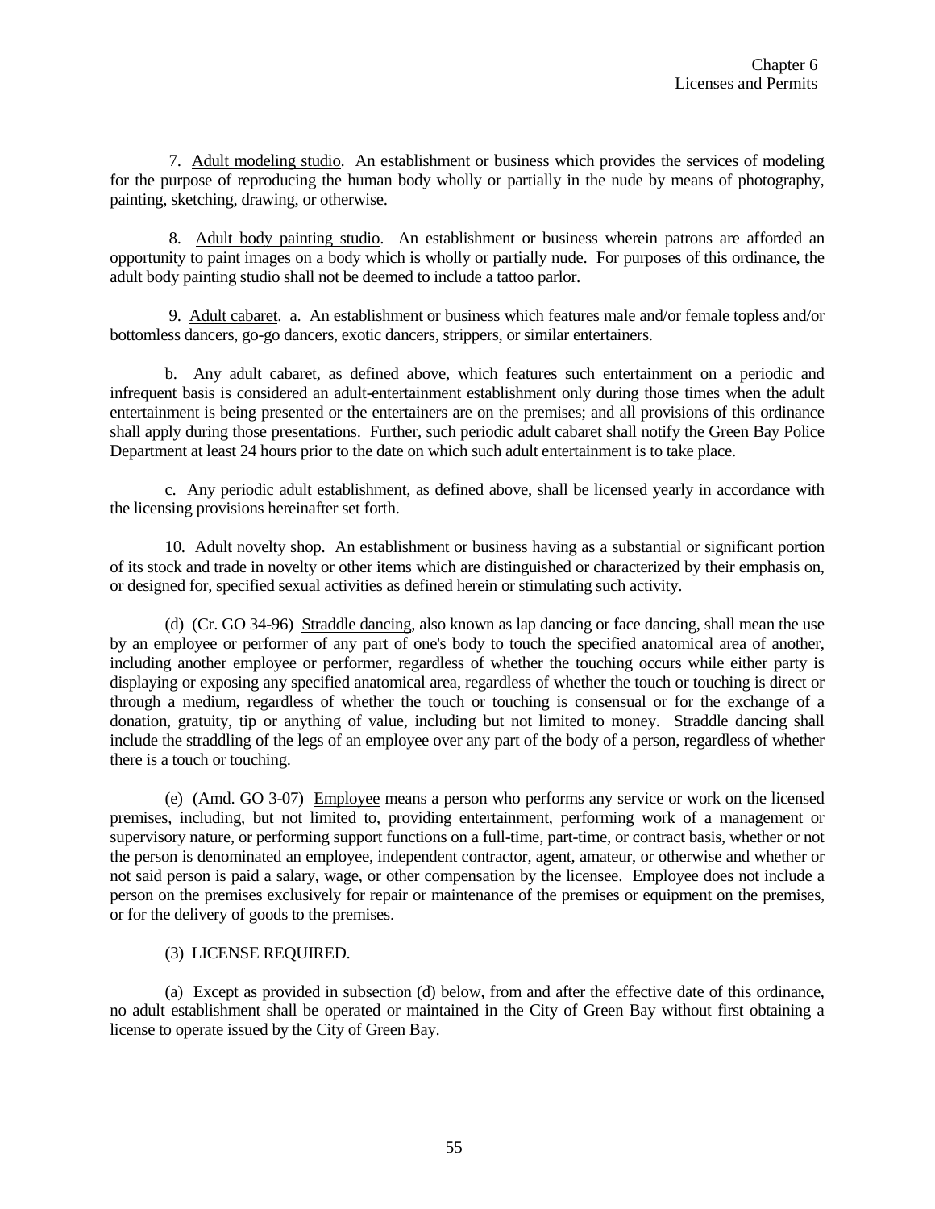7. Adult modeling studio. An establishment or business which provides the services of modeling for the purpose of reproducing the human body wholly or partially in the nude by means of photography, painting, sketching, drawing, or otherwise.

8. Adult body painting studio. An establishment or business wherein patrons are afforded an opportunity to paint images on a body which is wholly or partially nude. For purposes of this ordinance, the adult body painting studio shall not be deemed to include a tattoo parlor.

9. Adult cabaret. a. An establishment or business which features male and/or female topless and/or bottomless dancers, go-go dancers, exotic dancers, strippers, or similar entertainers.

b. Any adult cabaret, as defined above, which features such entertainment on a periodic and infrequent basis is considered an adult-entertainment establishment only during those times when the adult entertainment is being presented or the entertainers are on the premises; and all provisions of this ordinance shall apply during those presentations. Further, such periodic adult cabaret shall notify the Green Bay Police Department at least 24 hours prior to the date on which such adult entertainment is to take place.

c. Any periodic adult establishment, as defined above, shall be licensed yearly in accordance with the licensing provisions hereinafter set forth.

10. Adult novelty shop. An establishment or business having as a substantial or significant portion of its stock and trade in novelty or other items which are distinguished or characterized by their emphasis on, or designed for, specified sexual activities as defined herein or stimulating such activity.

(d) (Cr. GO 34-96) Straddle dancing, also known as lap dancing or face dancing, shall mean the use by an employee or performer of any part of one's body to touch the specified anatomical area of another, including another employee or performer, regardless of whether the touching occurs while either party is displaying or exposing any specified anatomical area, regardless of whether the touch or touching is direct or through a medium, regardless of whether the touch or touching is consensual or for the exchange of a donation, gratuity, tip or anything of value, including but not limited to money. Straddle dancing shall include the straddling of the legs of an employee over any part of the body of a person, regardless of whether there is a touch or touching.

(e) (Amd. GO 3-07) Employee means a person who performs any service or work on the licensed premises, including, but not limited to, providing entertainment, performing work of a management or supervisory nature, or performing support functions on a full-time, part-time, or contract basis, whether or not the person is denominated an employee, independent contractor, agent, amateur, or otherwise and whether or not said person is paid a salary, wage, or other compensation by the licensee. Employee does not include a person on the premises exclusively for repair or maintenance of the premises or equipment on the premises, or for the delivery of goods to the premises.

(3) LICENSE REQUIRED.

(a) Except as provided in subsection (d) below, from and after the effective date of this ordinance, no adult establishment shall be operated or maintained in the City of Green Bay without first obtaining a license to operate issued by the City of Green Bay.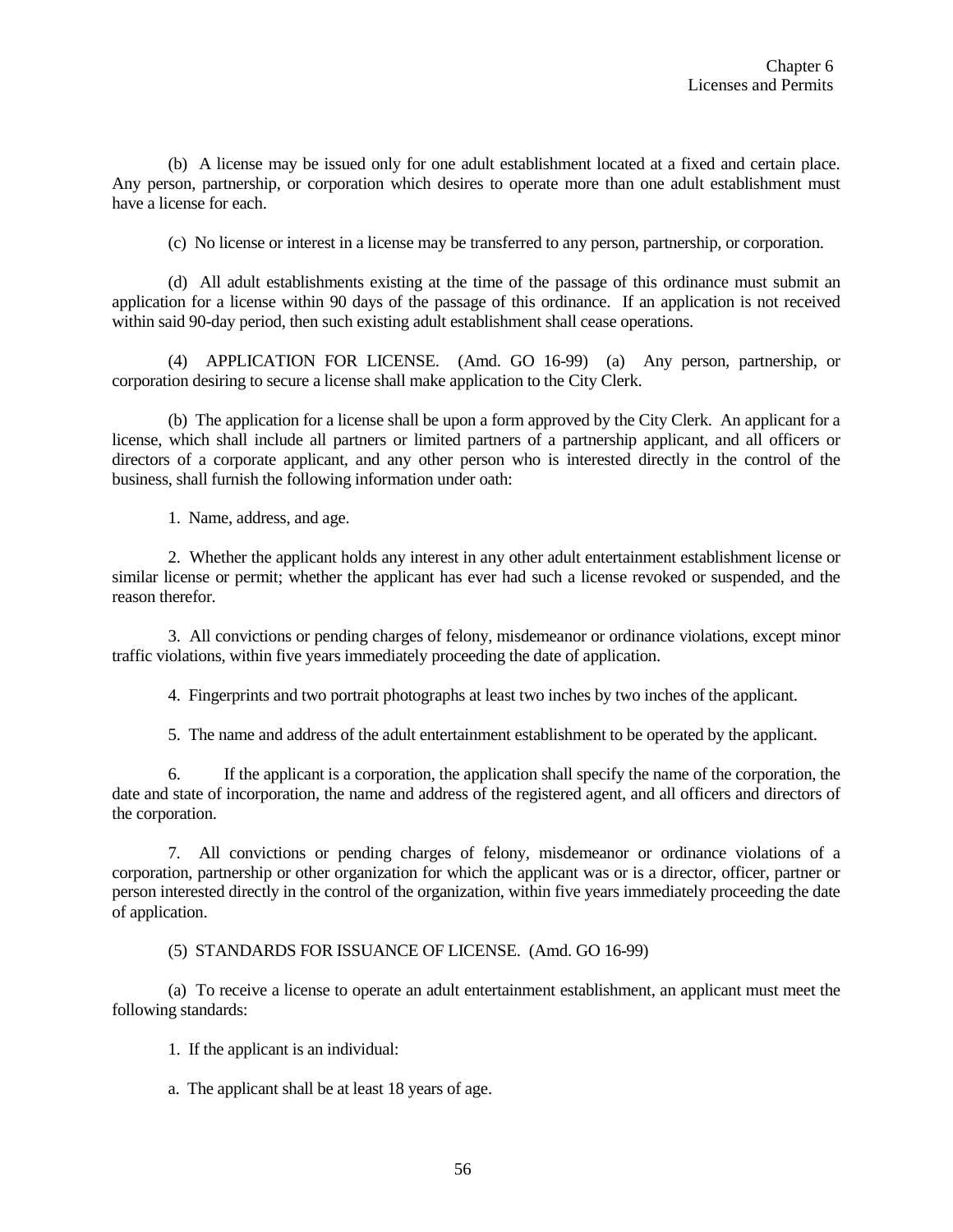(b) A license may be issued only for one adult establishment located at a fixed and certain place. Any person, partnership, or corporation which desires to operate more than one adult establishment must have a license for each.

(c) No license or interest in a license may be transferred to any person, partnership, or corporation.

(d) All adult establishments existing at the time of the passage of this ordinance must submit an application for a license within 90 days of the passage of this ordinance. If an application is not received within said 90-day period, then such existing adult establishment shall cease operations.

(4) APPLICATION FOR LICENSE. (Amd. GO 16-99) (a) Any person, partnership, or corporation desiring to secure a license shall make application to the City Clerk.

(b) The application for a license shall be upon a form approved by the City Clerk. An applicant for a license, which shall include all partners or limited partners of a partnership applicant, and all officers or directors of a corporate applicant, and any other person who is interested directly in the control of the business, shall furnish the following information under oath:

1. Name, address, and age.

2. Whether the applicant holds any interest in any other adult entertainment establishment license or similar license or permit; whether the applicant has ever had such a license revoked or suspended, and the reason therefor.

3. All convictions or pending charges of felony, misdemeanor or ordinance violations, except minor traffic violations, within five years immediately proceeding the date of application.

4. Fingerprints and two portrait photographs at least two inches by two inches of the applicant.

5. The name and address of the adult entertainment establishment to be operated by the applicant.

6. If the applicant is a corporation, the application shall specify the name of the corporation, the date and state of incorporation, the name and address of the registered agent, and all officers and directors of the corporation.

7. All convictions or pending charges of felony, misdemeanor or ordinance violations of a corporation, partnership or other organization for which the applicant was or is a director, officer, partner or person interested directly in the control of the organization, within five years immediately proceeding the date of application.

(5) STANDARDS FOR ISSUANCE OF LICENSE. (Amd. GO 16-99)

(a) To receive a license to operate an adult entertainment establishment, an applicant must meet the following standards:

1. If the applicant is an individual:

a. The applicant shall be at least 18 years of age.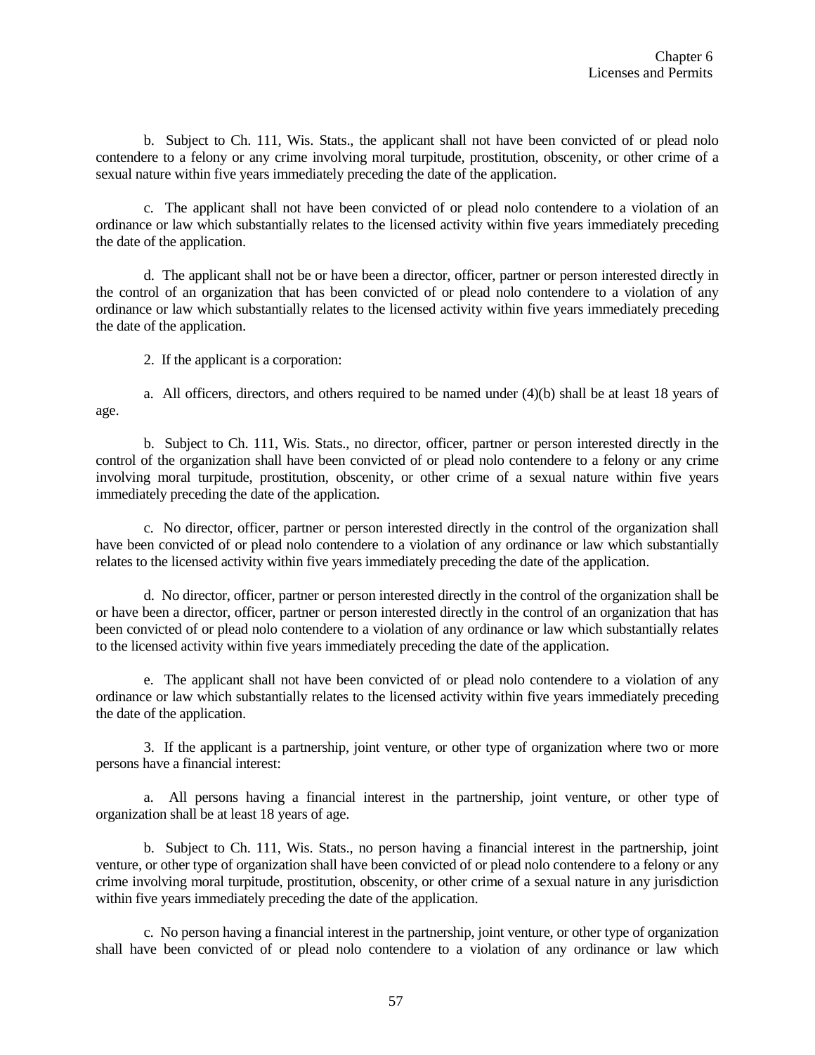b. Subject to Ch. 111, Wis. Stats., the applicant shall not have been convicted of or plead nolo contendere to a felony or any crime involving moral turpitude, prostitution, obscenity, or other crime of a sexual nature within five years immediately preceding the date of the application.

c. The applicant shall not have been convicted of or plead nolo contendere to a violation of an ordinance or law which substantially relates to the licensed activity within five years immediately preceding the date of the application.

d. The applicant shall not be or have been a director, officer, partner or person interested directly in the control of an organization that has been convicted of or plead nolo contendere to a violation of any ordinance or law which substantially relates to the licensed activity within five years immediately preceding the date of the application.

2. If the applicant is a corporation:

a. All officers, directors, and others required to be named under (4)(b) shall be at least 18 years of age.

b. Subject to Ch. 111, Wis. Stats., no director, officer, partner or person interested directly in the control of the organization shall have been convicted of or plead nolo contendere to a felony or any crime involving moral turpitude, prostitution, obscenity, or other crime of a sexual nature within five years immediately preceding the date of the application.

c. No director, officer, partner or person interested directly in the control of the organization shall have been convicted of or plead nolo contendere to a violation of any ordinance or law which substantially relates to the licensed activity within five years immediately preceding the date of the application.

d. No director, officer, partner or person interested directly in the control of the organization shall be or have been a director, officer, partner or person interested directly in the control of an organization that has been convicted of or plead nolo contendere to a violation of any ordinance or law which substantially relates to the licensed activity within five years immediately preceding the date of the application.

e. The applicant shall not have been convicted of or plead nolo contendere to a violation of any ordinance or law which substantially relates to the licensed activity within five years immediately preceding the date of the application.

3. If the applicant is a partnership, joint venture, or other type of organization where two or more persons have a financial interest:

a. All persons having a financial interest in the partnership, joint venture, or other type of organization shall be at least 18 years of age.

b. Subject to Ch. 111, Wis. Stats., no person having a financial interest in the partnership, joint venture, or other type of organization shall have been convicted of or plead nolo contendere to a felony or any crime involving moral turpitude, prostitution, obscenity, or other crime of a sexual nature in any jurisdiction within five years immediately preceding the date of the application.

c. No person having a financial interest in the partnership, joint venture, or other type of organization shall have been convicted of or plead nolo contendere to a violation of any ordinance or law which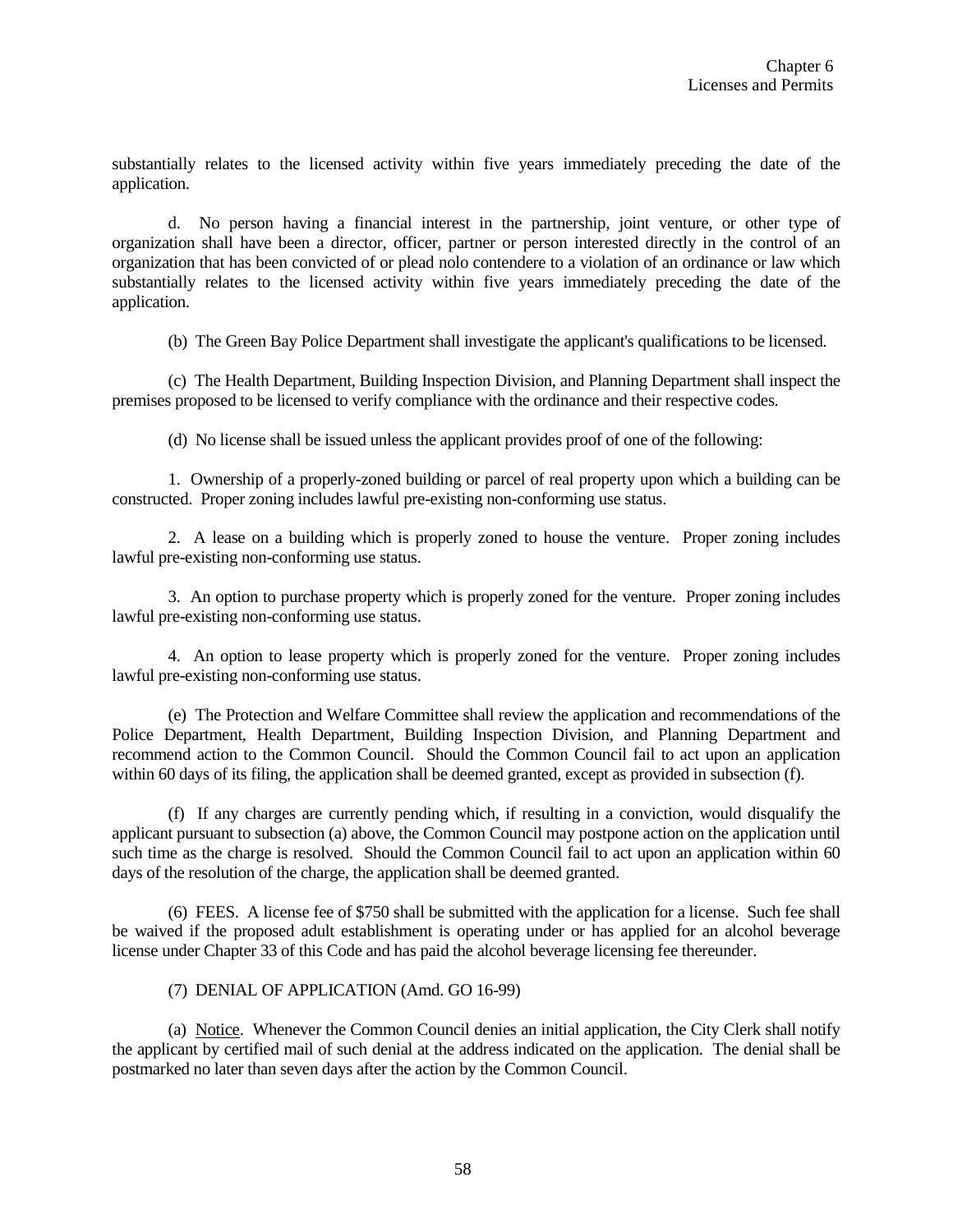substantially relates to the licensed activity within five years immediately preceding the date of the application.

d. No person having a financial interest in the partnership, joint venture, or other type of organization shall have been a director, officer, partner or person interested directly in the control of an organization that has been convicted of or plead nolo contendere to a violation of an ordinance or law which substantially relates to the licensed activity within five years immediately preceding the date of the application.

(b) The Green Bay Police Department shall investigate the applicant's qualifications to be licensed.

(c) The Health Department, Building Inspection Division, and Planning Department shall inspect the premises proposed to be licensed to verify compliance with the ordinance and their respective codes.

(d) No license shall be issued unless the applicant provides proof of one of the following:

1. Ownership of a properly-zoned building or parcel of real property upon which a building can be constructed. Proper zoning includes lawful pre-existing non-conforming use status.

2. A lease on a building which is properly zoned to house the venture. Proper zoning includes lawful pre-existing non-conforming use status.

3. An option to purchase property which is properly zoned for the venture. Proper zoning includes lawful pre-existing non-conforming use status.

4. An option to lease property which is properly zoned for the venture. Proper zoning includes lawful pre-existing non-conforming use status.

(e) The Protection and Welfare Committee shall review the application and recommendations of the Police Department, Health Department, Building Inspection Division, and Planning Department and recommend action to the Common Council. Should the Common Council fail to act upon an application within 60 days of its filing, the application shall be deemed granted, except as provided in subsection (f).

(f) If any charges are currently pending which, if resulting in a conviction, would disqualify the applicant pursuant to subsection (a) above, the Common Council may postpone action on the application until such time as the charge is resolved. Should the Common Council fail to act upon an application within 60 days of the resolution of the charge, the application shall be deemed granted.

(6) FEES. A license fee of $750 shall be submitted with the application for a license. Such fee shall be waived if the proposed adult establishment is operating under or has applied for an alcohol beverage license under Chapter 33 of this Code and has paid the alcohol beverage licensing fee thereunder.

(7) DENIAL OF APPLICATION (Amd. GO 16-99)

(a) Notice. Whenever the Common Council denies an initial application, the City Clerk shall notify the applicant by certified mail of such denial at the address indicated on the application. The denial shall be postmarked no later than seven days after the action by the Common Council.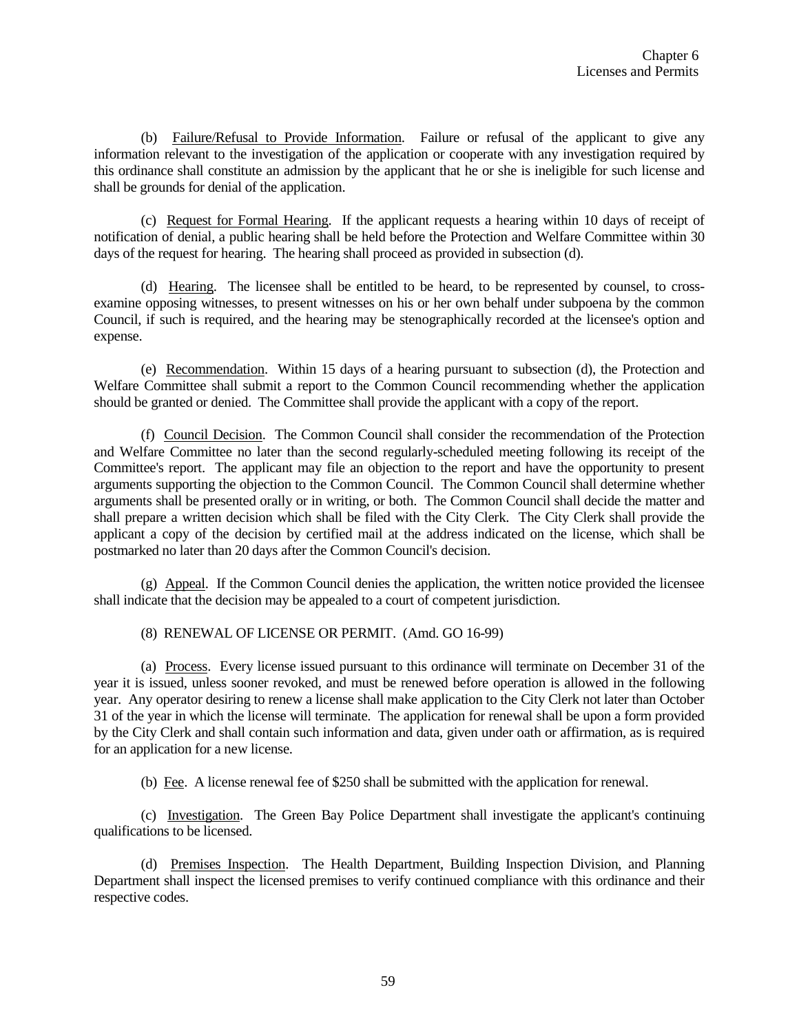(b) Failure/Refusal to Provide Information. Failure or refusal of the applicant to give any information relevant to the investigation of the application or cooperate with any investigation required by this ordinance shall constitute an admission by the applicant that he or she is ineligible for such license and shall be grounds for denial of the application.

(c) Request for Formal Hearing. If the applicant requests a hearing within 10 days of receipt of notification of denial, a public hearing shall be held before the Protection and Welfare Committee within 30 days of the request for hearing. The hearing shall proceed as provided in subsection (d).

(d) Hearing. The licensee shall be entitled to be heard, to be represented by counsel, to cross-examine opposing witnesses, to present witnesses on his or her own behalf under subpoena by the common Council, if such is required, and the hearing may be stenographically recorded at the licensee's option and expense.

(e) Recommendation. Within 15 days of a hearing pursuant to subsection (d), the Protection and Welfare Committee shall submit a report to the Common Council recommending whether the application should be granted or denied. The Committee shall provide the applicant with a copy of the report.

(f) Council Decision. The Common Council shall consider the recommendation of the Protection and Welfare Committee no later than the second regularly-scheduled meeting following its receipt of the Committee's report. The applicant may file an objection to the report and have the opportunity to present arguments supporting the objection to the Common Council. The Common Council shall determine whether arguments shall be presented orally or in writing, or both. The Common Council shall decide the matter and shall prepare a written decision which shall be filed with the City Clerk. The City Clerk shall provide the applicant a copy of the decision by certified mail at the address indicated on the license, which shall be postmarked no later than 20 days after the Common Council's decision.

(g) Appeal. If the Common Council denies the application, the written notice provided the licensee shall indicate that the decision may be appealed to a court of competent jurisdiction.

(8) RENEWAL OF LICENSE OR PERMIT. (Amd. GO 16-99)

(a) Process. Every license issued pursuant to this ordinance will terminate on December 31 of the year it is issued, unless sooner revoked, and must be renewed before operation is allowed in the following year. Any operator desiring to renew a license shall make application to the City Clerk not later than October 31 of the year in which the license will terminate. The application for renewal shall be upon a form provided by the City Clerk and shall contain such information and data, given under oath or affirmation, as is required for an application for a new license.

(b) Fee. A license renewal fee of $250 shall be submitted with the application for renewal.

(c) Investigation. The Green Bay Police Department shall investigate the applicant's continuing qualifications to be licensed.

(d) Premises Inspection. The Health Department, Building Inspection Division, and Planning Department shall inspect the licensed premises to verify continued compliance with this ordinance and their respective codes.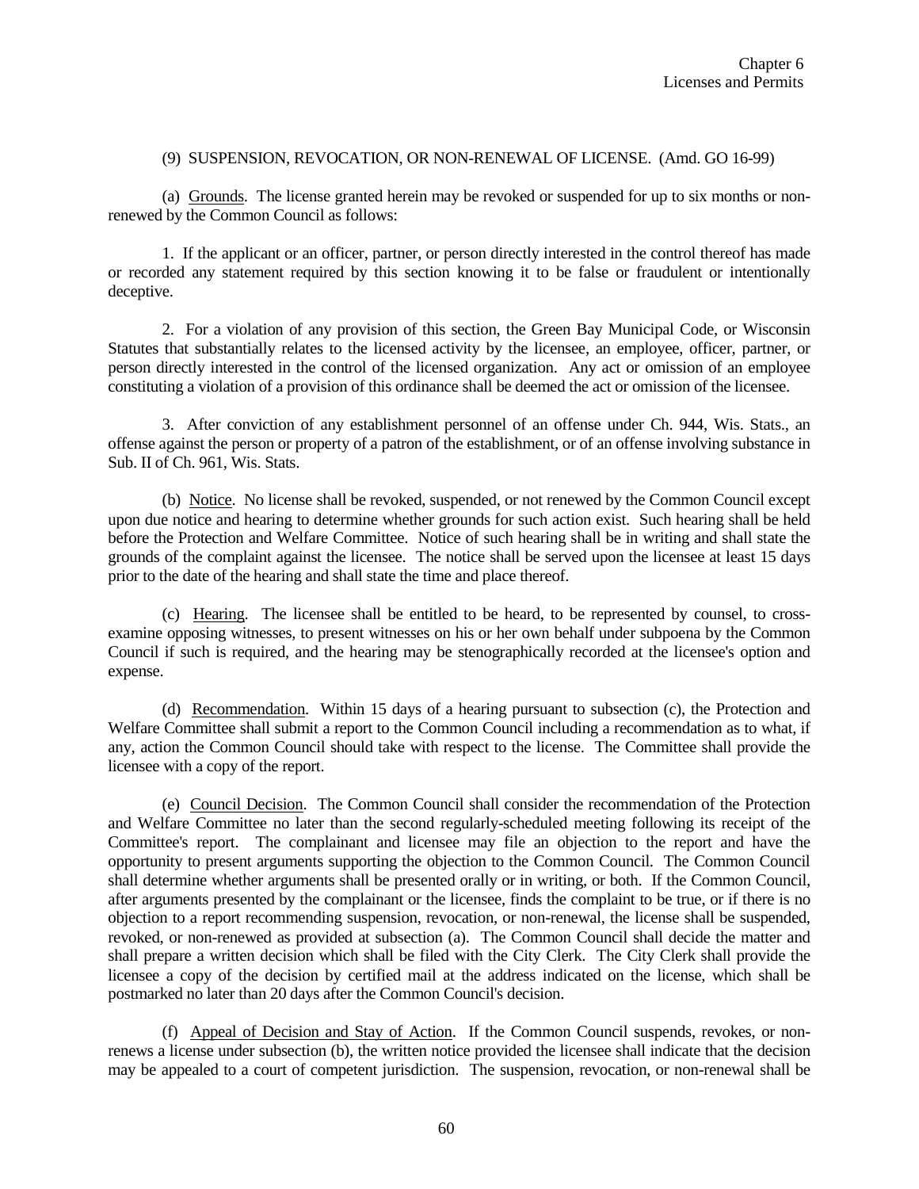(9) SUSPENSION, REVOCATION, OR NON-RENEWAL OF LICENSE. (Amd. GO 16-99)

(a) Grounds. The license granted herein may be revoked or suspended for up to six months or non-renewed by the Common Council as follows:

1. If the applicant or an officer, partner, or person directly interested in the control thereof has made or recorded any statement required by this section knowing it to be false or fraudulent or intentionally deceptive.

2. For a violation of any provision of this section, the Green Bay Municipal Code, or Wisconsin Statutes that substantially relates to the licensed activity by the licensee, an employee, officer, partner, or person directly interested in the control of the licensed organization. Any act or omission of an employee constituting a violation of a provision of this ordinance shall be deemed the act or omission of the licensee.

3. After conviction of any establishment personnel of an offense under Ch. 944, Wis. Stats., an offense against the person or property of a patron of the establishment, or of an offense involving substance in Sub. II of Ch. 961, Wis. Stats.

(b) Notice. No license shall be revoked, suspended, or not renewed by the Common Council except upon due notice and hearing to determine whether grounds for such action exist. Such hearing shall be held before the Protection and Welfare Committee. Notice of such hearing shall be in writing and shall state the grounds of the complaint against the licensee. The notice shall be served upon the licensee at least 15 days prior to the date of the hearing and shall state the time and place thereof.

(c) Hearing. The licensee shall be entitled to be heard, to be represented by counsel, to cross-examine opposing witnesses, to present witnesses on his or her own behalf under subpoena by the Common Council if such is required, and the hearing may be stenographically recorded at the licensee's option and expense.

(d) Recommendation. Within 15 days of a hearing pursuant to subsection (c), the Protection and Welfare Committee shall submit a report to the Common Council including a recommendation as to what, if any, action the Common Council should take with respect to the license. The Committee shall provide the licensee with a copy of the report.

(e) Council Decision. The Common Council shall consider the recommendation of the Protection and Welfare Committee no later than the second regularly-scheduled meeting following its receipt of the Committee's report. The complainant and licensee may file an objection to the report and have the opportunity to present arguments supporting the objection to the Common Council. The Common Council shall determine whether arguments shall be presented orally or in writing, or both. If the Common Council, after arguments presented by the complainant or the licensee, finds the complaint to be true, or if there is no objection to a report recommending suspension, revocation, or non-renewal, the license shall be suspended, revoked, or non-renewed as provided at subsection (a). The Common Council shall decide the matter and shall prepare a written decision which shall be filed with the City Clerk. The City Clerk shall provide the licensee a copy of the decision by certified mail at the address indicated on the license, which shall be postmarked no later than 20 days after the Common Council's decision.

(f) Appeal of Decision and Stay of Action. If the Common Council suspends, revokes, or non-renews a license under subsection (b), the written notice provided the licensee shall indicate that the decision may be appealed to a court of competent jurisdiction. The suspension, revocation, or non-renewal shall be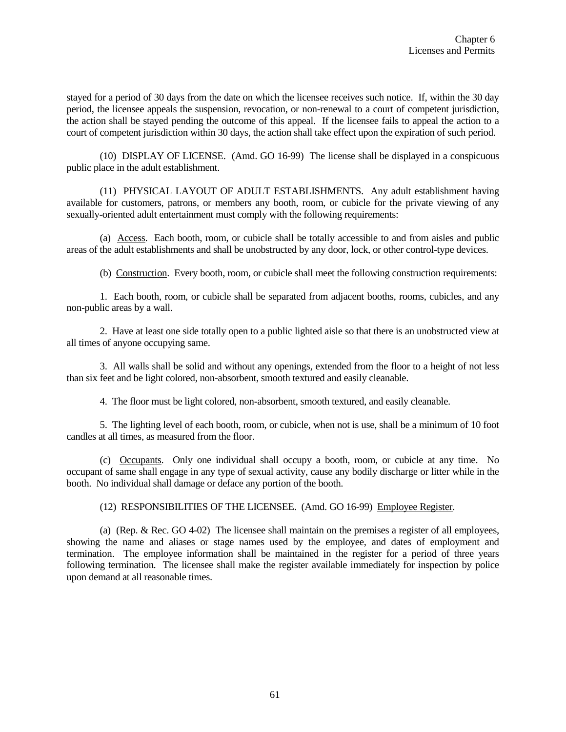stayed for a period of 30 days from the date on which the licensee receives such notice. If, within the 30 day period, the licensee appeals the suspension, revocation, or non-renewal to a court of competent jurisdiction, the action shall be stayed pending the outcome of this appeal. If the licensee fails to appeal the action to a court of competent jurisdiction within 30 days, the action shall take effect upon the expiration of such period.

(10) DISPLAY OF LICENSE. (Amd. GO 16-99) The license shall be displayed in a conspicuous public place in the adult establishment.

(11) PHYSICAL LAYOUT OF ADULT ESTABLISHMENTS. Any adult establishment having available for customers, patrons, or members any booth, room, or cubicle for the private viewing of any sexually-oriented adult entertainment must comply with the following requirements:

(a) Access. Each booth, room, or cubicle shall be totally accessible to and from aisles and public areas of the adult establishments and shall be unobstructed by any door, lock, or other control-type devices.

(b) Construction. Every booth, room, or cubicle shall meet the following construction requirements:

1. Each booth, room, or cubicle shall be separated from adjacent booths, rooms, cubicles, and any non-public areas by a wall.

2. Have at least one side totally open to a public lighted aisle so that there is an unobstructed view at all times of anyone occupying same.

3. All walls shall be solid and without any openings, extended from the floor to a height of not less than six feet and be light colored, non-absorbent, smooth textured and easily cleanable.

4. The floor must be light colored, non-absorbent, smooth textured, and easily cleanable.

5. The lighting level of each booth, room, or cubicle, when not is use, shall be a minimum of 10 foot candles at all times, as measured from the floor.

(c) Occupants. Only one individual shall occupy a booth, room, or cubicle at any time. No occupant of same shall engage in any type of sexual activity, cause any bodily discharge or litter while in the booth. No individual shall damage or deface any portion of the booth.

(12) RESPONSIBILITIES OF THE LICENSEE. (Amd. GO 16-99) Employee Register.

(a) (Rep. & Rec. GO 4-02) The licensee shall maintain on the premises a register of all employees, showing the name and aliases or stage names used by the employee, and dates of employment and termination. The employee information shall be maintained in the register for a period of three years following termination. The licensee shall make the register available immediately for inspection by police upon demand at all reasonable times.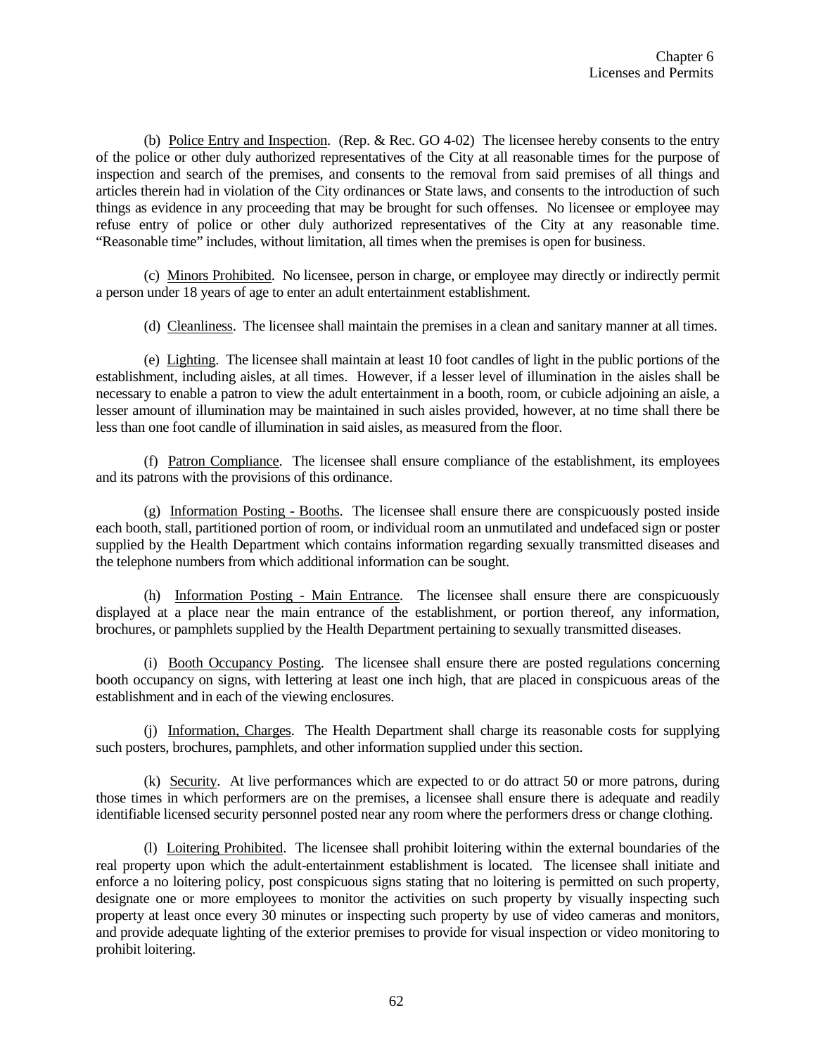(b) Police Entry and Inspection. (Rep. & Rec. GO 4-02) The licensee hereby consents to the entry of the police or other duly authorized representatives of the City at all reasonable times for the purpose of inspection and search of the premises, and consents to the removal from said premises of all things and articles therein had in violation of the City ordinances or State laws, and consents to the introduction of such things as evidence in any proceeding that may be brought for such offenses. No licensee or employee may refuse entry of police or other duly authorized representatives of the City at any reasonable time. "Reasonable time" includes, without limitation, all times when the premises is open for business.

(c) Minors Prohibited. No licensee, person in charge, or employee may directly or indirectly permit a person under 18 years of age to enter an adult entertainment establishment.

(d) Cleanliness. The licensee shall maintain the premises in a clean and sanitary manner at all times.

(e) Lighting. The licensee shall maintain at least 10 foot candles of light in the public portions of the establishment, including aisles, at all times. However, if a lesser level of illumination in the aisles shall be necessary to enable a patron to view the adult entertainment in a booth, room, or cubicle adjoining an aisle, a lesser amount of illumination may be maintained in such aisles provided, however, at no time shall there be less than one foot candle of illumination in said aisles, as measured from the floor.

(f) Patron Compliance. The licensee shall ensure compliance of the establishment, its employees and its patrons with the provisions of this ordinance.

(g) Information Posting - Booths. The licensee shall ensure there are conspicuously posted inside each booth, stall, partitioned portion of room, or individual room an unmutilated and undefaced sign or poster supplied by the Health Department which contains information regarding sexually transmitted diseases and the telephone numbers from which additional information can be sought.

(h) Information Posting - Main Entrance. The licensee shall ensure there are conspicuously displayed at a place near the main entrance of the establishment, or portion thereof, any information, brochures, or pamphlets supplied by the Health Department pertaining to sexually transmitted diseases.

(i) Booth Occupancy Posting. The licensee shall ensure there are posted regulations concerning booth occupancy on signs, with lettering at least one inch high, that are placed in conspicuous areas of the establishment and in each of the viewing enclosures.

(j) Information, Charges. The Health Department shall charge its reasonable costs for supplying such posters, brochures, pamphlets, and other information supplied under this section.

(k) Security. At live performances which are expected to or do attract 50 or more patrons, during those times in which performers are on the premises, a licensee shall ensure there is adequate and readily identifiable licensed security personnel posted near any room where the performers dress or change clothing.

(l) Loitering Prohibited. The licensee shall prohibit loitering within the external boundaries of the real property upon which the adult-entertainment establishment is located. The licensee shall initiate and enforce a no loitering policy, post conspicuous signs stating that no loitering is permitted on such property, designate one or more employees to monitor the activities on such property by visually inspecting such property at least once every 30 minutes or inspecting such property by use of video cameras and monitors, and provide adequate lighting of the exterior premises to provide for visual inspection or video monitoring to prohibit loitering.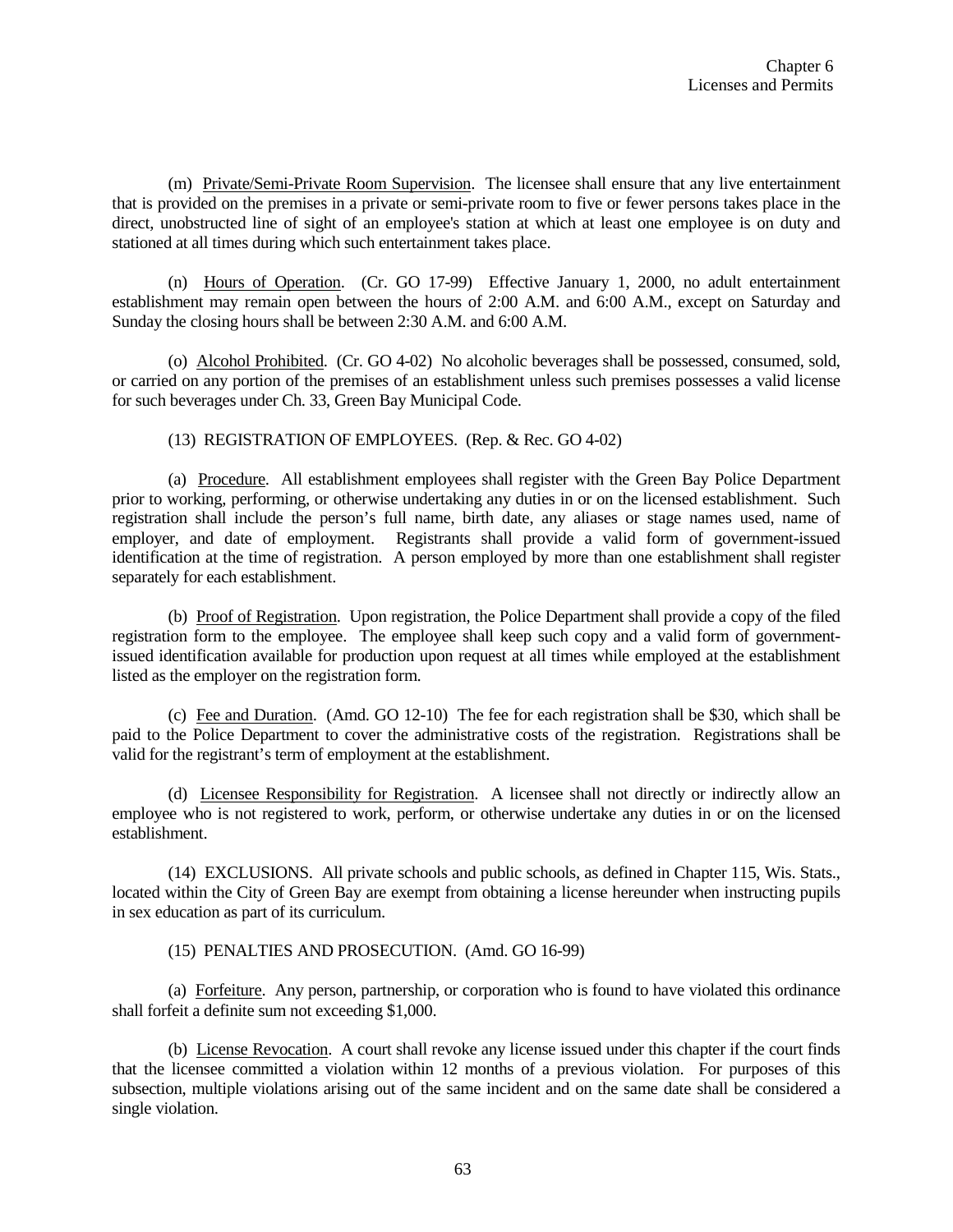(m) Private/Semi-Private Room Supervision. The licensee shall ensure that any live entertainment that is provided on the premises in a private or semi-private room to five or fewer persons takes place in the direct, unobstructed line of sight of an employee's station at which at least one employee is on duty and stationed at all times during which such entertainment takes place.

(n) Hours of Operation. (Cr. GO 17-99) Effective January 1, 2000, no adult entertainment establishment may remain open between the hours of 2:00 A.M. and 6:00 A.M., except on Saturday and Sunday the closing hours shall be between 2:30 A.M. and 6:00 A.M.

(o) Alcohol Prohibited. (Cr. GO 4-02) No alcoholic beverages shall be possessed, consumed, sold, or carried on any portion of the premises of an establishment unless such premises possesses a valid license for such beverages under Ch. 33, Green Bay Municipal Code.

(13) REGISTRATION OF EMPLOYEES. (Rep. & Rec. GO 4-02)

(a) Procedure. All establishment employees shall register with the Green Bay Police Department prior to working, performing, or otherwise undertaking any duties in or on the licensed establishment. Such registration shall include the person's full name, birth date, any aliases or stage names used, name of employer, and date of employment. Registrants shall provide a valid form of government-issued identification at the time of registration. A person employed by more than one establishment shall register separately for each establishment.

(b) Proof of Registration. Upon registration, the Police Department shall provide a copy of the filed registration form to the employee. The employee shall keep such copy and a valid form of government-issued identification available for production upon request at all times while employed at the establishment listed as the employer on the registration form.

(c) Fee and Duration. (Amd. GO 12-10) The fee for each registration shall be $30, which shall be paid to the Police Department to cover the administrative costs of the registration. Registrations shall be valid for the registrant's term of employment at the establishment.

(d) Licensee Responsibility for Registration. A licensee shall not directly or indirectly allow an employee who is not registered to work, perform, or otherwise undertake any duties in or on the licensed establishment.

(14) EXCLUSIONS. All private schools and public schools, as defined in Chapter 115, Wis. Stats., located within the City of Green Bay are exempt from obtaining a license hereunder when instructing pupils in sex education as part of its curriculum.

(15) PENALTIES AND PROSECUTION. (Amd. GO 16-99)

(a) Forfeiture. Any person, partnership, or corporation who is found to have violated this ordinance shall forfeit a definite sum not exceeding $1,000.

(b) License Revocation. A court shall revoke any license issued under this chapter if the court finds that the licensee committed a violation within 12 months of a previous violation. For purposes of this subsection, multiple violations arising out of the same incident and on the same date shall be considered a single violation.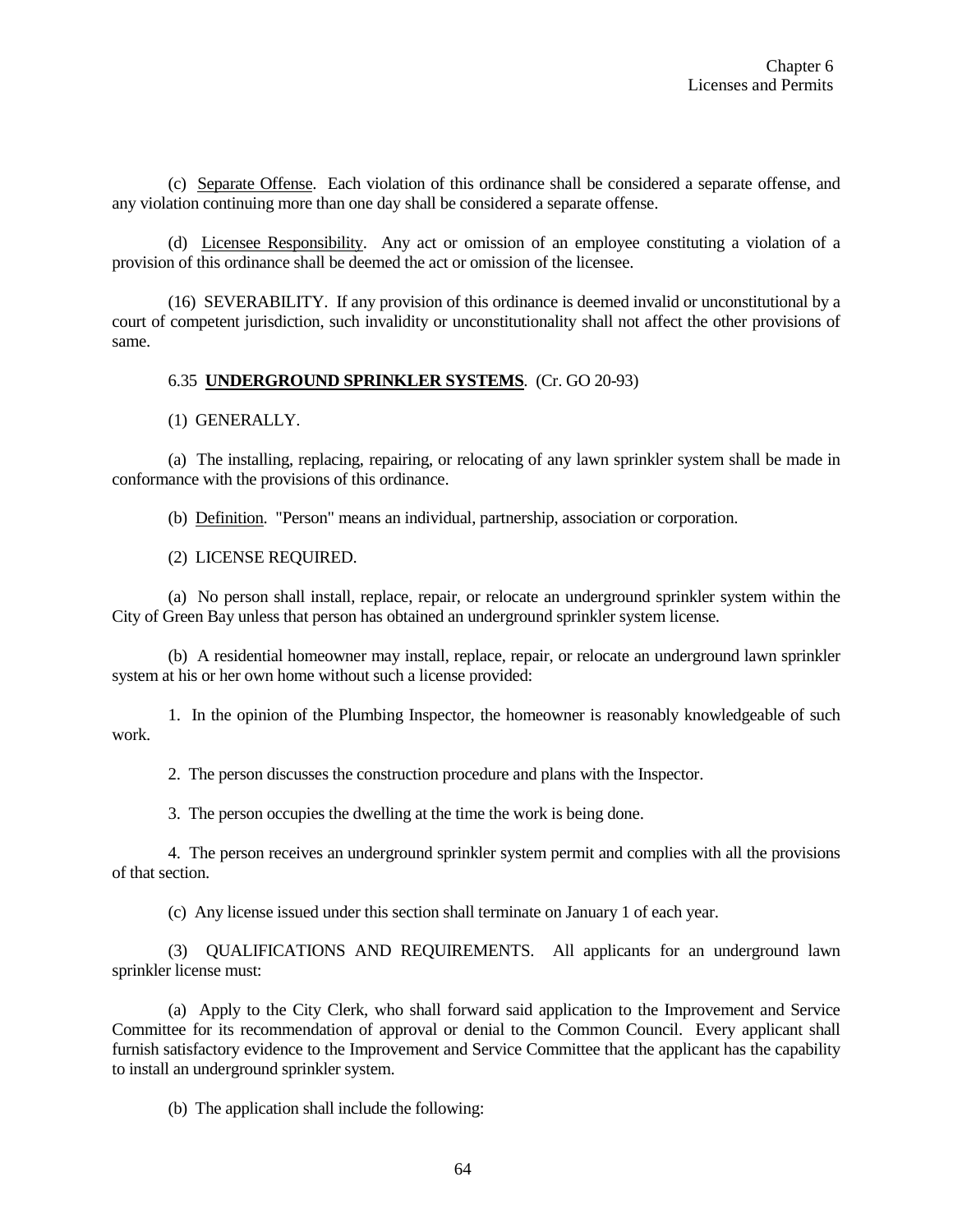(c) Separate Offense. Each violation of this ordinance shall be considered a separate offense, and any violation continuing more than one day shall be considered a separate offense.

(d) Licensee Responsibility. Any act or omission of an employee constituting a violation of a provision of this ordinance shall be deemed the act or omission of the licensee.

(16) SEVERABILITY. If any provision of this ordinance is deemed invalid or unconstitutional by a court of competent jurisdiction, such invalidity or unconstitutionality shall not affect the other provisions of same.

6.35 **UNDERGROUND SPRINKLER SYSTEMS**. (Cr. GO 20-93)

(1) GENERALLY.

(a) The installing, replacing, repairing, or relocating of any lawn sprinkler system shall be made in conformance with the provisions of this ordinance.

(b) Definition. "Person" means an individual, partnership, association or corporation.

(2) LICENSE REQUIRED.

(a) No person shall install, replace, repair, or relocate an underground sprinkler system within the City of Green Bay unless that person has obtained an underground sprinkler system license.

(b) A residential homeowner may install, replace, repair, or relocate an underground lawn sprinkler system at his or her own home without such a license provided:

1. In the opinion of the Plumbing Inspector, the homeowner is reasonably knowledgeable of such work.

2. The person discusses the construction procedure and plans with the Inspector.

3. The person occupies the dwelling at the time the work is being done.

4. The person receives an underground sprinkler system permit and complies with all the provisions of that section.

(c) Any license issued under this section shall terminate on January 1 of each year.

(3) QUALIFICATIONS AND REQUIREMENTS. All applicants for an underground lawn sprinkler license must:

(a) Apply to the City Clerk, who shall forward said application to the Improvement and Service Committee for its recommendation of approval or denial to the Common Council. Every applicant shall furnish satisfactory evidence to the Improvement and Service Committee that the applicant has the capability to install an underground sprinkler system.

(b) The application shall include the following: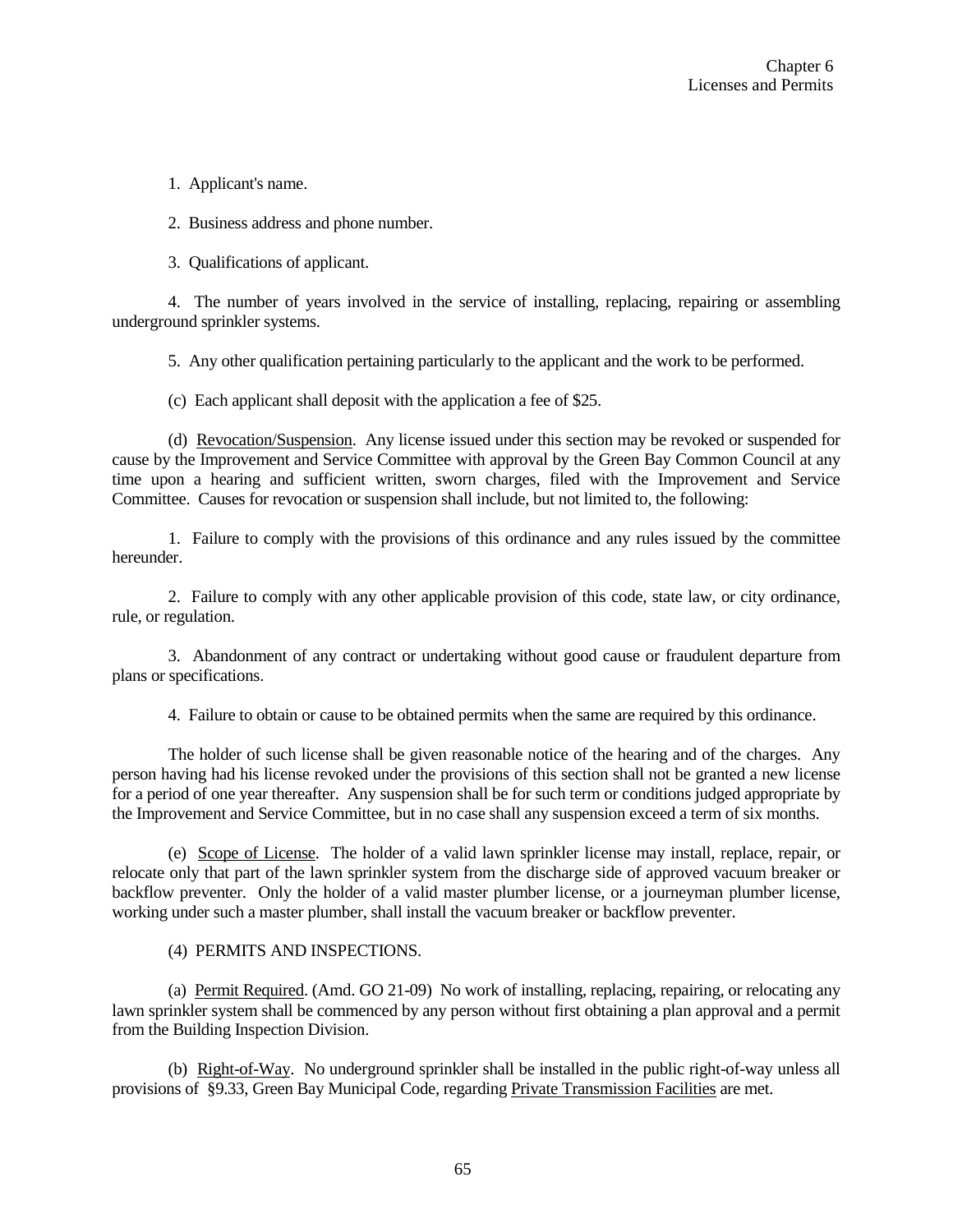1. Applicant's name.

2. Business address and phone number.

3. Qualifications of applicant.

4. The number of years involved in the service of installing, replacing, repairing or assembling underground sprinkler systems.

5. Any other qualification pertaining particularly to the applicant and the work to be performed.

(c) Each applicant shall deposit with the application a fee of $25.

(d) Revocation/Suspension. Any license issued under this section may be revoked or suspended for cause by the Improvement and Service Committee with approval by the Green Bay Common Council at any time upon a hearing and sufficient written, sworn charges, filed with the Improvement and Service Committee. Causes for revocation or suspension shall include, but not limited to, the following:

1. Failure to comply with the provisions of this ordinance and any rules issued by the committee hereunder.

2. Failure to comply with any other applicable provision of this code, state law, or city ordinance, rule, or regulation.

3. Abandonment of any contract or undertaking without good cause or fraudulent departure from plans or specifications.

4. Failure to obtain or cause to be obtained permits when the same are required by this ordinance.

The holder of such license shall be given reasonable notice of the hearing and of the charges. Any person having had his license revoked under the provisions of this section shall not be granted a new license for a period of one year thereafter. Any suspension shall be for such term or conditions judged appropriate by the Improvement and Service Committee, but in no case shall any suspension exceed a term of six months.

(e) Scope of License. The holder of a valid lawn sprinkler license may install, replace, repair, or relocate only that part of the lawn sprinkler system from the discharge side of approved vacuum breaker or backflow preventer. Only the holder of a valid master plumber license, or a journeyman plumber license, working under such a master plumber, shall install the vacuum breaker or backflow preventer.

(4) PERMITS AND INSPECTIONS.

(a) Permit Required. (Amd. GO 21-09) No work of installing, replacing, repairing, or relocating any lawn sprinkler system shall be commenced by any person without first obtaining a plan approval and a permit from the Building Inspection Division.

(b) Right-of-Way. No underground sprinkler shall be installed in the public right-of-way unless all provisions of §9.33, Green Bay Municipal Code, regarding Private Transmission Facilities are met.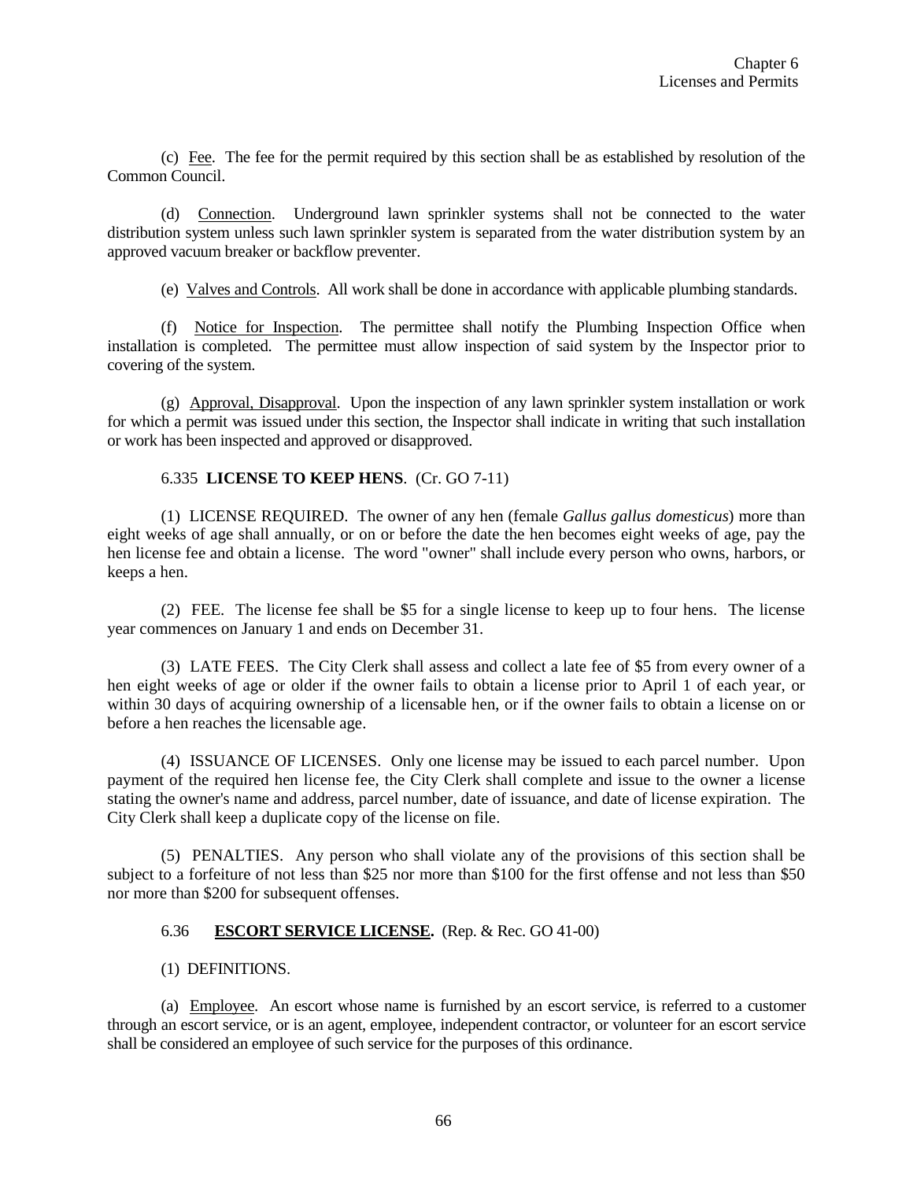(c) Fee. The fee for the permit required by this section shall be as established by resolution of the Common Council.

(d) Connection. Underground lawn sprinkler systems shall not be connected to the water distribution system unless such lawn sprinkler system is separated from the water distribution system by an approved vacuum breaker or backflow preventer.

(e) Valves and Controls. All work shall be done in accordance with applicable plumbing standards.

(f) Notice for Inspection. The permittee shall notify the Plumbing Inspection Office when installation is completed. The permittee must allow inspection of said system by the Inspector prior to covering of the system.

(g) Approval, Disapproval. Upon the inspection of any lawn sprinkler system installation or work for which a permit was issued under this section, the Inspector shall indicate in writing that such installation or work has been inspected and approved or disapproved.

6.335 **LICENSE TO KEEP HENS**. (Cr. GO 7-11)

(1) LICENSE REQUIRED. The owner of any hen (female *Gallus gallus domesticus*) more than eight weeks of age shall annually, or on or before the date the hen becomes eight weeks of age, pay the hen license fee and obtain a license. The word "owner" shall include every person who owns, harbors, or keeps a hen.

(2) FEE. The license fee shall be $5 for a single license to keep up to four hens. The license year commences on January 1 and ends on December 31.

(3) LATE FEES. The City Clerk shall assess and collect a late fee of $5 from every owner of a hen eight weeks of age or older if the owner fails to obtain a license prior to April 1 of each year, or within 30 days of acquiring ownership of a licensable hen, or if the owner fails to obtain a license on or before a hen reaches the licensable age.

(4) ISSUANCE OF LICENSES. Only one license may be issued to each parcel number. Upon payment of the required hen license fee, the City Clerk shall complete and issue to the owner a license stating the owner's name and address, parcel number, date of issuance, and date of license expiration. The City Clerk shall keep a duplicate copy of the license on file.

(5) PENALTIES. Any person who shall violate any of the provisions of this section shall be subject to a forfeiture of not less than $25 nor more than $100 for the first offense and not less than $50 nor more than $200 for subsequent offenses.

6.36 **ESCORT SERVICE LICENSE.** (Rep. & Rec. GO 41-00)

(1) DEFINITIONS.

(a) Employee. An escort whose name is furnished by an escort service, is referred to a customer through an escort service, or is an agent, employee, independent contractor, or volunteer for an escort service shall be considered an employee of such service for the purposes of this ordinance.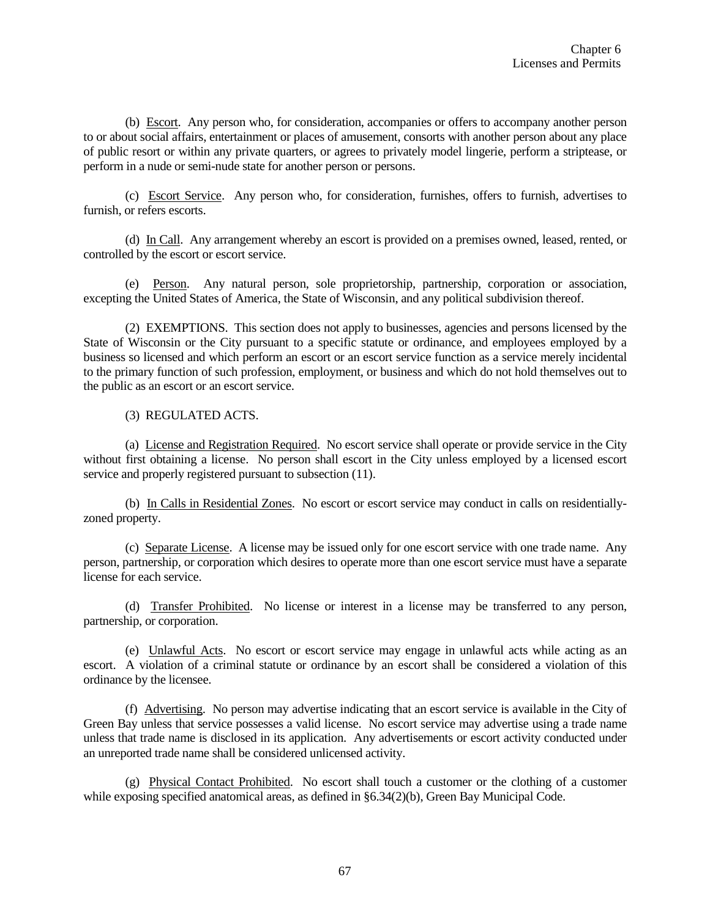(b) Escort. Any person who, for consideration, accompanies or offers to accompany another person to or about social affairs, entertainment or places of amusement, consorts with another person about any place of public resort or within any private quarters, or agrees to privately model lingerie, perform a striptease, or perform in a nude or semi-nude state for another person or persons.

(c) Escort Service. Any person who, for consideration, furnishes, offers to furnish, advertises to furnish, or refers escorts.

(d) In Call. Any arrangement whereby an escort is provided on a premises owned, leased, rented, or controlled by the escort or escort service.

(e) Person. Any natural person, sole proprietorship, partnership, corporation or association, excepting the United States of America, the State of Wisconsin, and any political subdivision thereof.

(2) EXEMPTIONS. This section does not apply to businesses, agencies and persons licensed by the State of Wisconsin or the City pursuant to a specific statute or ordinance, and employees employed by a business so licensed and which perform an escort or an escort service function as a service merely incidental to the primary function of such profession, employment, or business and which do not hold themselves out to the public as an escort or an escort service.

(3) REGULATED ACTS.

(a) License and Registration Required. No escort service shall operate or provide service in the City without first obtaining a license. No person shall escort in the City unless employed by a licensed escort service and properly registered pursuant to subsection (11).

(b) In Calls in Residential Zones. No escort or escort service may conduct in calls on residentially-zoned property.

(c) Separate License. A license may be issued only for one escort service with one trade name. Any person, partnership, or corporation which desires to operate more than one escort service must have a separate license for each service.

(d) Transfer Prohibited. No license or interest in a license may be transferred to any person, partnership, or corporation.

(e) Unlawful Acts. No escort or escort service may engage in unlawful acts while acting as an escort. A violation of a criminal statute or ordinance by an escort shall be considered a violation of this ordinance by the licensee.

(f) Advertising. No person may advertise indicating that an escort service is available in the City of Green Bay unless that service possesses a valid license. No escort service may advertise using a trade name unless that trade name is disclosed in its application. Any advertisements or escort activity conducted under an unreported trade name shall be considered unlicensed activity.

(g) Physical Contact Prohibited. No escort shall touch a customer or the clothing of a customer while exposing specified anatomical areas, as defined in §6.34(2)(b), Green Bay Municipal Code.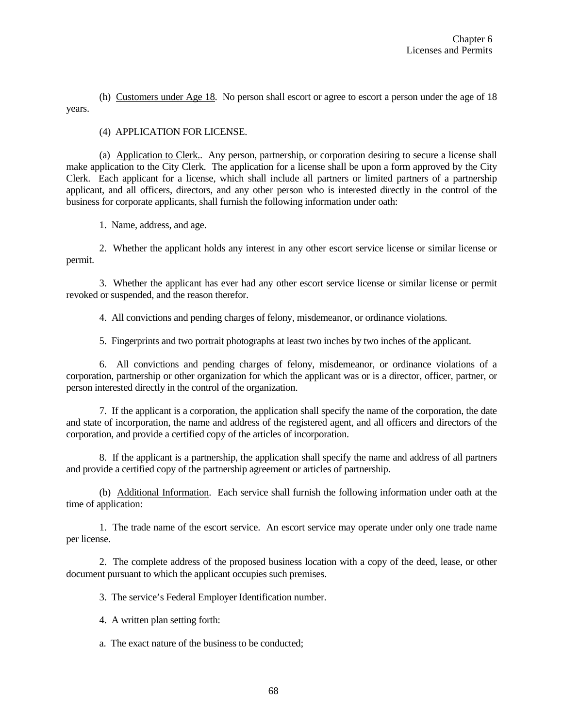(h) Customers under Age 18. No person shall escort or agree to escort a person under the age of 18 years.

(4) APPLICATION FOR LICENSE.

(a) Application to Clerk.. Any person, partnership, or corporation desiring to secure a license shall make application to the City Clerk. The application for a license shall be upon a form approved by the City Clerk. Each applicant for a license, which shall include all partners or limited partners of a partnership applicant, and all officers, directors, and any other person who is interested directly in the control of the business for corporate applicants, shall furnish the following information under oath:

1. Name, address, and age.

2. Whether the applicant holds any interest in any other escort service license or similar license or permit.

3. Whether the applicant has ever had any other escort service license or similar license or permit revoked or suspended, and the reason therefor.

4. All convictions and pending charges of felony, misdemeanor, or ordinance violations.

5. Fingerprints and two portrait photographs at least two inches by two inches of the applicant.

6. All convictions and pending charges of felony, misdemeanor, or ordinance violations of a corporation, partnership or other organization for which the applicant was or is a director, officer, partner, or person interested directly in the control of the organization.

7. If the applicant is a corporation, the application shall specify the name of the corporation, the date and state of incorporation, the name and address of the registered agent, and all officers and directors of the corporation, and provide a certified copy of the articles of incorporation.

8. If the applicant is a partnership, the application shall specify the name and address of all partners and provide a certified copy of the partnership agreement or articles of partnership.

(b) Additional Information. Each service shall furnish the following information under oath at the time of application:

1. The trade name of the escort service. An escort service may operate under only one trade name per license.

2. The complete address of the proposed business location with a copy of the deed, lease, or other document pursuant to which the applicant occupies such premises.

3. The service's Federal Employer Identification number.

4. A written plan setting forth:

a. The exact nature of the business to be conducted;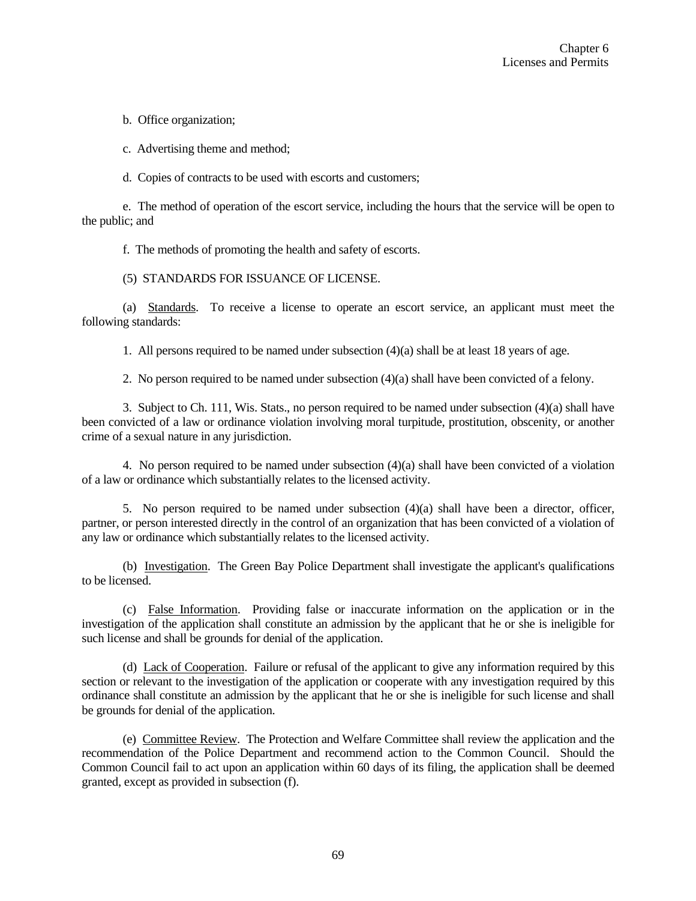b. Office organization;

c. Advertising theme and method;

d. Copies of contracts to be used with escorts and customers;

e. The method of operation of the escort service, including the hours that the service will be open to the public; and

f. The methods of promoting the health and safety of escorts.

(5) STANDARDS FOR ISSUANCE OF LICENSE.

(a) Standards. To receive a license to operate an escort service, an applicant must meet the following standards:

1. All persons required to be named under subsection (4)(a) shall be at least 18 years of age.

2. No person required to be named under subsection (4)(a) shall have been convicted of a felony.

3. Subject to Ch. 111, Wis. Stats., no person required to be named under subsection (4)(a) shall have been convicted of a law or ordinance violation involving moral turpitude, prostitution, obscenity, or another crime of a sexual nature in any jurisdiction.

4. No person required to be named under subsection (4)(a) shall have been convicted of a violation of a law or ordinance which substantially relates to the licensed activity.

5. No person required to be named under subsection (4)(a) shall have been a director, officer, partner, or person interested directly in the control of an organization that has been convicted of a violation of any law or ordinance which substantially relates to the licensed activity.

(b) Investigation. The Green Bay Police Department shall investigate the applicant's qualifications to be licensed.

(c) False Information. Providing false or inaccurate information on the application or in the investigation of the application shall constitute an admission by the applicant that he or she is ineligible for such license and shall be grounds for denial of the application.

(d) Lack of Cooperation. Failure or refusal of the applicant to give any information required by this section or relevant to the investigation of the application or cooperate with any investigation required by this ordinance shall constitute an admission by the applicant that he or she is ineligible for such license and shall be grounds for denial of the application.

(e) Committee Review. The Protection and Welfare Committee shall review the application and the recommendation of the Police Department and recommend action to the Common Council. Should the Common Council fail to act upon an application within 60 days of its filing, the application shall be deemed granted, except as provided in subsection (f).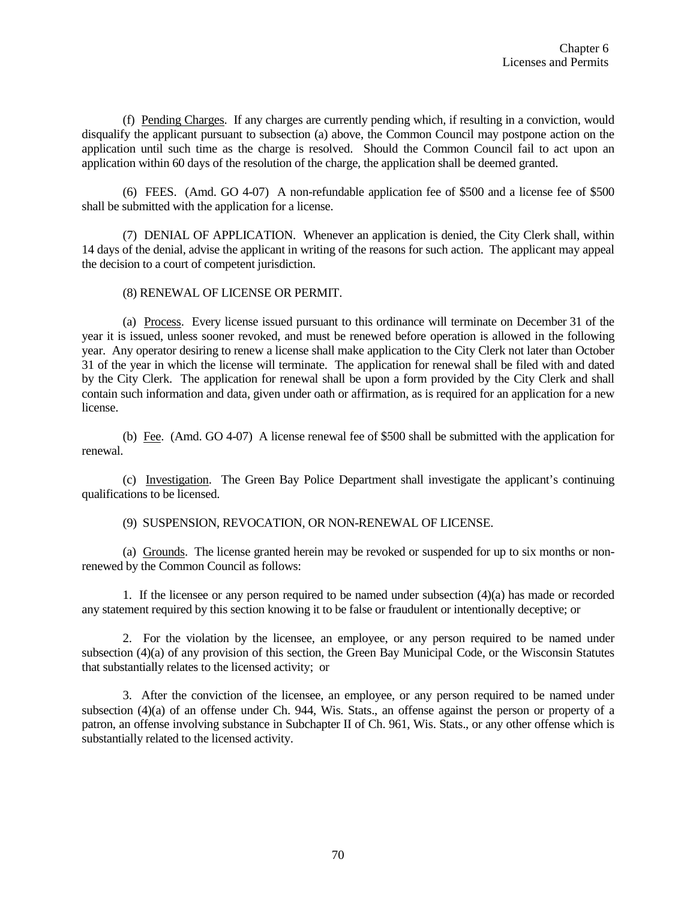(f) Pending Charges. If any charges are currently pending which, if resulting in a conviction, would disqualify the applicant pursuant to subsection (a) above, the Common Council may postpone action on the application until such time as the charge is resolved. Should the Common Council fail to act upon an application within 60 days of the resolution of the charge, the application shall be deemed granted.

(6) FEES. (Amd. GO 4-07) A non-refundable application fee of $500 and a license fee of $500 shall be submitted with the application for a license.

(7) DENIAL OF APPLICATION. Whenever an application is denied, the City Clerk shall, within 14 days of the denial, advise the applicant in writing of the reasons for such action. The applicant may appeal the decision to a court of competent jurisdiction.

(8) RENEWAL OF LICENSE OR PERMIT.

(a) Process. Every license issued pursuant to this ordinance will terminate on December 31 of the year it is issued, unless sooner revoked, and must be renewed before operation is allowed in the following year. Any operator desiring to renew a license shall make application to the City Clerk not later than October 31 of the year in which the license will terminate. The application for renewal shall be filed with and dated by the City Clerk. The application for renewal shall be upon a form provided by the City Clerk and shall contain such information and data, given under oath or affirmation, as is required for an application for a new license.

(b) Fee. (Amd. GO 4-07) A license renewal fee of $500 shall be submitted with the application for renewal.

(c) Investigation. The Green Bay Police Department shall investigate the applicant's continuing qualifications to be licensed.

(9) SUSPENSION, REVOCATION, OR NON-RENEWAL OF LICENSE.

(a) Grounds. The license granted herein may be revoked or suspended for up to six months or non-renewed by the Common Council as follows:

1. If the licensee or any person required to be named under subsection (4)(a) has made or recorded any statement required by this section knowing it to be false or fraudulent or intentionally deceptive; or

2. For the violation by the licensee, an employee, or any person required to be named under subsection (4)(a) of any provision of this section, the Green Bay Municipal Code, or the Wisconsin Statutes that substantially relates to the licensed activity; or

3. After the conviction of the licensee, an employee, or any person required to be named under subsection (4)(a) of an offense under Ch. 944, Wis. Stats., an offense against the person or property of a patron, an offense involving substance in Subchapter II of Ch. 961, Wis. Stats., or any other offense which is substantially related to the licensed activity.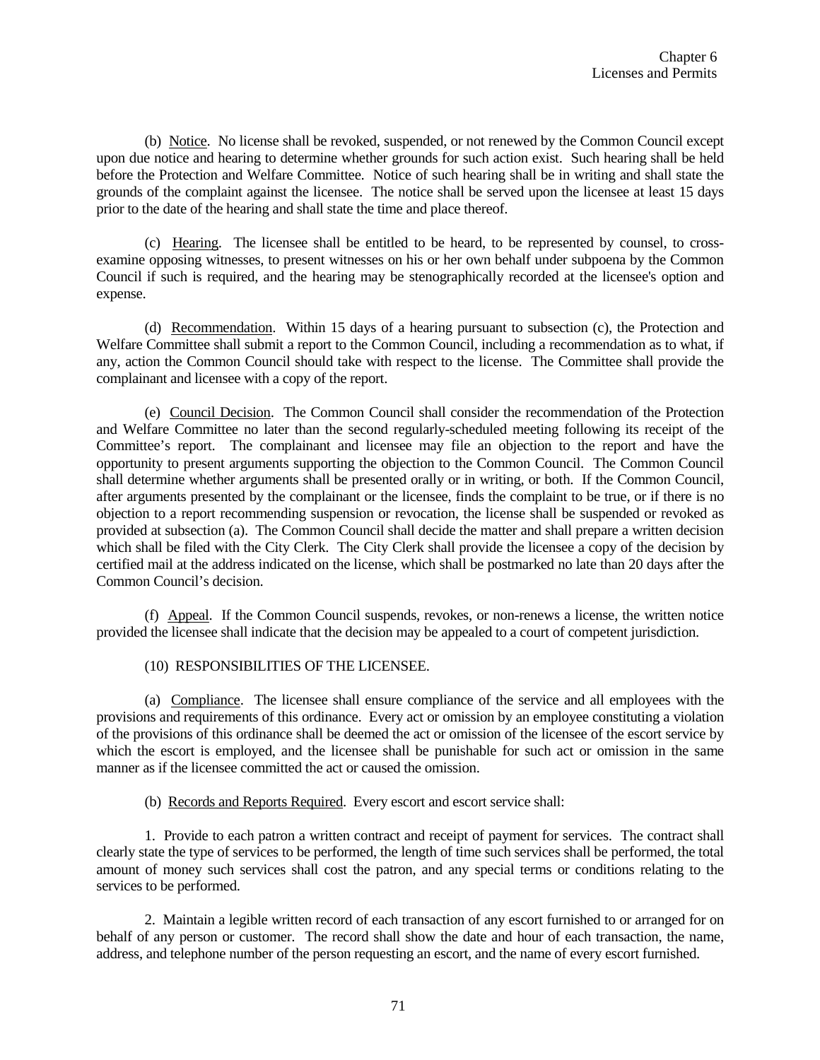(b) Notice. No license shall be revoked, suspended, or not renewed by the Common Council except upon due notice and hearing to determine whether grounds for such action exist. Such hearing shall be held before the Protection and Welfare Committee. Notice of such hearing shall be in writing and shall state the grounds of the complaint against the licensee. The notice shall be served upon the licensee at least 15 days prior to the date of the hearing and shall state the time and place thereof.

(c) Hearing. The licensee shall be entitled to be heard, to be represented by counsel, to cross-examine opposing witnesses, to present witnesses on his or her own behalf under subpoena by the Common Council if such is required, and the hearing may be stenographically recorded at the licensee's option and expense.

(d) Recommendation. Within 15 days of a hearing pursuant to subsection (c), the Protection and Welfare Committee shall submit a report to the Common Council, including a recommendation as to what, if any, action the Common Council should take with respect to the license. The Committee shall provide the complainant and licensee with a copy of the report.

(e) Council Decision. The Common Council shall consider the recommendation of the Protection and Welfare Committee no later than the second regularly-scheduled meeting following its receipt of the Committee's report. The complainant and licensee may file an objection to the report and have the opportunity to present arguments supporting the objection to the Common Council. The Common Council shall determine whether arguments shall be presented orally or in writing, or both. If the Common Council, after arguments presented by the complainant or the licensee, finds the complaint to be true, or if there is no objection to a report recommending suspension or revocation, the license shall be suspended or revoked as provided at subsection (a). The Common Council shall decide the matter and shall prepare a written decision which shall be filed with the City Clerk. The City Clerk shall provide the licensee a copy of the decision by certified mail at the address indicated on the license, which shall be postmarked no late than 20 days after the Common Council's decision.

(f) Appeal. If the Common Council suspends, revokes, or non-renews a license, the written notice provided the licensee shall indicate that the decision may be appealed to a court of competent jurisdiction.

(10) RESPONSIBILITIES OF THE LICENSEE.

(a) Compliance. The licensee shall ensure compliance of the service and all employees with the provisions and requirements of this ordinance. Every act or omission by an employee constituting a violation of the provisions of this ordinance shall be deemed the act or omission of the licensee of the escort service by which the escort is employed, and the licensee shall be punishable for such act or omission in the same manner as if the licensee committed the act or caused the omission.

(b) Records and Reports Required. Every escort and escort service shall:

1. Provide to each patron a written contract and receipt of payment for services. The contract shall clearly state the type of services to be performed, the length of time such services shall be performed, the total amount of money such services shall cost the patron, and any special terms or conditions relating to the services to be performed.

2. Maintain a legible written record of each transaction of any escort furnished to or arranged for on behalf of any person or customer. The record shall show the date and hour of each transaction, the name, address, and telephone number of the person requesting an escort, and the name of every escort furnished.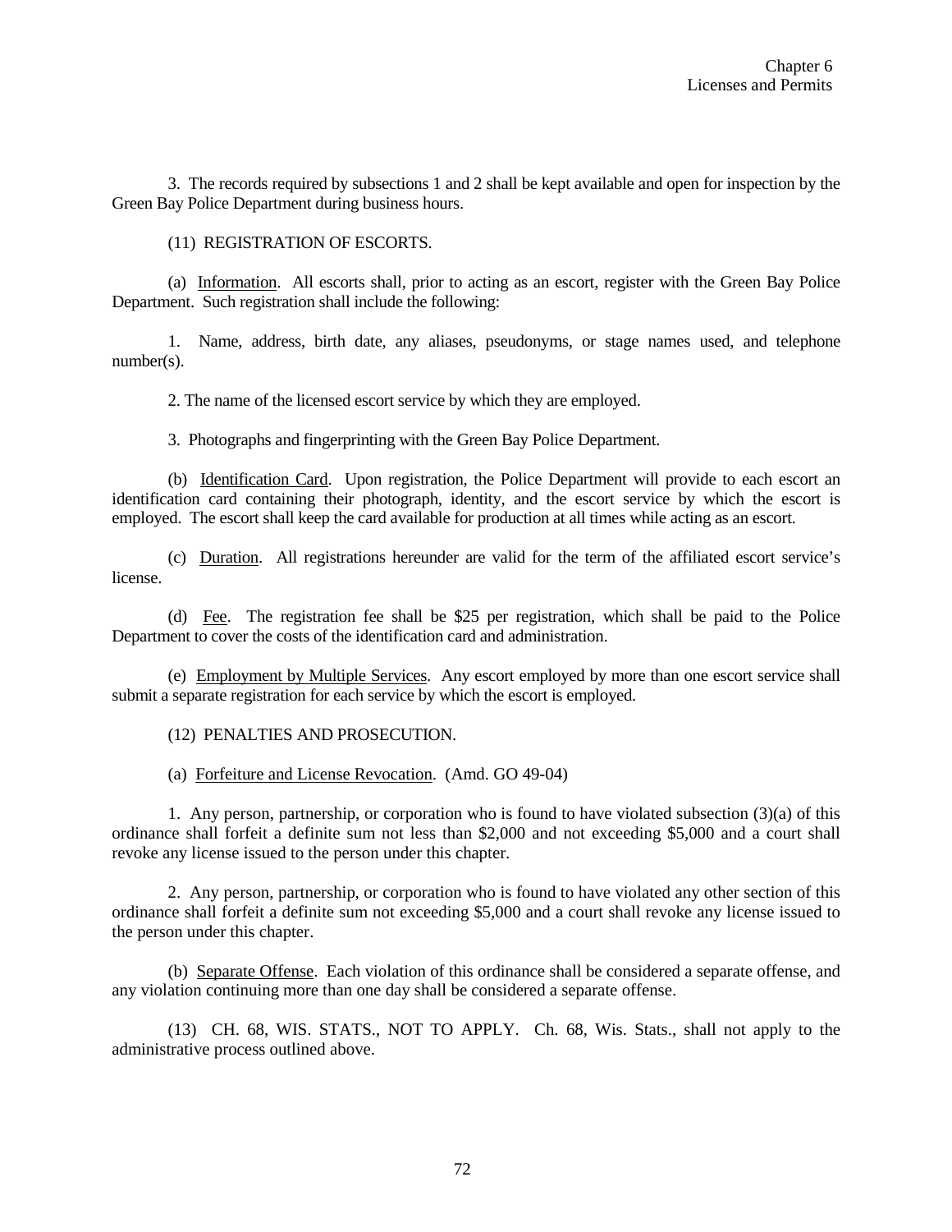3. The records required by subsections 1 and 2 shall be kept available and open for inspection by the Green Bay Police Department during business hours.

(11) REGISTRATION OF ESCORTS.

(a) Information. All escorts shall, prior to acting as an escort, register with the Green Bay Police Department. Such registration shall include the following:

1. Name, address, birth date, any aliases, pseudonyms, or stage names used, and telephone number(s).

2. The name of the licensed escort service by which they are employed.

3. Photographs and fingerprinting with the Green Bay Police Department.

(b) Identification Card. Upon registration, the Police Department will provide to each escort an identification card containing their photograph, identity, and the escort service by which the escort is employed. The escort shall keep the card available for production at all times while acting as an escort.

(c) Duration. All registrations hereunder are valid for the term of the affiliated escort service's license.

(d) Fee. The registration fee shall be $25 per registration, which shall be paid to the Police Department to cover the costs of the identification card and administration.

(e) Employment by Multiple Services. Any escort employed by more than one escort service shall submit a separate registration for each service by which the escort is employed.

(12) PENALTIES AND PROSECUTION.

(a) Forfeiture and License Revocation. (Amd. GO 49-04)

1. Any person, partnership, or corporation who is found to have violated subsection (3)(a) of this ordinance shall forfeit a definite sum not less than $2,000 and not exceeding $5,000 and a court shall revoke any license issued to the person under this chapter.

2. Any person, partnership, or corporation who is found to have violated any other section of this ordinance shall forfeit a definite sum not exceeding $5,000 and a court shall revoke any license issued to the person under this chapter.

(b) Separate Offense. Each violation of this ordinance shall be considered a separate offense, and any violation continuing more than one day shall be considered a separate offense.

(13) CH. 68, WIS. STATS., NOT TO APPLY. Ch. 68, Wis. Stats., shall not apply to the administrative process outlined above.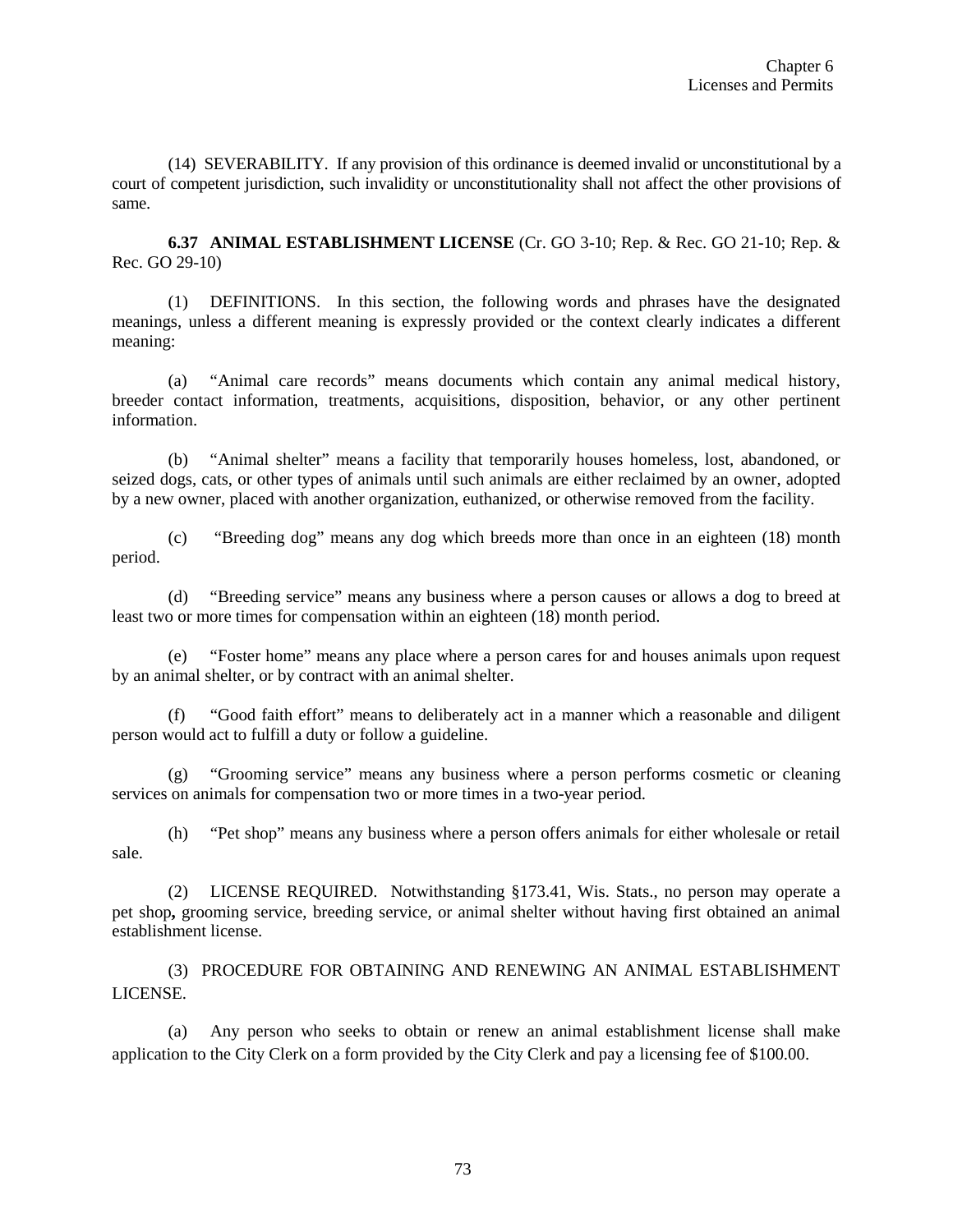(14) SEVERABILITY. If any provision of this ordinance is deemed invalid or unconstitutional by a court of competent jurisdiction, such invalidity or unconstitutionality shall not affect the other provisions of same.

**6.37 ANIMAL ESTABLISHMENT LICENSE** (Cr. GO 3-10; Rep. & Rec. GO 21-10; Rep. & Rec. GO 29-10)

(1) DEFINITIONS. In this section, the following words and phrases have the designated meanings, unless a different meaning is expressly provided or the context clearly indicates a different meaning:

(a) "Animal care records" means documents which contain any animal medical history, breeder contact information, treatments, acquisitions, disposition, behavior, or any other pertinent information.

(b) "Animal shelter" means a facility that temporarily houses homeless, lost, abandoned, or seized dogs, cats, or other types of animals until such animals are either reclaimed by an owner, adopted by a new owner, placed with another organization, euthanized, or otherwise removed from the facility.

(c) "Breeding dog" means any dog which breeds more than once in an eighteen (18) month period.

(d) "Breeding service" means any business where a person causes or allows a dog to breed at least two or more times for compensation within an eighteen (18) month period.

(e) "Foster home" means any place where a person cares for and houses animals upon request by an animal shelter, or by contract with an animal shelter.

(f) "Good faith effort" means to deliberately act in a manner which a reasonable and diligent person would act to fulfill a duty or follow a guideline.

(g) "Grooming service" means any business where a person performs cosmetic or cleaning services on animals for compensation two or more times in a two-year period.

(h) "Pet shop" means any business where a person offers animals for either wholesale or retail sale.

(2) LICENSE REQUIRED. Notwithstanding §173.41, Wis. Stats., no person may operate a pet shop**,** grooming service, breeding service, or animal shelter without having first obtained an animal establishment license.

(3) PROCEDURE FOR OBTAINING AND RENEWING AN ANIMAL ESTABLISHMENT LICENSE.

(a) Any person who seeks to obtain or renew an animal establishment license shall make application to the City Clerk on a form provided by the City Clerk and pay a licensing fee of $100.00.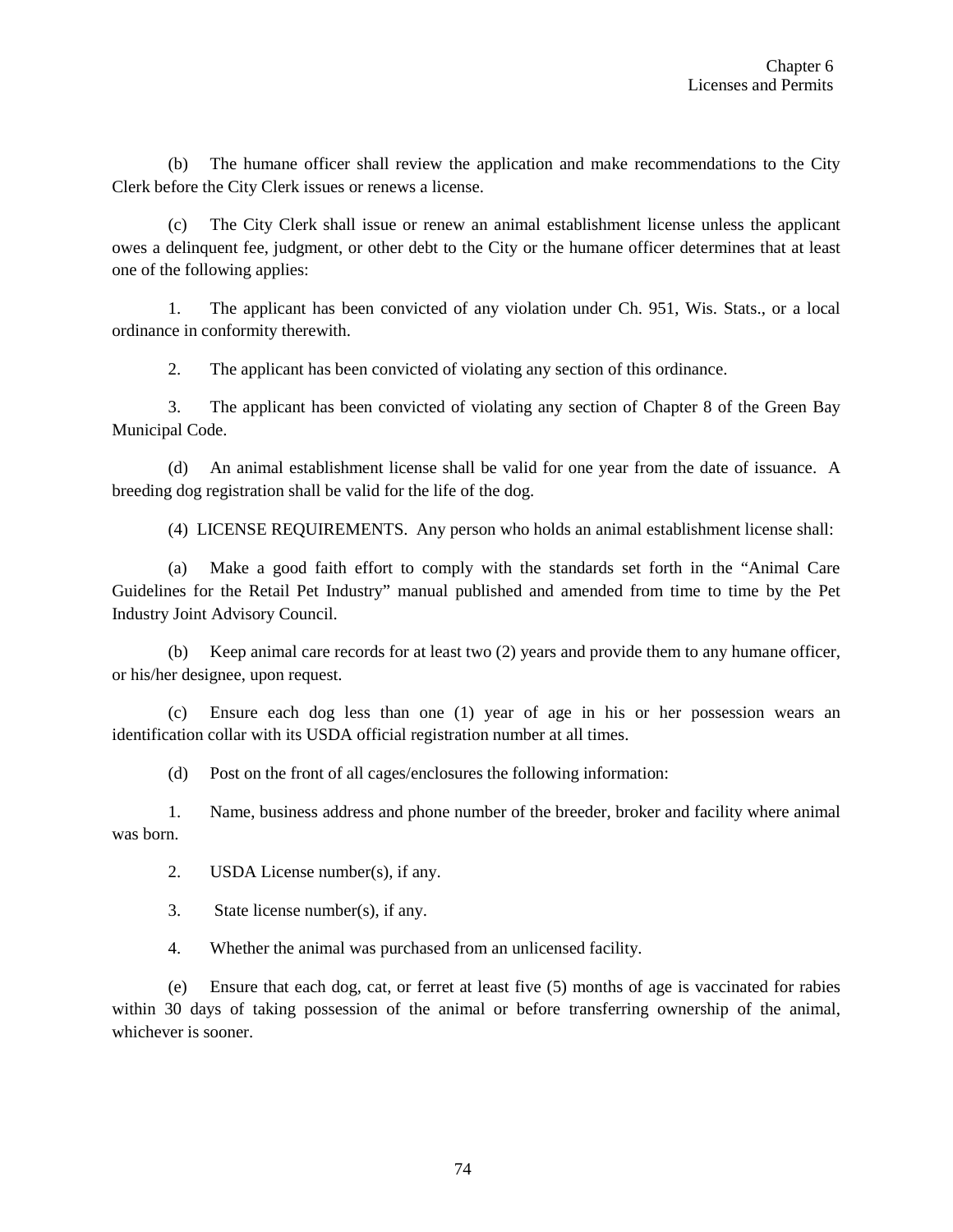(b) The humane officer shall review the application and make recommendations to the City Clerk before the City Clerk issues or renews a license.

(c) The City Clerk shall issue or renew an animal establishment license unless the applicant owes a delinquent fee, judgment, or other debt to the City or the humane officer determines that at least one of the following applies:

1. The applicant has been convicted of any violation under Ch. 951, Wis. Stats., or a local ordinance in conformity therewith.

2. The applicant has been convicted of violating any section of this ordinance.

3. The applicant has been convicted of violating any section of Chapter 8 of the Green Bay Municipal Code.

(d) An animal establishment license shall be valid for one year from the date of issuance. A breeding dog registration shall be valid for the life of the dog.

(4) LICENSE REQUIREMENTS. Any person who holds an animal establishment license shall:

(a) Make a good faith effort to comply with the standards set forth in the "Animal Care Guidelines for the Retail Pet Industry" manual published and amended from time to time by the Pet Industry Joint Advisory Council.

(b) Keep animal care records for at least two (2) years and provide them to any humane officer, or his/her designee, upon request.

(c) Ensure each dog less than one (1) year of age in his or her possession wears an identification collar with its USDA official registration number at all times.

(d) Post on the front of all cages/enclosures the following information:

1. Name, business address and phone number of the breeder, broker and facility where animal was born.

2. USDA License number(s), if any.

3. State license number(s), if any.

4. Whether the animal was purchased from an unlicensed facility.

(e) Ensure that each dog, cat, or ferret at least five (5) months of age is vaccinated for rabies within 30 days of taking possession of the animal or before transferring ownership of the animal, whichever is sooner.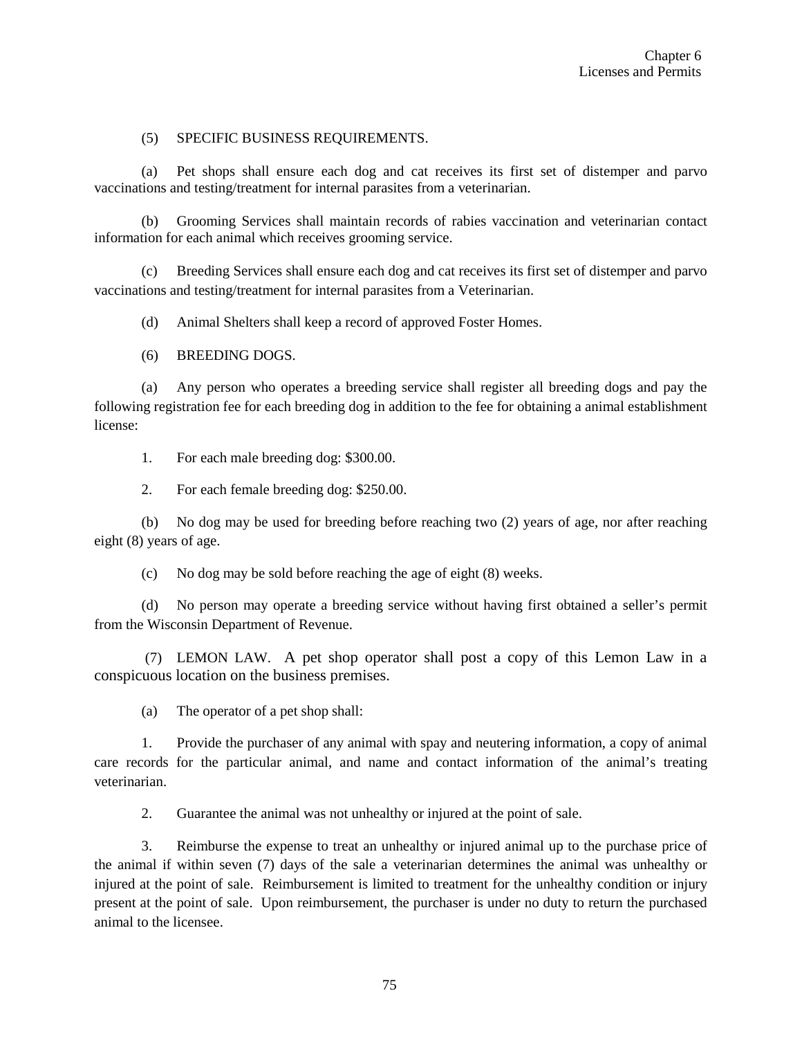(5) SPECIFIC BUSINESS REQUIREMENTS.

(a) Pet shops shall ensure each dog and cat receives its first set of distemper and parvo vaccinations and testing/treatment for internal parasites from a veterinarian.

(b) Grooming Services shall maintain records of rabies vaccination and veterinarian contact information for each animal which receives grooming service.

(c) Breeding Services shall ensure each dog and cat receives its first set of distemper and parvo vaccinations and testing/treatment for internal parasites from a Veterinarian.

(d) Animal Shelters shall keep a record of approved Foster Homes.

(6) BREEDING DOGS.

(a) Any person who operates a breeding service shall register all breeding dogs and pay the following registration fee for each breeding dog in addition to the fee for obtaining a animal establishment license:

1. For each male breeding dog: $300.00.

2. For each female breeding dog: $250.00.

(b) No dog may be used for breeding before reaching two (2) years of age, nor after reaching eight (8) years of age.

(c) No dog may be sold before reaching the age of eight (8) weeks.

(d) No person may operate a breeding service without having first obtained a seller's permit from the Wisconsin Department of Revenue.

(7) LEMON LAW. A pet shop operator shall post a copy of this Lemon Law in a conspicuous location on the business premises.

(a) The operator of a pet shop shall:

1. Provide the purchaser of any animal with spay and neutering information, a copy of animal care records for the particular animal, and name and contact information of the animal's treating veterinarian.

2. Guarantee the animal was not unhealthy or injured at the point of sale.

3. Reimburse the expense to treat an unhealthy or injured animal up to the purchase price of the animal if within seven (7) days of the sale a veterinarian determines the animal was unhealthy or injured at the point of sale. Reimbursement is limited to treatment for the unhealthy condition or injury present at the point of sale. Upon reimbursement, the purchaser is under no duty to return the purchased animal to the licensee.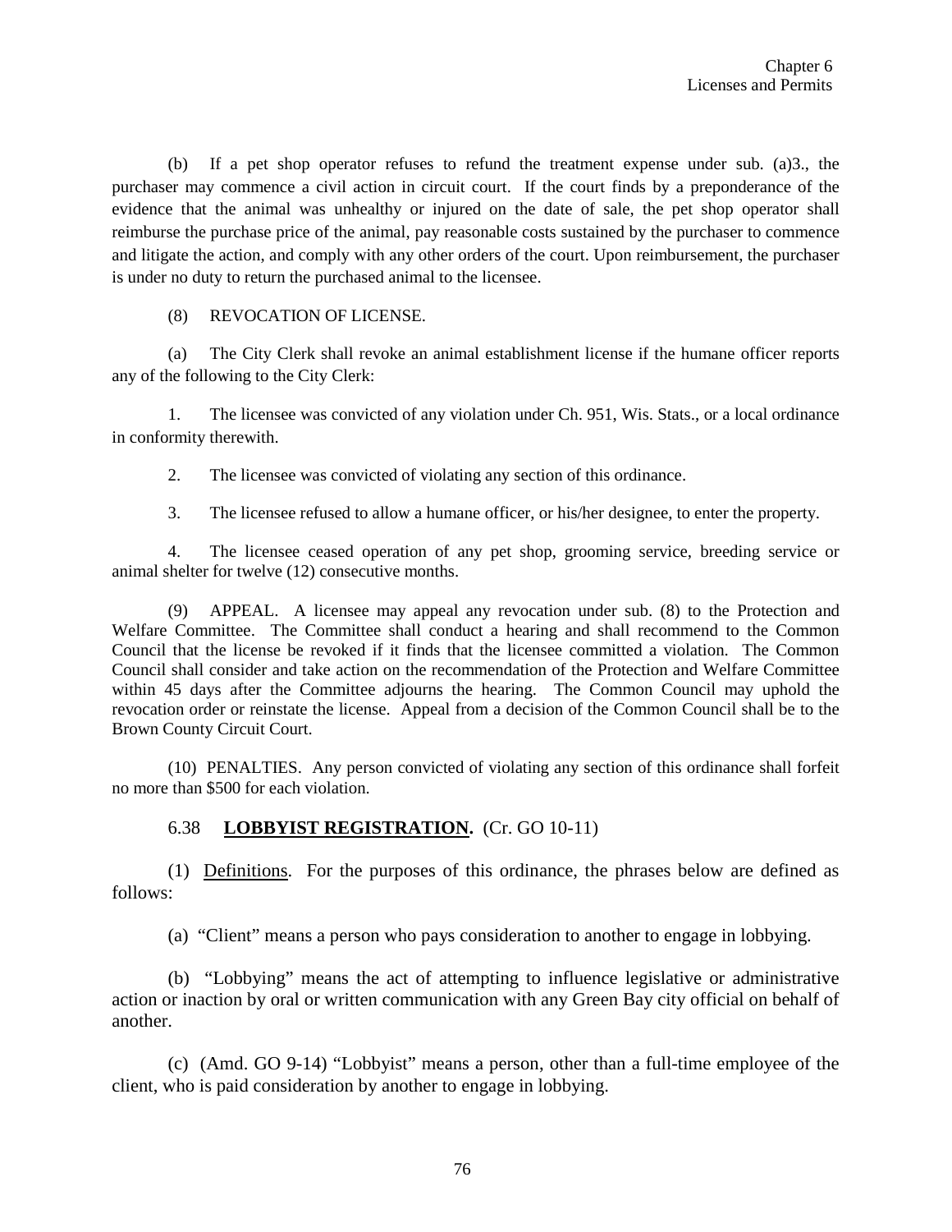(b) If a pet shop operator refuses to refund the treatment expense under sub. (a)3., the purchaser may commence a civil action in circuit court. If the court finds by a preponderance of the evidence that the animal was unhealthy or injured on the date of sale, the pet shop operator shall reimburse the purchase price of the animal, pay reasonable costs sustained by the purchaser to commence and litigate the action, and comply with any other orders of the court. Upon reimbursement, the purchaser is under no duty to return the purchased animal to the licensee.

(8) REVOCATION OF LICENSE.

(a) The City Clerk shall revoke an animal establishment license if the humane officer reports any of the following to the City Clerk:

1. The licensee was convicted of any violation under Ch. 951, Wis. Stats., or a local ordinance in conformity therewith.

2. The licensee was convicted of violating any section of this ordinance.

3. The licensee refused to allow a humane officer, or his/her designee, to enter the property.

4. The licensee ceased operation of any pet shop, grooming service, breeding service or animal shelter for twelve (12) consecutive months.

(9) APPEAL. A licensee may appeal any revocation under sub. (8) to the Protection and Welfare Committee. The Committee shall conduct a hearing and shall recommend to the Common Council that the license be revoked if it finds that the licensee committed a violation. The Common Council shall consider and take action on the recommendation of the Protection and Welfare Committee within 45 days after the Committee adjourns the hearing. The Common Council may uphold the revocation order or reinstate the license. Appeal from a decision of the Common Council shall be to the Brown County Circuit Court.

(10) PENALTIES. Any person convicted of violating any section of this ordinance shall forfeit no more than $500 for each violation.

## 6.38 **LOBBYIST REGISTRATION.** (Cr. GO 10-11)

(1) Definitions. For the purposes of this ordinance, the phrases below are defined as follows:

(a) "Client" means a person who pays consideration to another to engage in lobbying.

(b) "Lobbying" means the act of attempting to influence legislative or administrative action or inaction by oral or written communication with any Green Bay city official on behalf of another.

(c) (Amd. GO 9-14) "Lobbyist" means a person, other than a full-time employee of the client, who is paid consideration by another to engage in lobbying.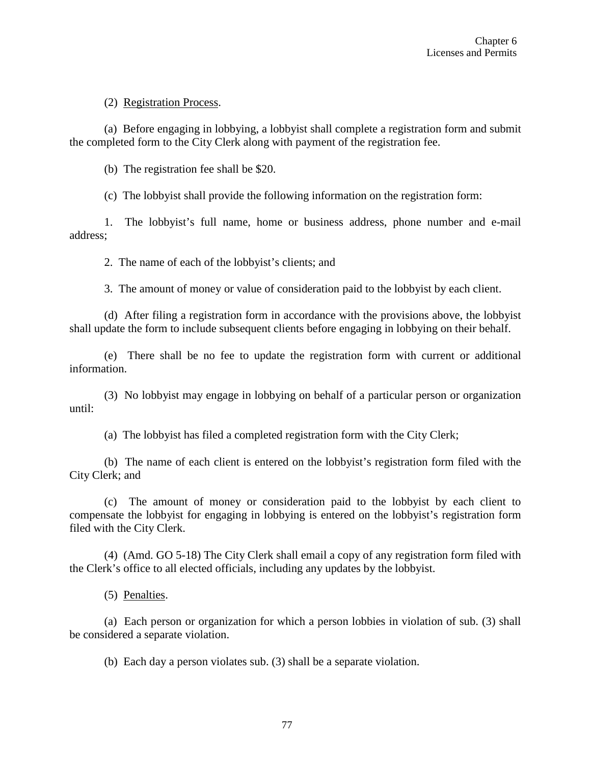(2) Registration Process.

(a) Before engaging in lobbying, a lobbyist shall complete a registration form and submit the completed form to the City Clerk along with payment of the registration fee.

(b) The registration fee shall be $20.

(c) The lobbyist shall provide the following information on the registration form:

1. The lobbyist's full name, home or business address, phone number and e-mail address;

2. The name of each of the lobbyist's clients; and

3. The amount of money or value of consideration paid to the lobbyist by each client.

(d) After filing a registration form in accordance with the provisions above, the lobbyist shall update the form to include subsequent clients before engaging in lobbying on their behalf.

(e) There shall be no fee to update the registration form with current or additional information.

(3) No lobbyist may engage in lobbying on behalf of a particular person or organization until:

(a) The lobbyist has filed a completed registration form with the City Clerk;

(b) The name of each client is entered on the lobbyist's registration form filed with the City Clerk; and

(c) The amount of money or consideration paid to the lobbyist by each client to compensate the lobbyist for engaging in lobbying is entered on the lobbyist's registration form filed with the City Clerk.

(4) (Amd. GO 5-18) The City Clerk shall email a copy of any registration form filed with the Clerk's office to all elected officials, including any updates by the lobbyist.

(5) Penalties.

(a) Each person or organization for which a person lobbies in violation of sub. (3) shall be considered a separate violation.

(b) Each day a person violates sub. (3) shall be a separate violation.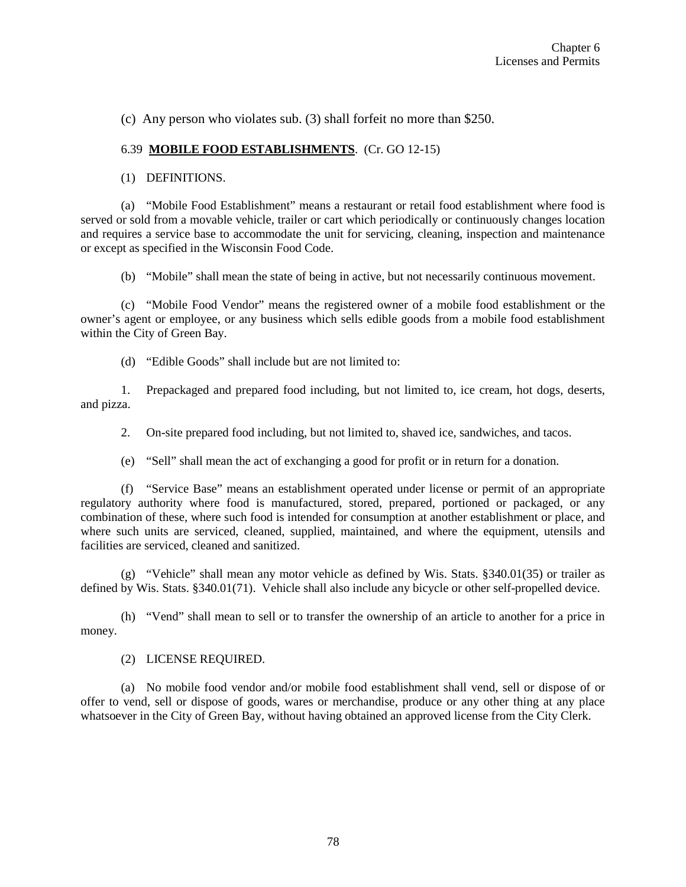(c) Any person who violates sub. (3) shall forfeit no more than $250.

6.39 **MOBILE FOOD ESTABLISHMENTS**. (Cr. GO 12-15)

(1) DEFINITIONS.

(a) "Mobile Food Establishment" means a restaurant or retail food establishment where food is served or sold from a movable vehicle, trailer or cart which periodically or continuously changes location and requires a service base to accommodate the unit for servicing, cleaning, inspection and maintenance or except as specified in the Wisconsin Food Code.

(b) "Mobile" shall mean the state of being in active, but not necessarily continuous movement.

(c) "Mobile Food Vendor" means the registered owner of a mobile food establishment or the owner's agent or employee, or any business which sells edible goods from a mobile food establishment within the City of Green Bay.

(d) "Edible Goods" shall include but are not limited to:

1. Prepackaged and prepared food including, but not limited to, ice cream, hot dogs, deserts, and pizza.

2. On-site prepared food including, but not limited to, shaved ice, sandwiches, and tacos.

(e) "Sell" shall mean the act of exchanging a good for profit or in return for a donation.

(f) "Service Base" means an establishment operated under license or permit of an appropriate regulatory authority where food is manufactured, stored, prepared, portioned or packaged, or any combination of these, where such food is intended for consumption at another establishment or place, and where such units are serviced, cleaned, supplied, maintained, and where the equipment, utensils and facilities are serviced, cleaned and sanitized.

(g) "Vehicle" shall mean any motor vehicle as defined by Wis. Stats. §340.01(35) or trailer as defined by Wis. Stats. §340.01(71). Vehicle shall also include any bicycle or other self-propelled device.

(h) "Vend" shall mean to sell or to transfer the ownership of an article to another for a price in money.

(2) LICENSE REQUIRED.

(a) No mobile food vendor and/or mobile food establishment shall vend, sell or dispose of or offer to vend, sell or dispose of goods, wares or merchandise, produce or any other thing at any place whatsoever in the City of Green Bay, without having obtained an approved license from the City Clerk.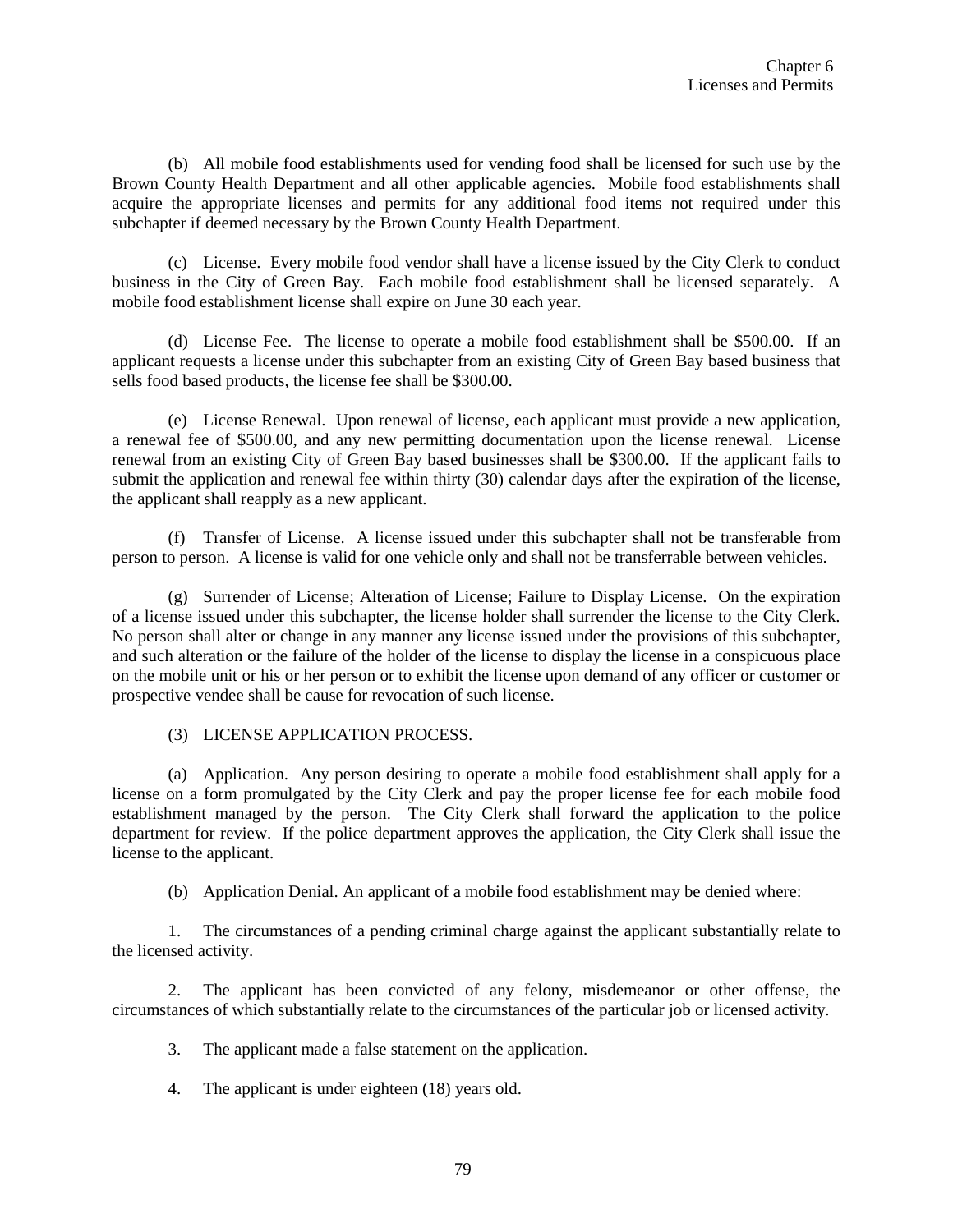(b) All mobile food establishments used for vending food shall be licensed for such use by the Brown County Health Department and all other applicable agencies. Mobile food establishments shall acquire the appropriate licenses and permits for any additional food items not required under this subchapter if deemed necessary by the Brown County Health Department.

(c) License. Every mobile food vendor shall have a license issued by the City Clerk to conduct business in the City of Green Bay. Each mobile food establishment shall be licensed separately. A mobile food establishment license shall expire on June 30 each year.

(d) License Fee. The license to operate a mobile food establishment shall be $500.00. If an applicant requests a license under this subchapter from an existing City of Green Bay based business that sells food based products, the license fee shall be $300.00.

(e) License Renewal. Upon renewal of license, each applicant must provide a new application, a renewal fee of $500.00, and any new permitting documentation upon the license renewal. License renewal from an existing City of Green Bay based businesses shall be $300.00. If the applicant fails to submit the application and renewal fee within thirty (30) calendar days after the expiration of the license, the applicant shall reapply as a new applicant.

(f) Transfer of License. A license issued under this subchapter shall not be transferable from person to person. A license is valid for one vehicle only and shall not be transferrable between vehicles.

(g) Surrender of License; Alteration of License; Failure to Display License. On the expiration of a license issued under this subchapter, the license holder shall surrender the license to the City Clerk. No person shall alter or change in any manner any license issued under the provisions of this subchapter, and such alteration or the failure of the holder of the license to display the license in a conspicuous place on the mobile unit or his or her person or to exhibit the license upon demand of any officer or customer or prospective vendee shall be cause for revocation of such license.

(3) LICENSE APPLICATION PROCESS.

(a) Application. Any person desiring to operate a mobile food establishment shall apply for a license on a form promulgated by the City Clerk and pay the proper license fee for each mobile food establishment managed by the person. The City Clerk shall forward the application to the police department for review. If the police department approves the application, the City Clerk shall issue the license to the applicant.

(b) Application Denial. An applicant of a mobile food establishment may be denied where:

1. The circumstances of a pending criminal charge against the applicant substantially relate to the licensed activity.

2. The applicant has been convicted of any felony, misdemeanor or other offense, the circumstances of which substantially relate to the circumstances of the particular job or licensed activity.

3. The applicant made a false statement on the application.

4. The applicant is under eighteen (18) years old.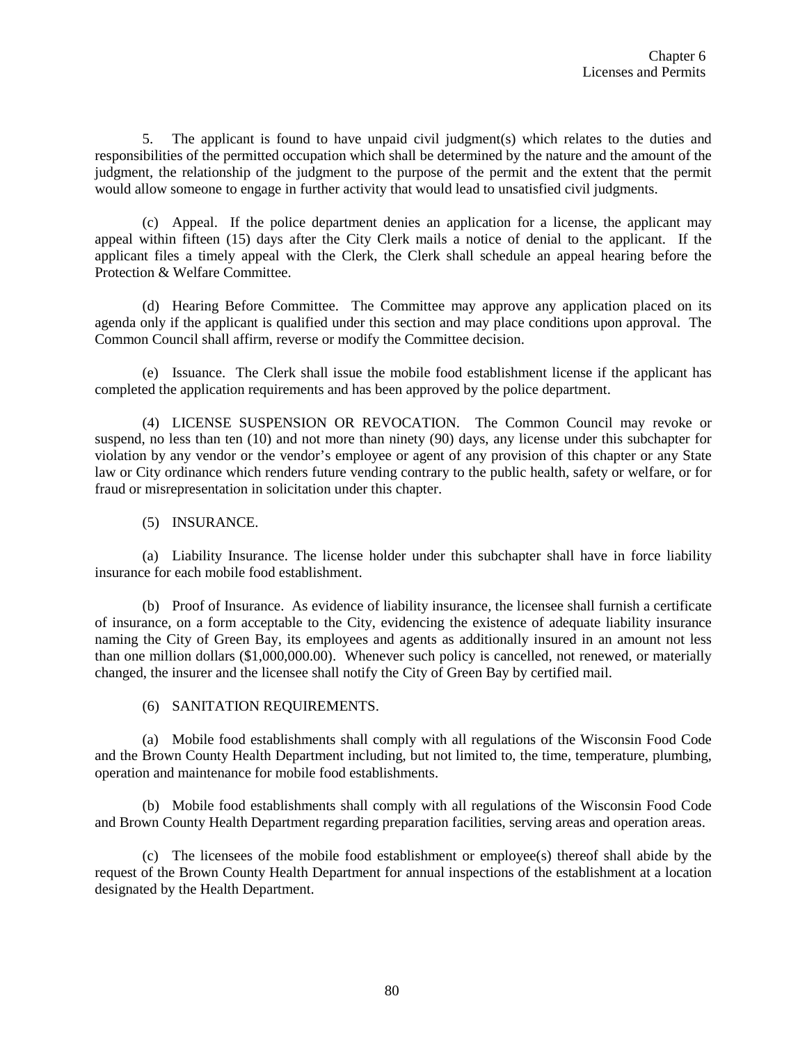5. The applicant is found to have unpaid civil judgment(s) which relates to the duties and responsibilities of the permitted occupation which shall be determined by the nature and the amount of the judgment, the relationship of the judgment to the purpose of the permit and the extent that the permit would allow someone to engage in further activity that would lead to unsatisfied civil judgments.

(c) Appeal. If the police department denies an application for a license, the applicant may appeal within fifteen (15) days after the City Clerk mails a notice of denial to the applicant. If the applicant files a timely appeal with the Clerk, the Clerk shall schedule an appeal hearing before the Protection & Welfare Committee.

(d) Hearing Before Committee. The Committee may approve any application placed on its agenda only if the applicant is qualified under this section and may place conditions upon approval. The Common Council shall affirm, reverse or modify the Committee decision.

(e) Issuance. The Clerk shall issue the mobile food establishment license if the applicant has completed the application requirements and has been approved by the police department.

(4) LICENSE SUSPENSION OR REVOCATION. The Common Council may revoke or suspend, no less than ten (10) and not more than ninety (90) days, any license under this subchapter for violation by any vendor or the vendor's employee or agent of any provision of this chapter or any State law or City ordinance which renders future vending contrary to the public health, safety or welfare, or for fraud or misrepresentation in solicitation under this chapter.

(5) INSURANCE.

(a) Liability Insurance. The license holder under this subchapter shall have in force liability insurance for each mobile food establishment.

(b) Proof of Insurance. As evidence of liability insurance, the licensee shall furnish a certificate of insurance, on a form acceptable to the City, evidencing the existence of adequate liability insurance naming the City of Green Bay, its employees and agents as additionally insured in an amount not less than one million dollars ($1,000,000.00). Whenever such policy is cancelled, not renewed, or materially changed, the insurer and the licensee shall notify the City of Green Bay by certified mail.

(6) SANITATION REQUIREMENTS.

(a) Mobile food establishments shall comply with all regulations of the Wisconsin Food Code and the Brown County Health Department including, but not limited to, the time, temperature, plumbing, operation and maintenance for mobile food establishments.

(b) Mobile food establishments shall comply with all regulations of the Wisconsin Food Code and Brown County Health Department regarding preparation facilities, serving areas and operation areas.

(c) The licensees of the mobile food establishment or employee(s) thereof shall abide by the request of the Brown County Health Department for annual inspections of the establishment at a location designated by the Health Department.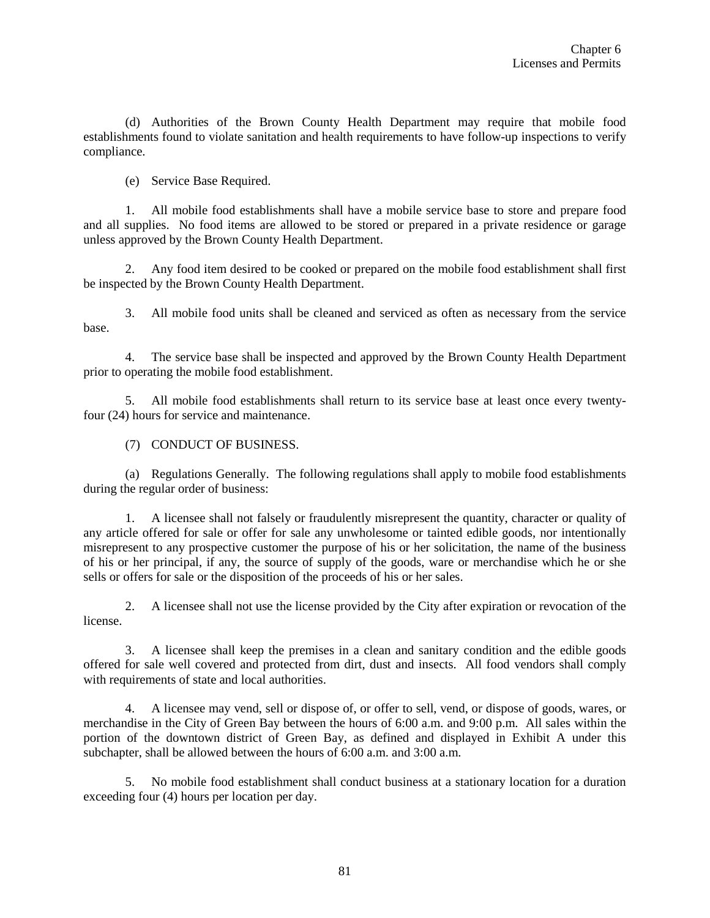(d) Authorities of the Brown County Health Department may require that mobile food establishments found to violate sanitation and health requirements to have follow-up inspections to verify compliance.

(e) Service Base Required.

1. All mobile food establishments shall have a mobile service base to store and prepare food and all supplies. No food items are allowed to be stored or prepared in a private residence or garage unless approved by the Brown County Health Department.

2. Any food item desired to be cooked or prepared on the mobile food establishment shall first be inspected by the Brown County Health Department.

3. All mobile food units shall be cleaned and serviced as often as necessary from the service base.

4. The service base shall be inspected and approved by the Brown County Health Department prior to operating the mobile food establishment.

5. All mobile food establishments shall return to its service base at least once every twenty-four (24) hours for service and maintenance.

(7) CONDUCT OF BUSINESS.

(a) Regulations Generally. The following regulations shall apply to mobile food establishments during the regular order of business:

1. A licensee shall not falsely or fraudulently misrepresent the quantity, character or quality of any article offered for sale or offer for sale any unwholesome or tainted edible goods, nor intentionally misrepresent to any prospective customer the purpose of his or her solicitation, the name of the business of his or her principal, if any, the source of supply of the goods, ware or merchandise which he or she sells or offers for sale or the disposition of the proceeds of his or her sales.

2. A licensee shall not use the license provided by the City after expiration or revocation of the license.

3. A licensee shall keep the premises in a clean and sanitary condition and the edible goods offered for sale well covered and protected from dirt, dust and insects. All food vendors shall comply with requirements of state and local authorities.

4. A licensee may vend, sell or dispose of, or offer to sell, vend, or dispose of goods, wares, or merchandise in the City of Green Bay between the hours of 6:00 a.m. and 9:00 p.m. All sales within the portion of the downtown district of Green Bay, as defined and displayed in Exhibit A under this subchapter, shall be allowed between the hours of 6:00 a.m. and 3:00 a.m.

5. No mobile food establishment shall conduct business at a stationary location for a duration exceeding four (4) hours per location per day.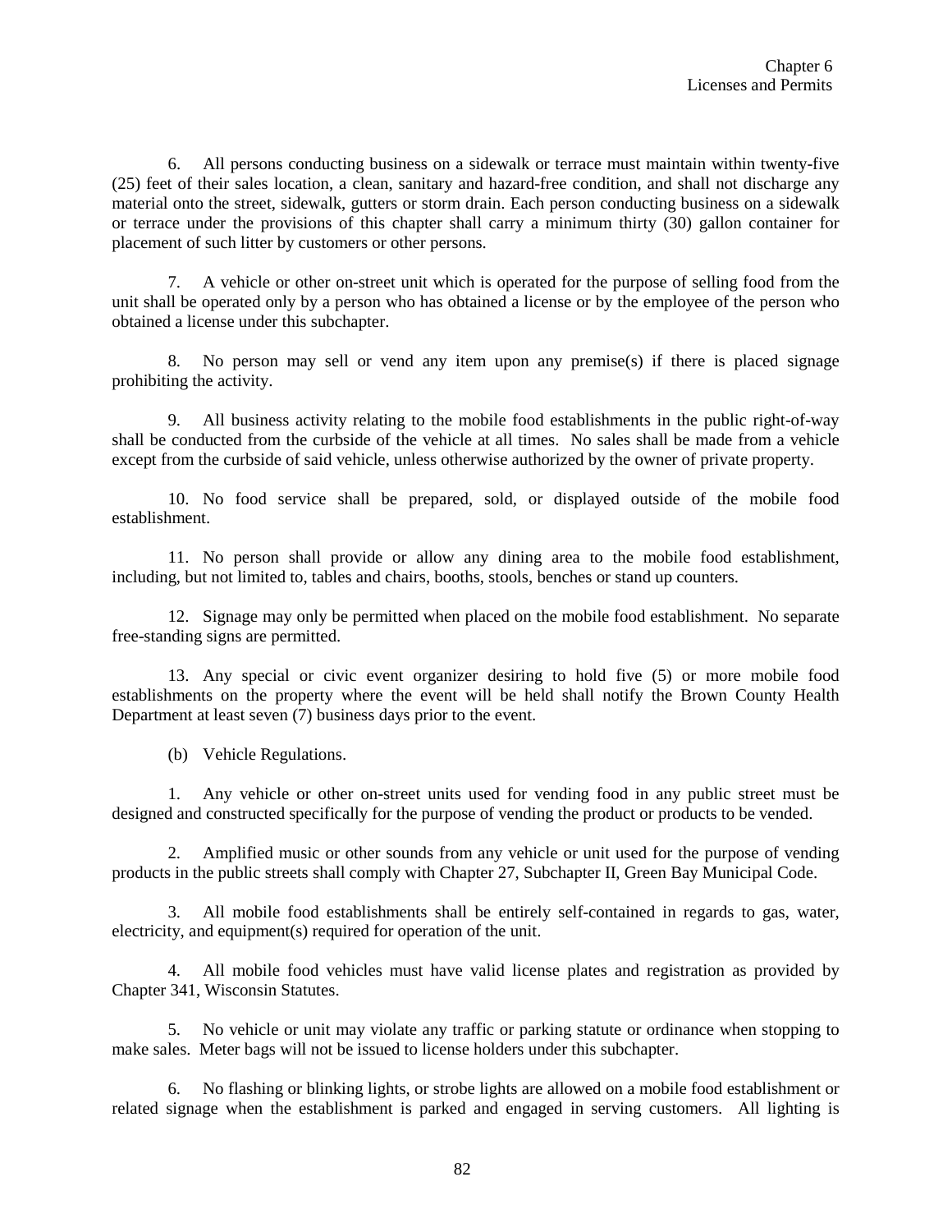6. All persons conducting business on a sidewalk or terrace must maintain within twenty-five (25) feet of their sales location, a clean, sanitary and hazard-free condition, and shall not discharge any material onto the street, sidewalk, gutters or storm drain. Each person conducting business on a sidewalk or terrace under the provisions of this chapter shall carry a minimum thirty (30) gallon container for placement of such litter by customers or other persons.

7. A vehicle or other on-street unit which is operated for the purpose of selling food from the unit shall be operated only by a person who has obtained a license or by the employee of the person who obtained a license under this subchapter.

8. No person may sell or vend any item upon any premise(s) if there is placed signage prohibiting the activity.

9. All business activity relating to the mobile food establishments in the public right-of-way shall be conducted from the curbside of the vehicle at all times. No sales shall be made from a vehicle except from the curbside of said vehicle, unless otherwise authorized by the owner of private property.

10. No food service shall be prepared, sold, or displayed outside of the mobile food establishment.

11. No person shall provide or allow any dining area to the mobile food establishment, including, but not limited to, tables and chairs, booths, stools, benches or stand up counters.

12. Signage may only be permitted when placed on the mobile food establishment. No separate free-standing signs are permitted.

13. Any special or civic event organizer desiring to hold five (5) or more mobile food establishments on the property where the event will be held shall notify the Brown County Health Department at least seven (7) business days prior to the event.

(b) Vehicle Regulations.

1. Any vehicle or other on-street units used for vending food in any public street must be designed and constructed specifically for the purpose of vending the product or products to be vended.

2. Amplified music or other sounds from any vehicle or unit used for the purpose of vending products in the public streets shall comply with Chapter 27, Subchapter II, Green Bay Municipal Code.

3. All mobile food establishments shall be entirely self-contained in regards to gas, water, electricity, and equipment(s) required for operation of the unit.

4. All mobile food vehicles must have valid license plates and registration as provided by Chapter 341, Wisconsin Statutes.

5. No vehicle or unit may violate any traffic or parking statute or ordinance when stopping to make sales. Meter bags will not be issued to license holders under this subchapter.

6. No flashing or blinking lights, or strobe lights are allowed on a mobile food establishment or related signage when the establishment is parked and engaged in serving customers. All lighting is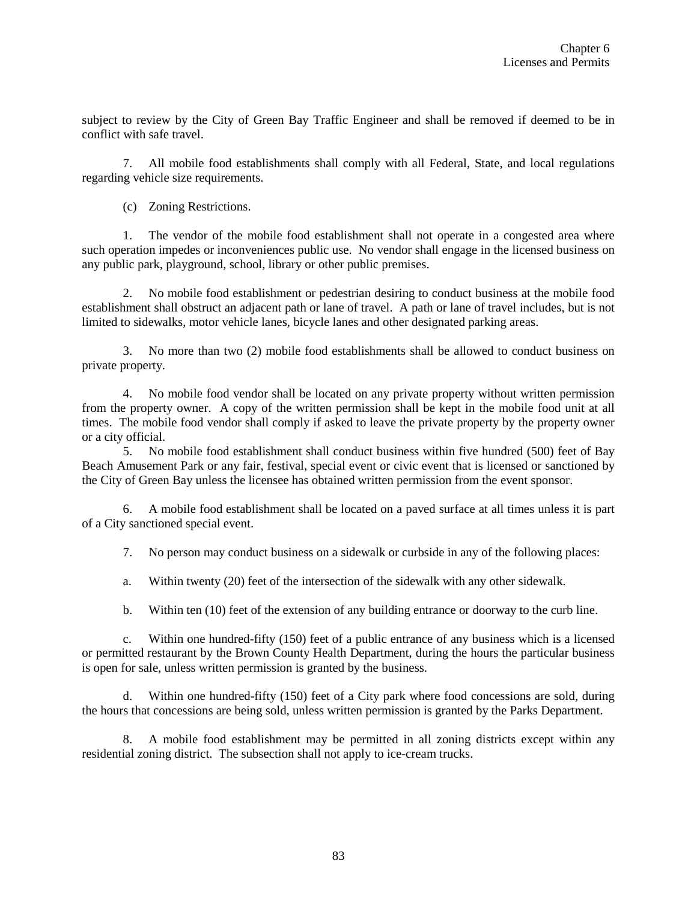subject to review by the City of Green Bay Traffic Engineer and shall be removed if deemed to be in conflict with safe travel.

7. All mobile food establishments shall comply with all Federal, State, and local regulations regarding vehicle size requirements.

(c) Zoning Restrictions.

1. The vendor of the mobile food establishment shall not operate in a congested area where such operation impedes or inconveniences public use. No vendor shall engage in the licensed business on any public park, playground, school, library or other public premises.

2. No mobile food establishment or pedestrian desiring to conduct business at the mobile food establishment shall obstruct an adjacent path or lane of travel. A path or lane of travel includes, but is not limited to sidewalks, motor vehicle lanes, bicycle lanes and other designated parking areas.

3. No more than two (2) mobile food establishments shall be allowed to conduct business on private property.

4. No mobile food vendor shall be located on any private property without written permission from the property owner. A copy of the written permission shall be kept in the mobile food unit at all times. The mobile food vendor shall comply if asked to leave the private property by the property owner or a city official.

5. No mobile food establishment shall conduct business within five hundred (500) feet of Bay Beach Amusement Park or any fair, festival, special event or civic event that is licensed or sanctioned by the City of Green Bay unless the licensee has obtained written permission from the event sponsor.

6. A mobile food establishment shall be located on a paved surface at all times unless it is part of a City sanctioned special event.

7. No person may conduct business on a sidewalk or curbside in any of the following places:

a. Within twenty (20) feet of the intersection of the sidewalk with any other sidewalk.

b. Within ten (10) feet of the extension of any building entrance or doorway to the curb line.

c. Within one hundred-fifty (150) feet of a public entrance of any business which is a licensed or permitted restaurant by the Brown County Health Department, during the hours the particular business is open for sale, unless written permission is granted by the business.

d. Within one hundred-fifty (150) feet of a City park where food concessions are sold, during the hours that concessions are being sold, unless written permission is granted by the Parks Department.

8. A mobile food establishment may be permitted in all zoning districts except within any residential zoning district. The subsection shall not apply to ice-cream trucks.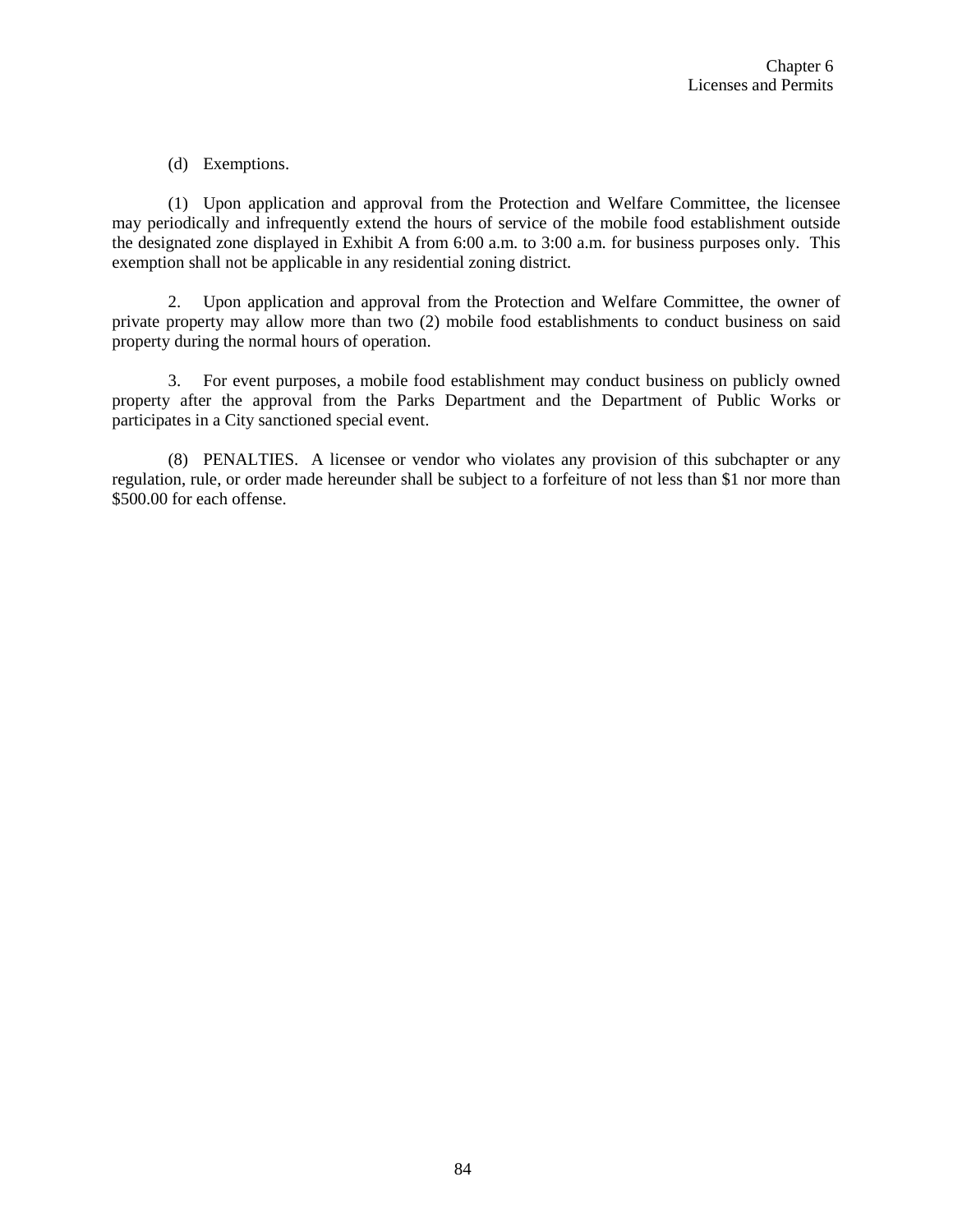(d) Exemptions.

(1) Upon application and approval from the Protection and Welfare Committee, the licensee may periodically and infrequently extend the hours of service of the mobile food establishment outside the designated zone displayed in Exhibit A from 6:00 a.m. to 3:00 a.m. for business purposes only. This exemption shall not be applicable in any residential zoning district.

2. Upon application and approval from the Protection and Welfare Committee, the owner of private property may allow more than two (2) mobile food establishments to conduct business on said property during the normal hours of operation.

3. For event purposes, a mobile food establishment may conduct business on publicly owned property after the approval from the Parks Department and the Department of Public Works or participates in a City sanctioned special event.

(8) PENALTIES. A licensee or vendor who violates any provision of this subchapter or any regulation, rule, or order made hereunder shall be subject to a forfeiture of not less than $1 nor more than $500.00 for each offense.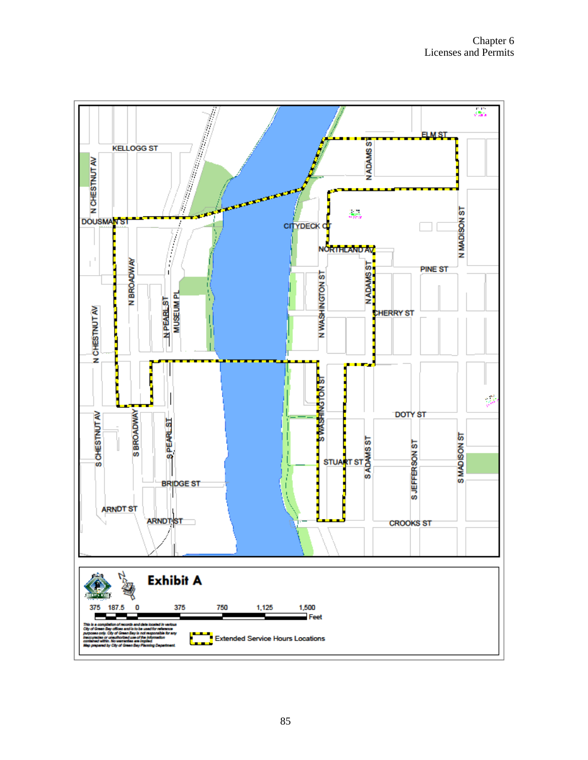ELM ST

KELLOGG ST

N ADAMS ST

N CHESTNUT AV

DOUSMAN ST

CITYDECK CT

N MADISON ST

NORTHLAND AV

PINE ST

N BROADWAY

N ADAMS ST

N WASHINGTON ST

N PEARL ST

MUSEUM PL

CHERRY ST

N CHESTNUT AV

S WASHINGTON ST

DOTY ST

S CHESTNUT AV

S BROADWAY

S PEARL ST

S ADAMS ST

S JEFFERSON ST

S MADISON ST

STUART ST

BRIDGE ST

ARNDT ST

ARNDT ST

CROOKS ST

**Exhibit A**

375 187.5 0 375 750 1,125 1,500 Feet

*This is a compilation of records and data located in various City of Green Bay offices and is to be used for reference purposes only. City of Green Bay is not responsible for any inaccuracies or unauthorized use of the information contained within. No warranties are implied. Map prepared by City of Green Bay Planning Department*

Extended Service Hours Locations